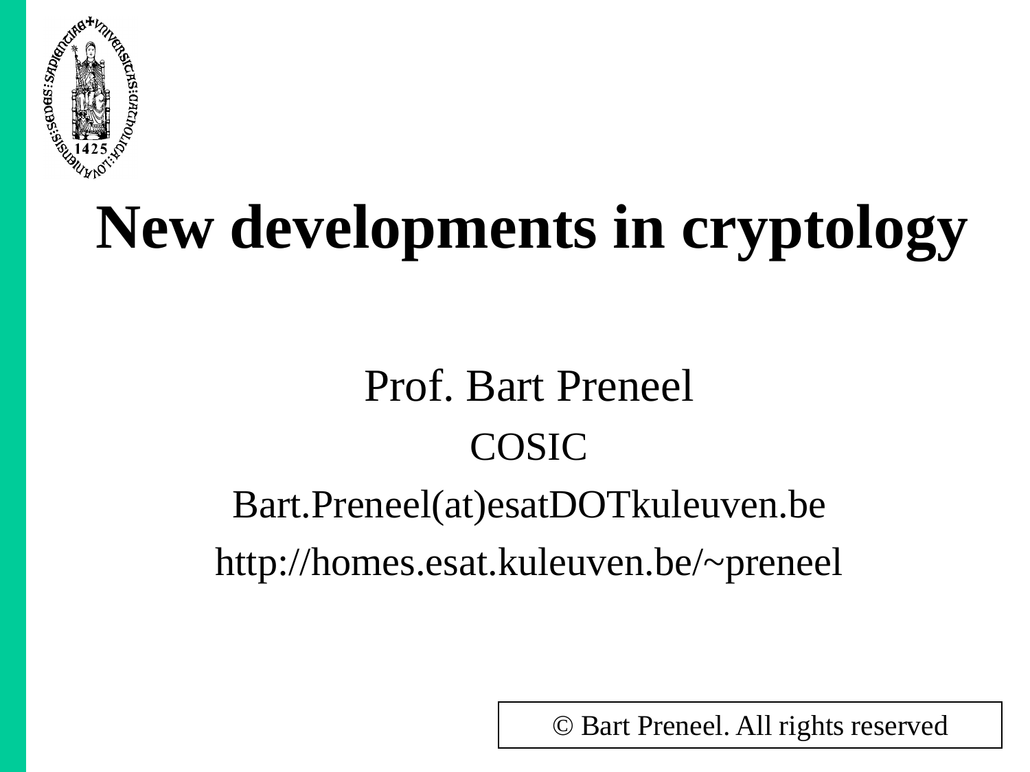# New developments in cryptology

Prof. Bart Preneel

COSIC

Bart.Preneel(at)esatDOTkuleuven.be

http://homes.esat.kuleuven.be/~preneel

© Bart Preneel. All rights reserved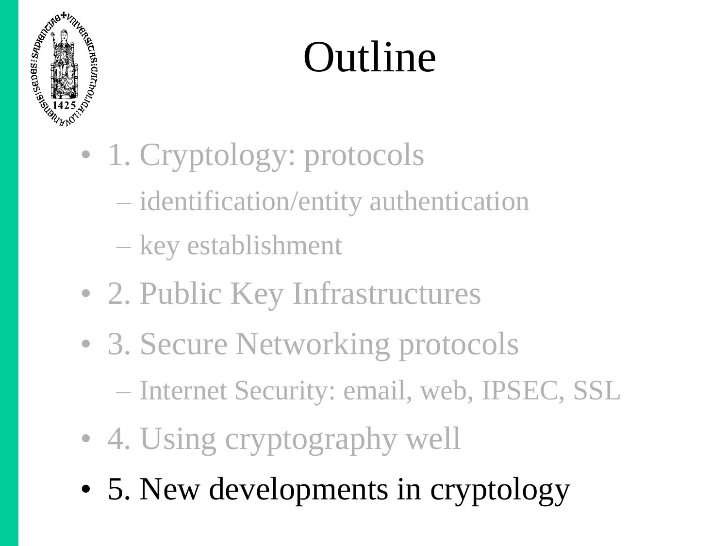# Outline

- 1. Cryptology: protocols
  - identification/entity authentication
  - key establishment
- 2. Public Key Infrastructures
- 3. Secure Networking protocols
  - Internet Security: email, web, IPSEC, SSL
- 4. Using cryptography well
- 5. New developments in cryptology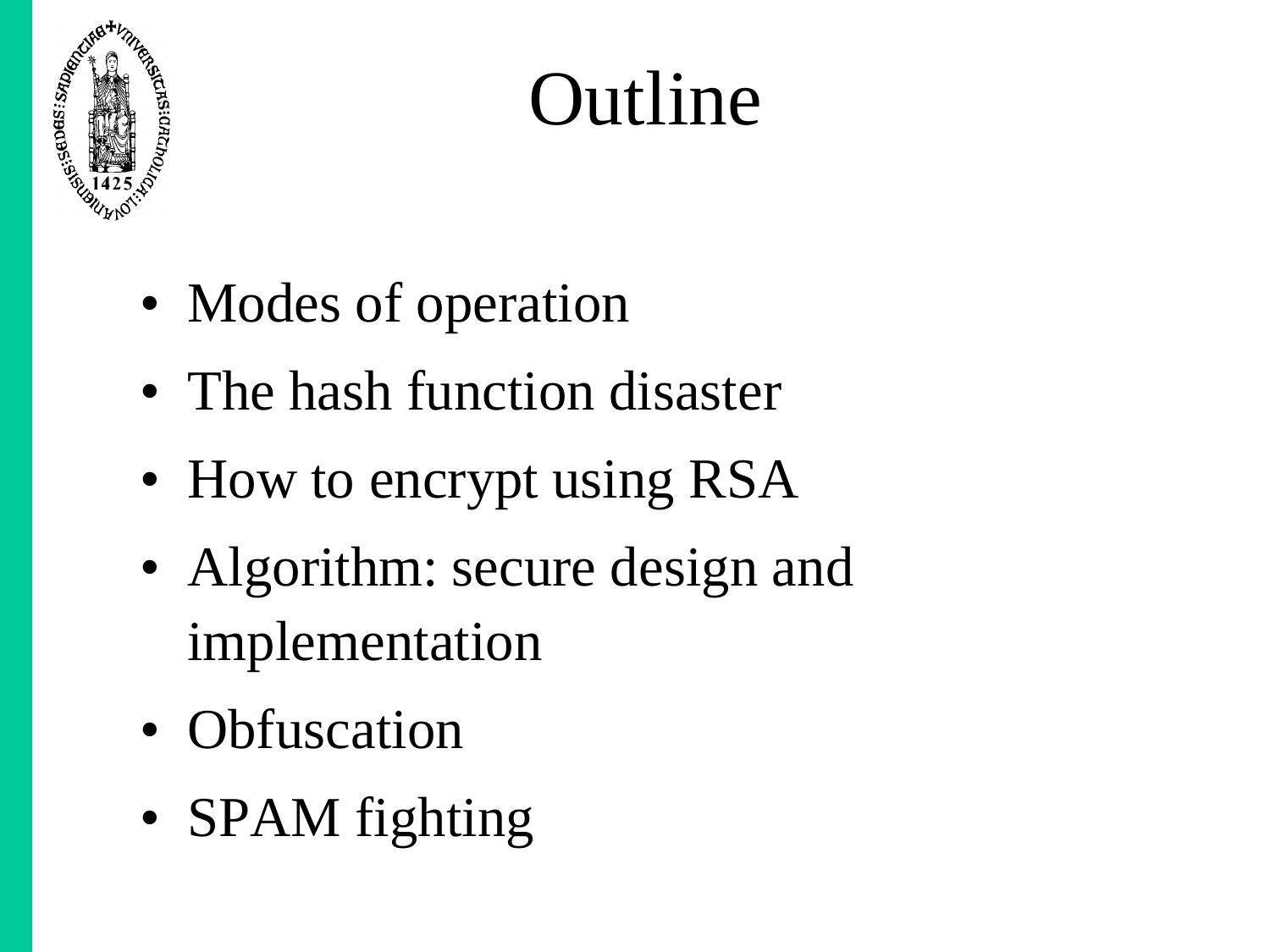# Outline

- Modes of operation
- The hash function disaster
- How to encrypt using RSA
- Algorithm: secure design and implementation
- Obfuscation
- SPAM fighting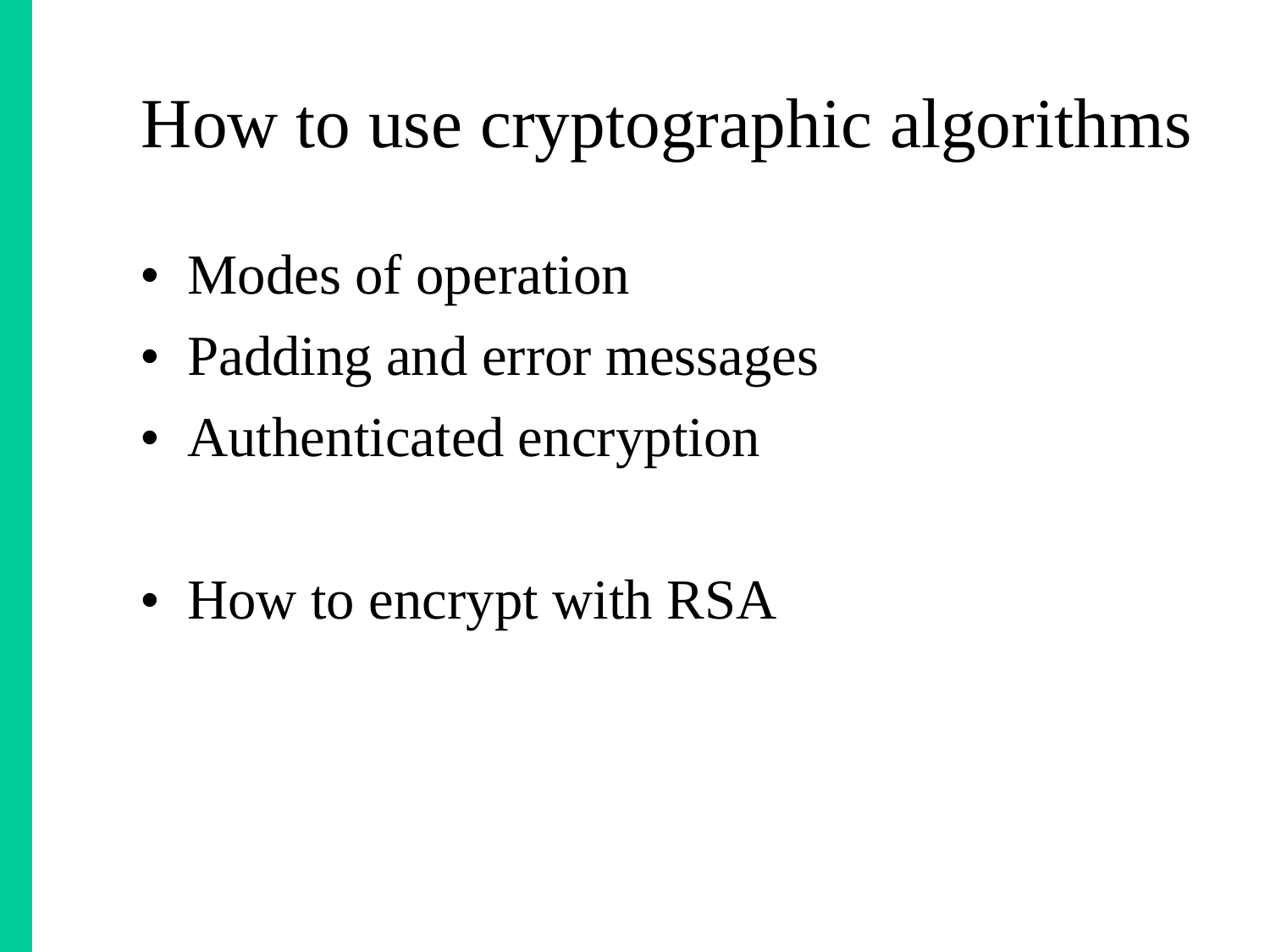# How to use cryptographic algorithms

- Modes of operation
- Padding and error messages
- Authenticated encryption

- How to encrypt with RSA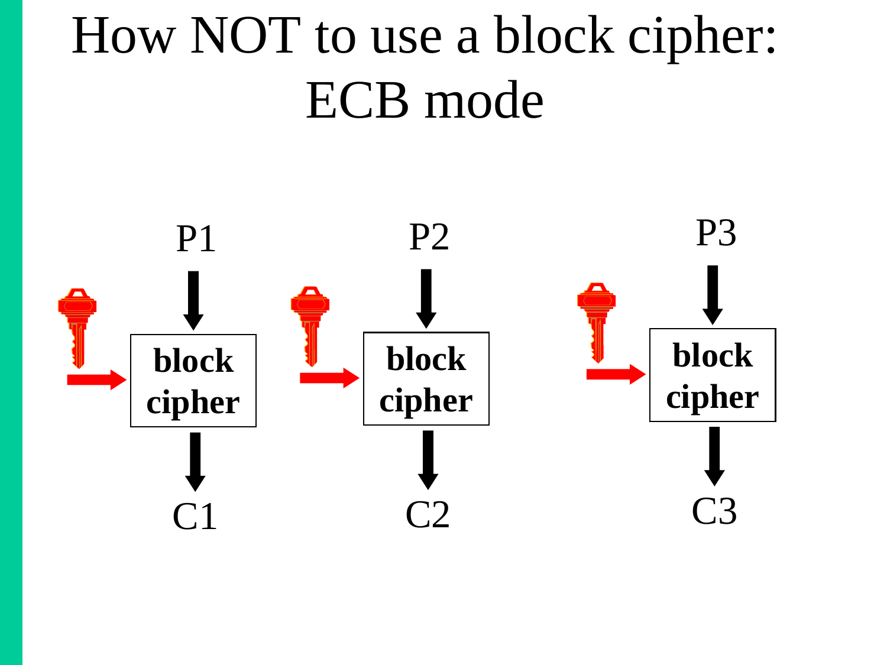# How NOT to use a block cipher: ECB mode

P1 → block cipher → C1

P2 → block cipher → C2

P3 → block cipher → C3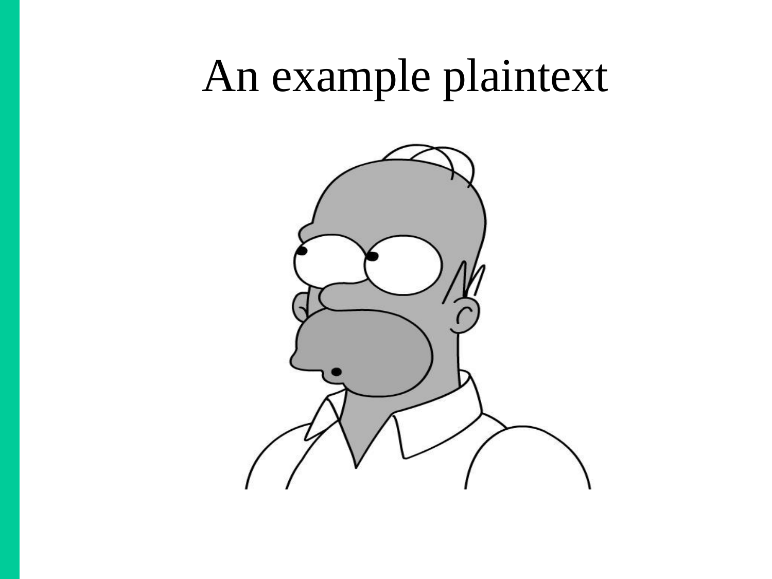# An example plaintext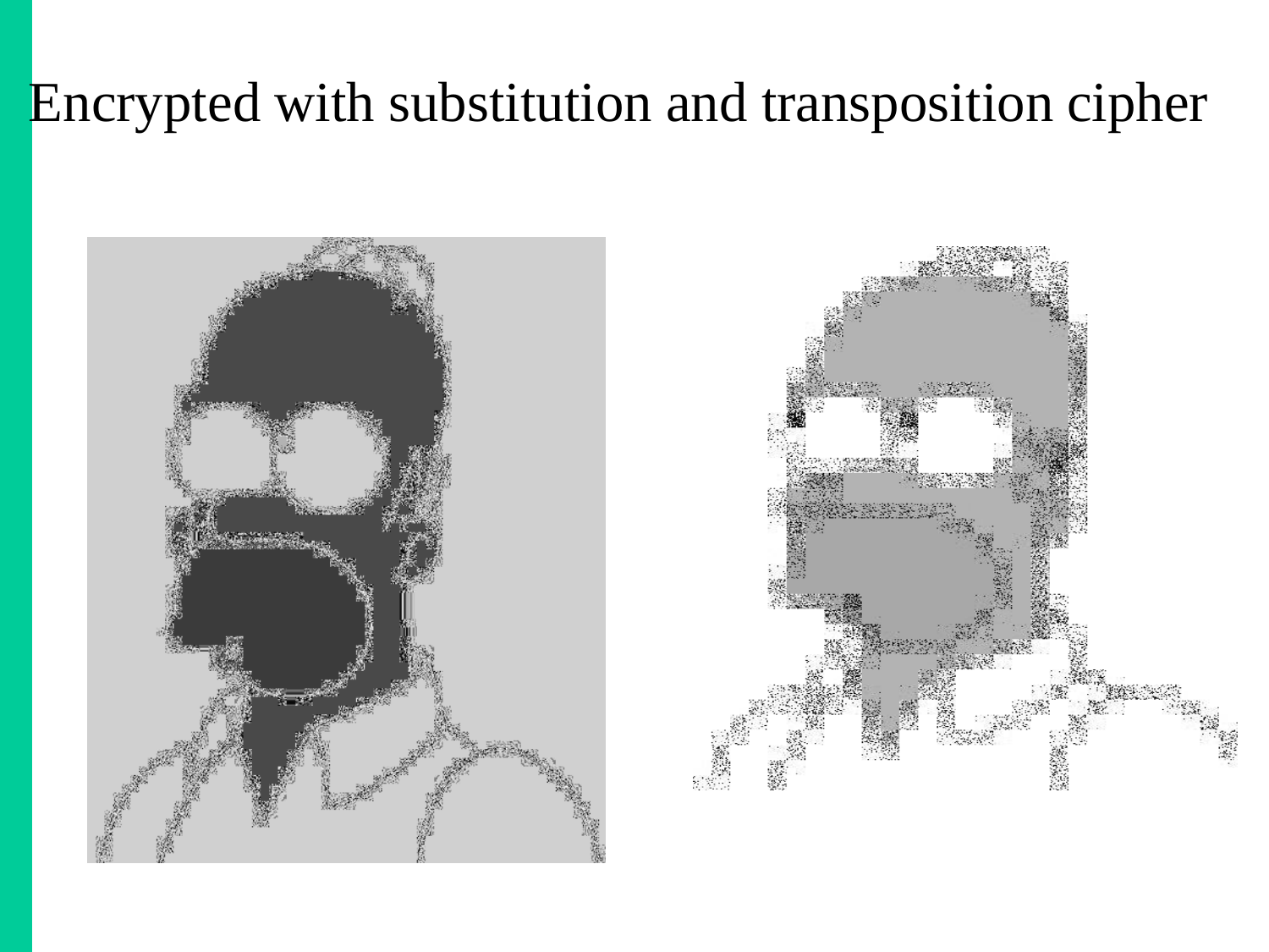# Encrypted with substitution and transposition cipher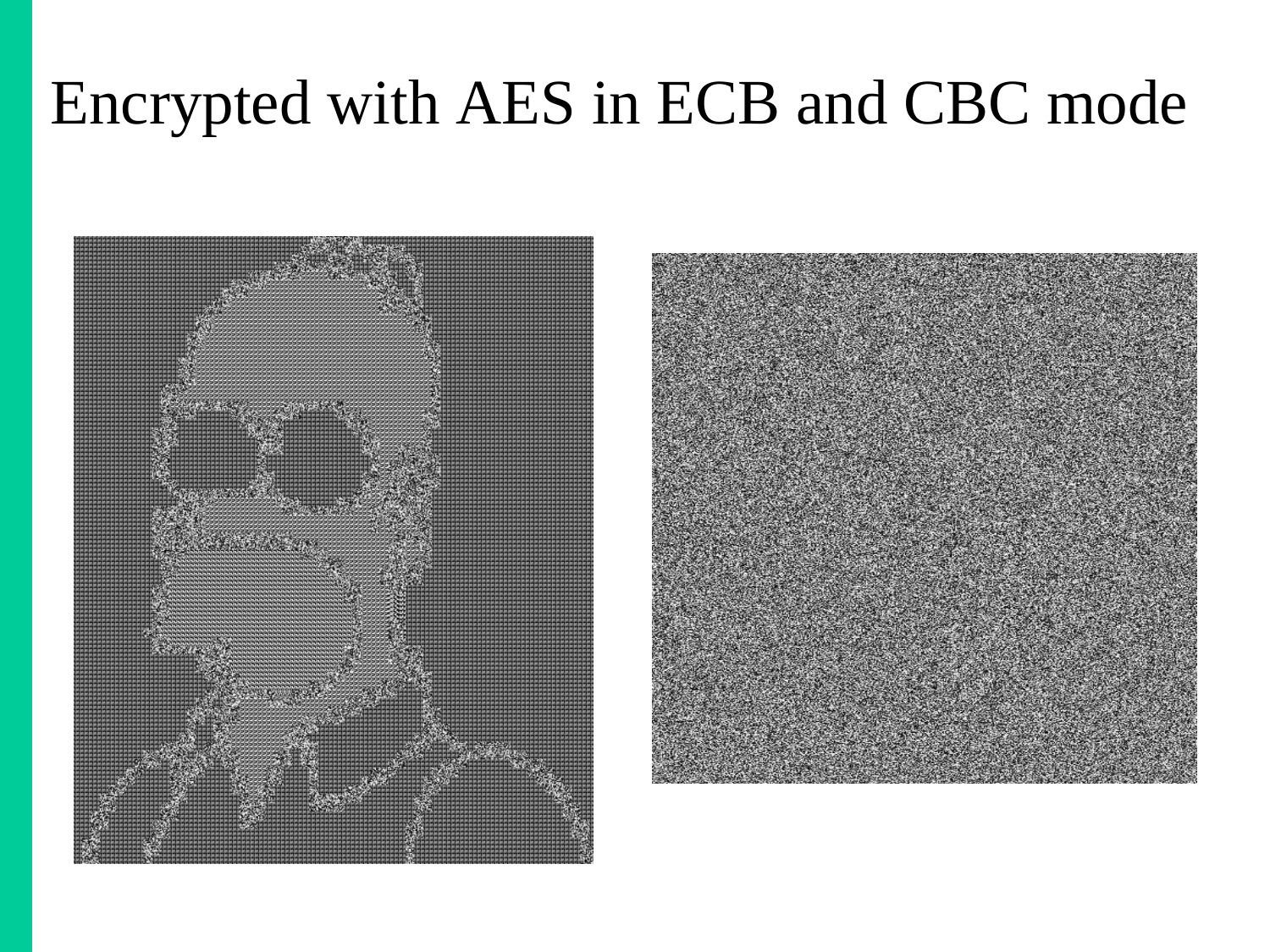# Encrypted with AES in ECB and CBC mode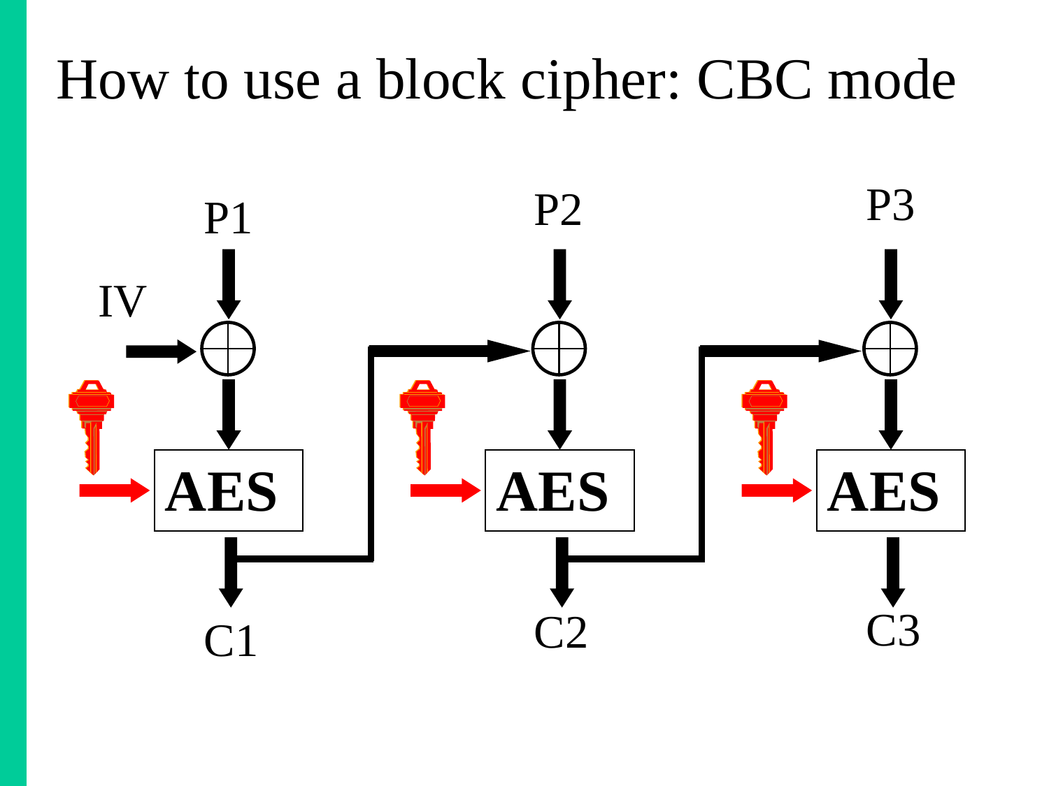# How to use a block cipher: CBC mode

P1 P2 P3

IV

AES AES AES

C1 C2 C3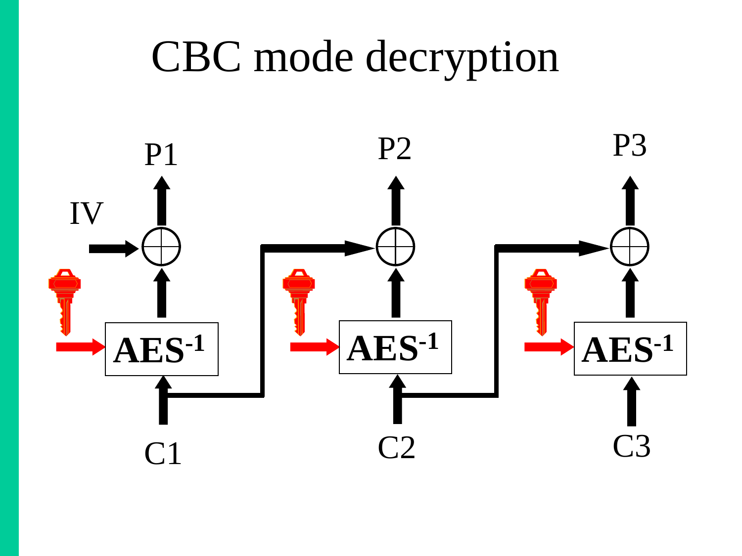# CBC mode decryption

P1 P2 P3

IV

AES$^{-1}$ AES$^{-1}$ AES$^{-1}$

C1 C2 C3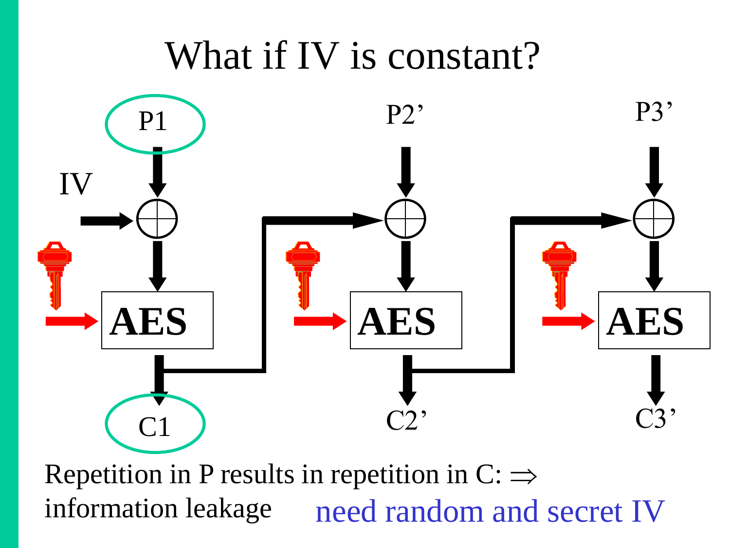# What if IV is constant?

P1, P2', P3'

IV

AES, AES, AES

C1, C2', C3'

Repetition in P results in repetition in C: ⇒ information leakage    need random and secret IV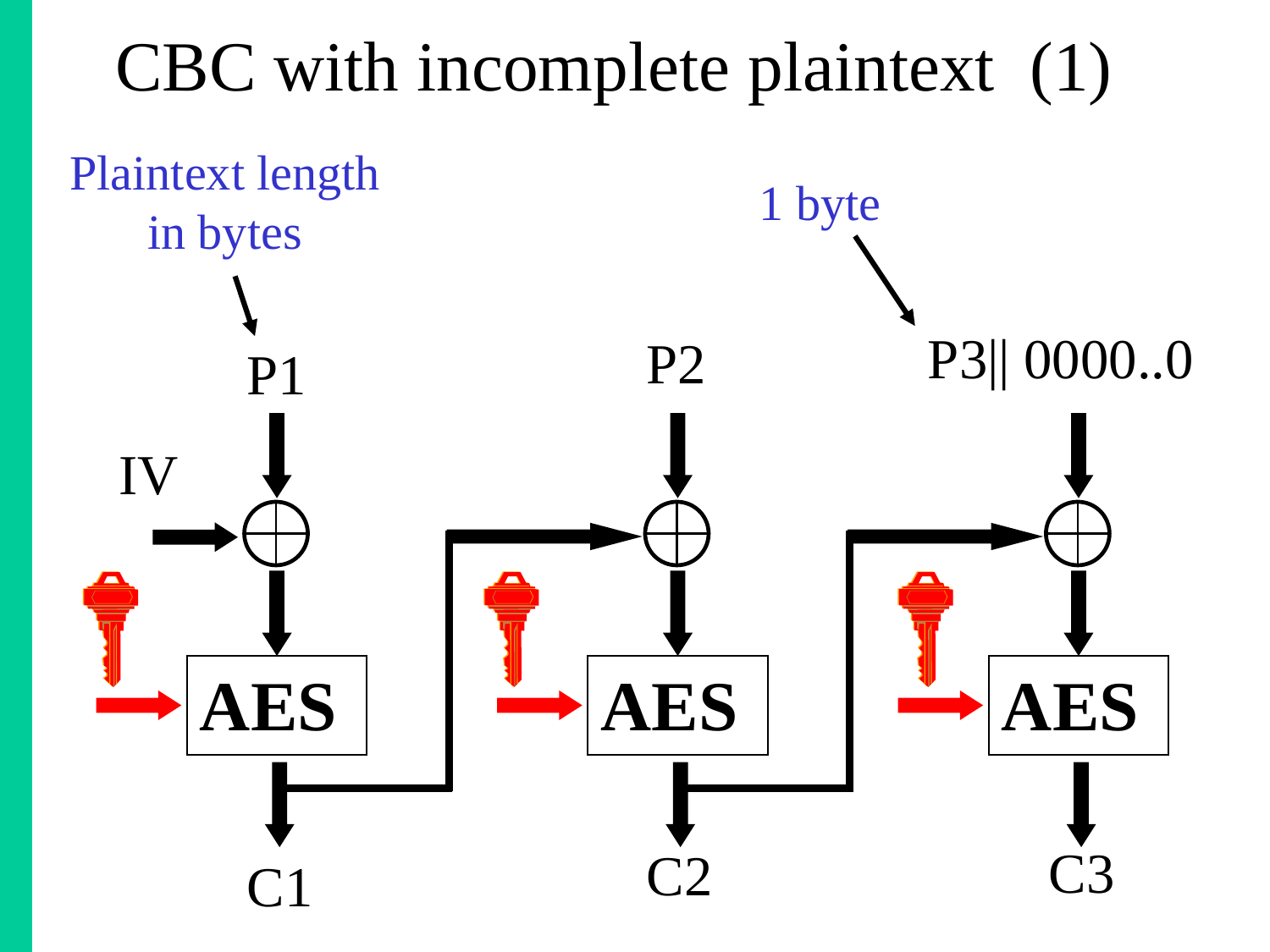# CBC with incomplete plaintext (1)

Plaintext length in bytes → P1

1 byte → P3|| 0000..0

P1, P2, P3|| 0000..0

IV

AES AES AES

C1 C2 C3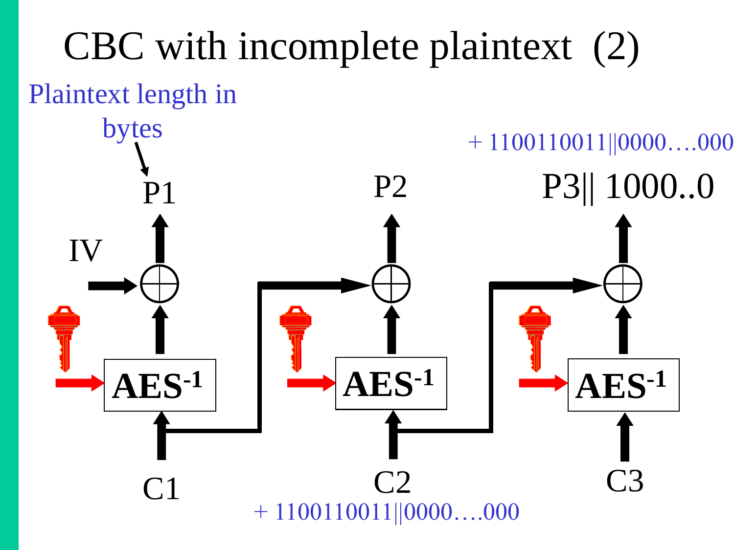# CBC with incomplete plaintext (2)

Plaintext length in bytes → P1

+ 1100110011||0000….000

P1 | P2 | P3|| 1000..0

IV

$AES^{-1}$ | $AES^{-1}$ | $AES^{-1}$

C1 | C2 | C3

+ 1100110011||0000….000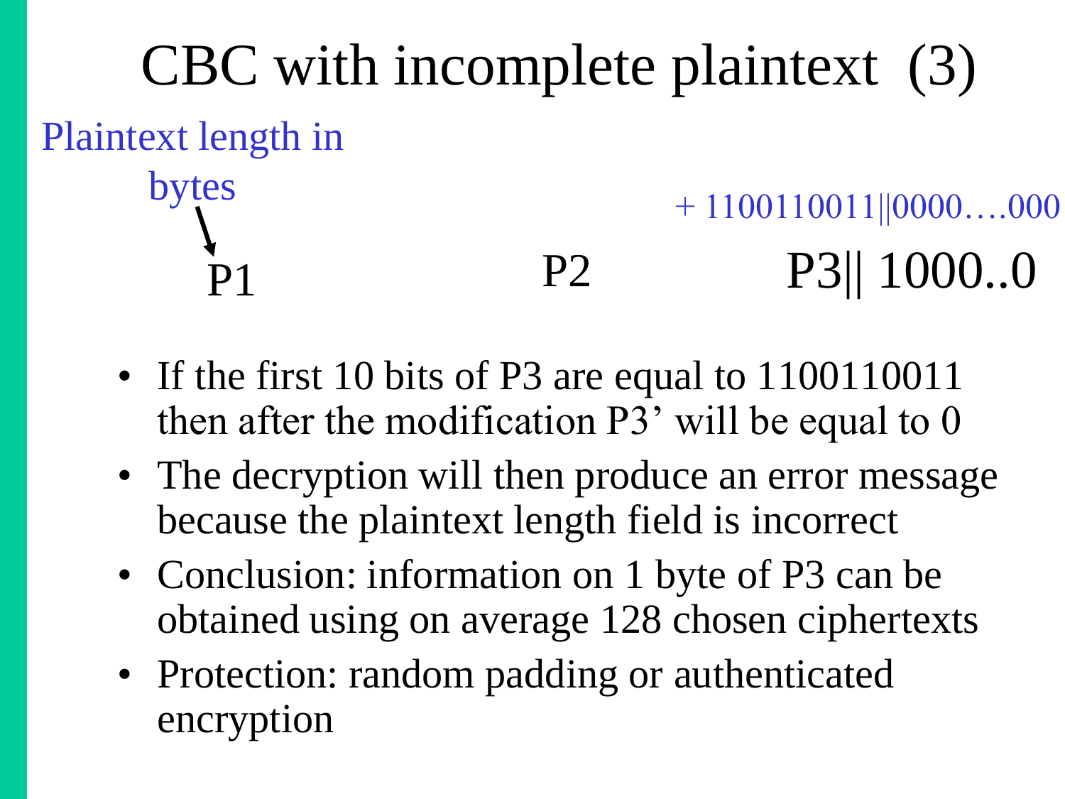# CBC with incomplete plaintext (3)

Plaintext length in bytes → P1

P2

+ 1100110011||0000….000

P3|| 1000..0

- If the first 10 bits of P3 are equal to 1100110011 then after the modification P3' will be equal to 0
- The decryption will then produce an error message because the plaintext length field is incorrect
- Conclusion: information on 1 byte of P3 can be obtained using on average 128 chosen ciphertexts
- Protection: random padding or authenticated encryption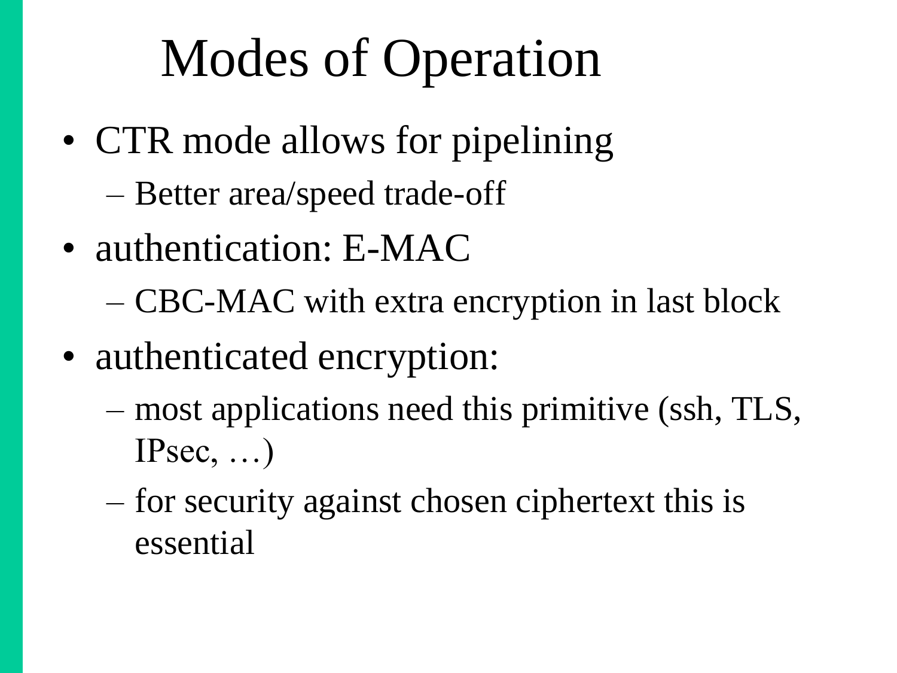# Modes of Operation

- CTR mode allows for pipelining
  - Better area/speed trade-off
- authentication: E-MAC
  - CBC-MAC with extra encryption in last block
- authenticated encryption:
  - most applications need this primitive (ssh, TLS, IPsec, …)
  - for security against chosen ciphertext this is essential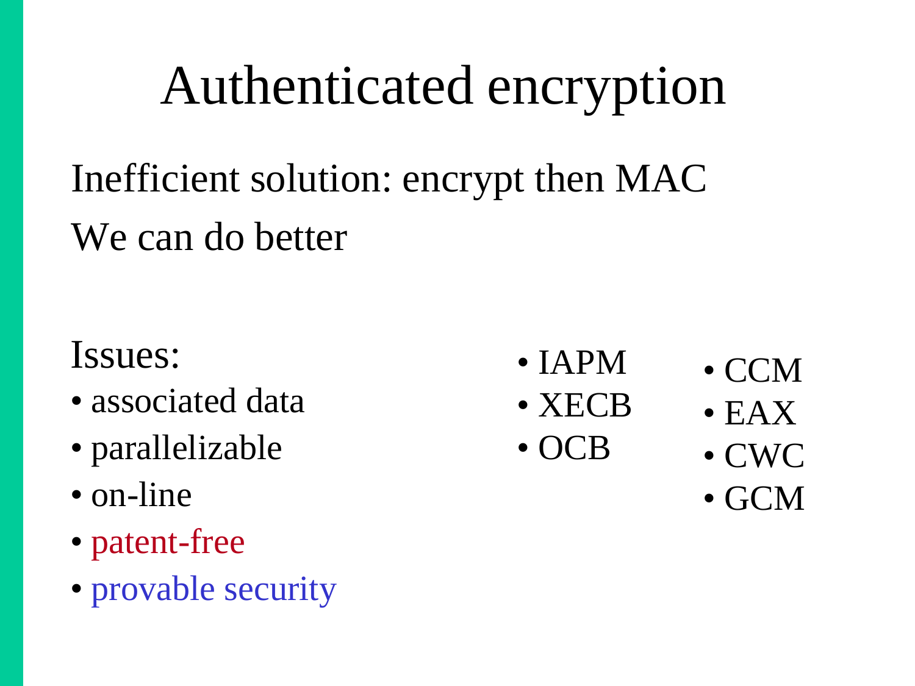# Authenticated encryption

Inefficient solution: encrypt then MAC

We can do better

Issues:

- associated data
- parallelizable
- on-line
- patent-free
- provable security

- IAPM
- XECB
- OCB

- CCM
- EAX
- CWC
- GCM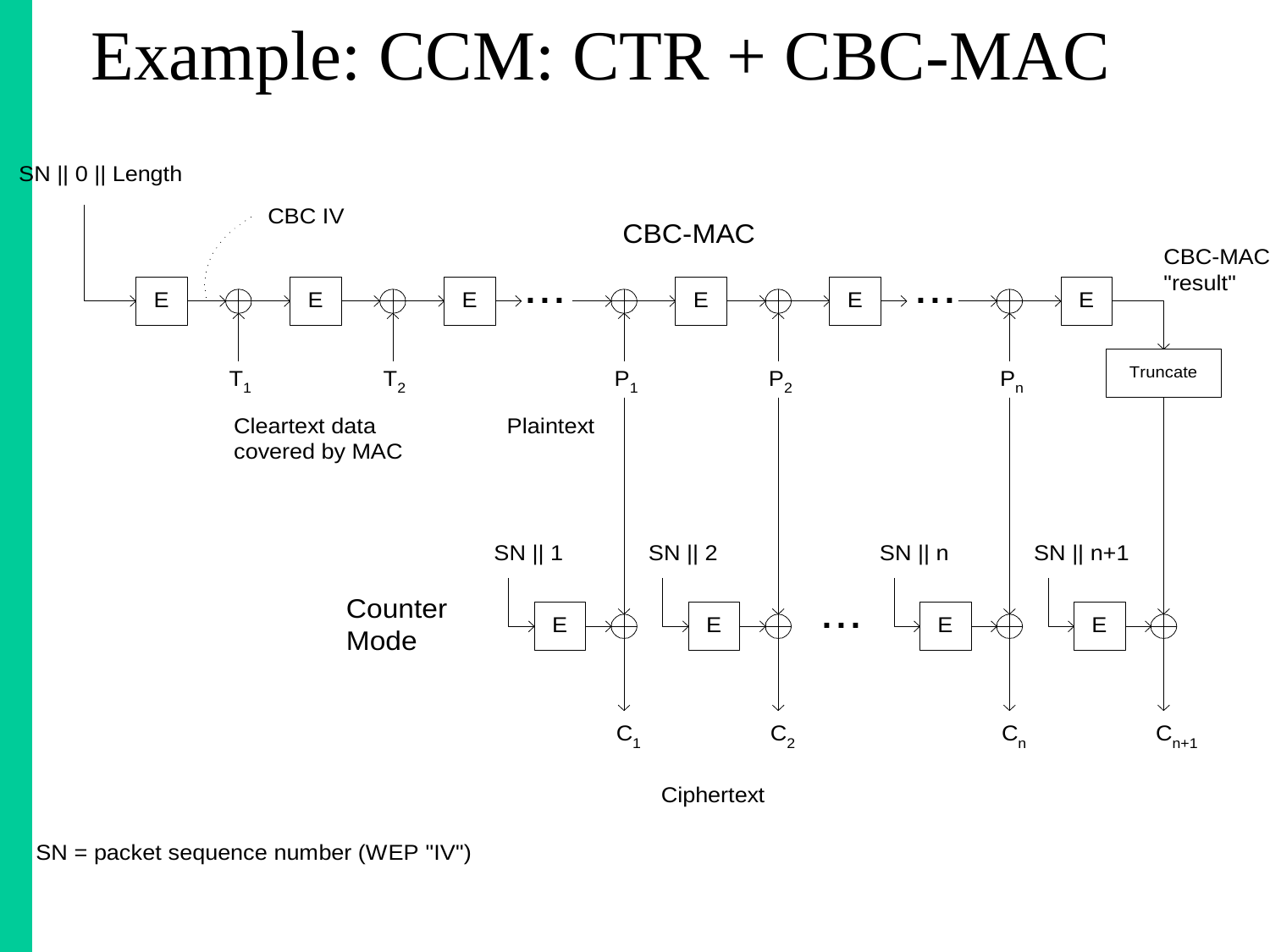# Example: CCM: CTR + CBC-MAC

SN || 0 || Length

CBC IV

CBC-MAC

CBC-MAC "result"

E E E E E E

Truncate

$T_1$ $T_2$ $P_1$ $P_2$ $P_n$

Cleartext data covered by MAC

Plaintext

SN || 1 SN || 2 SN || n SN || n+1

Counter Mode

E E E E

$C_1$ $C_2$ $C_n$ $C_{n+1}$

Ciphertext

SN = packet sequence number (WEP "IV")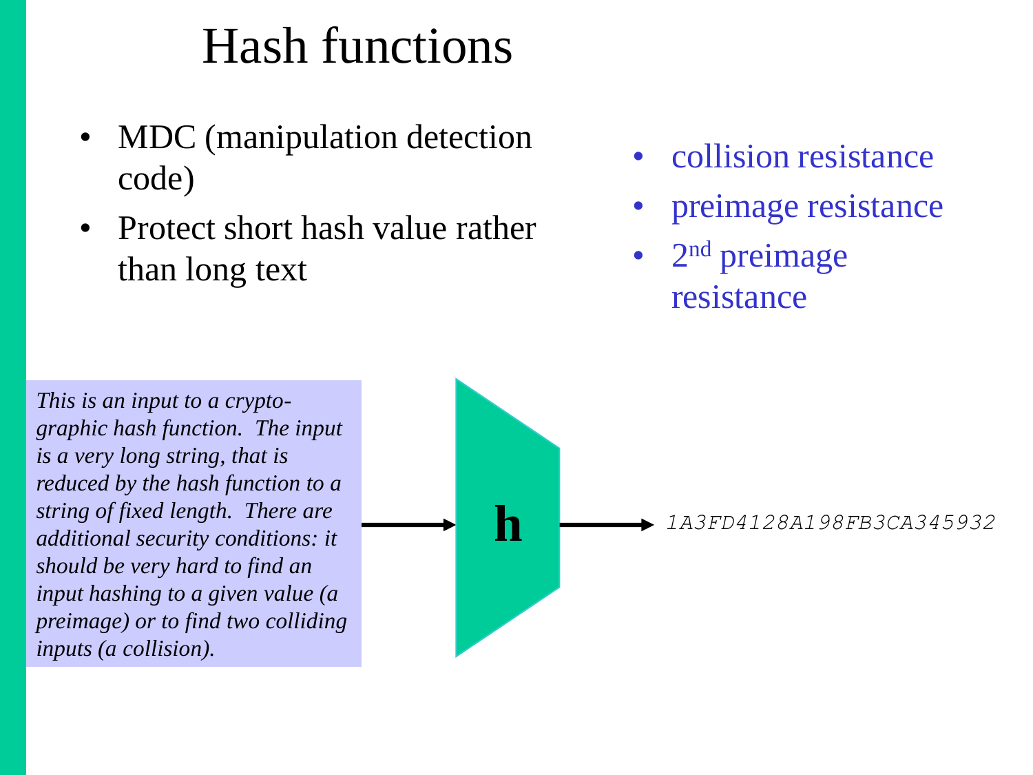# Hash functions

- MDC (manipulation detection code)
- Protect short hash value rather than long text

- collision resistance
- preimage resistance
- 2nd preimage resistance

*This is an input to a crypto-graphic hash function. The input is a very long string, that is reduced by the hash function to a string of fixed length. There are additional security conditions: it should be very hard to find an input hashing to a given value (a preimage) or to find two colliding inputs (a collision).*

**h**

*1A3FD4128A198FB3CA345932*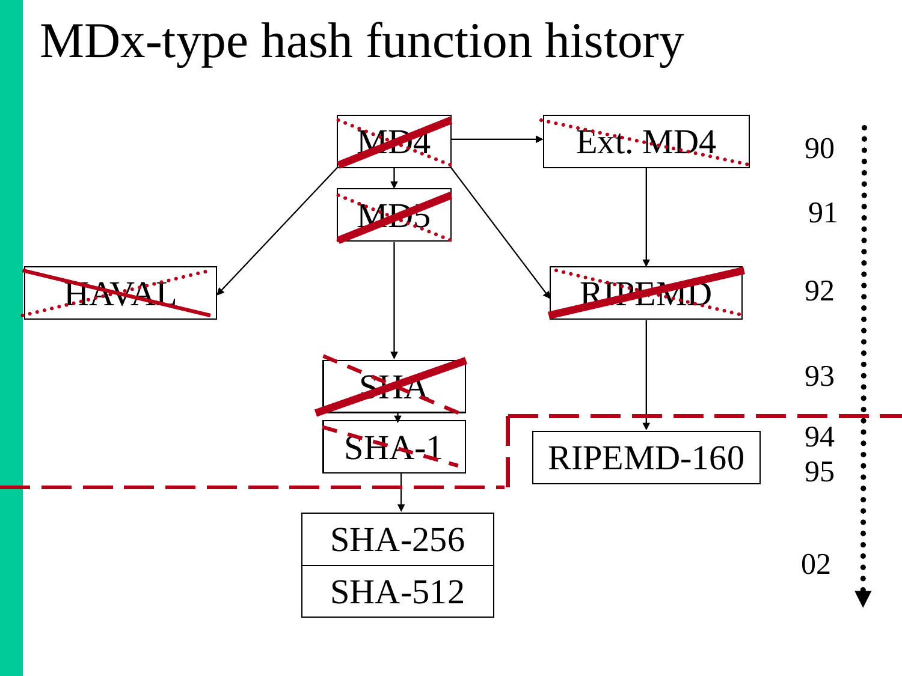# MDx-type hash function history

MD4

Ext. MD4

MD5

HAVAL

RIPEMD

SHA

SHA-1

RIPEMD-160

SHA-256

SHA-512

90

91

92

93

94

95

02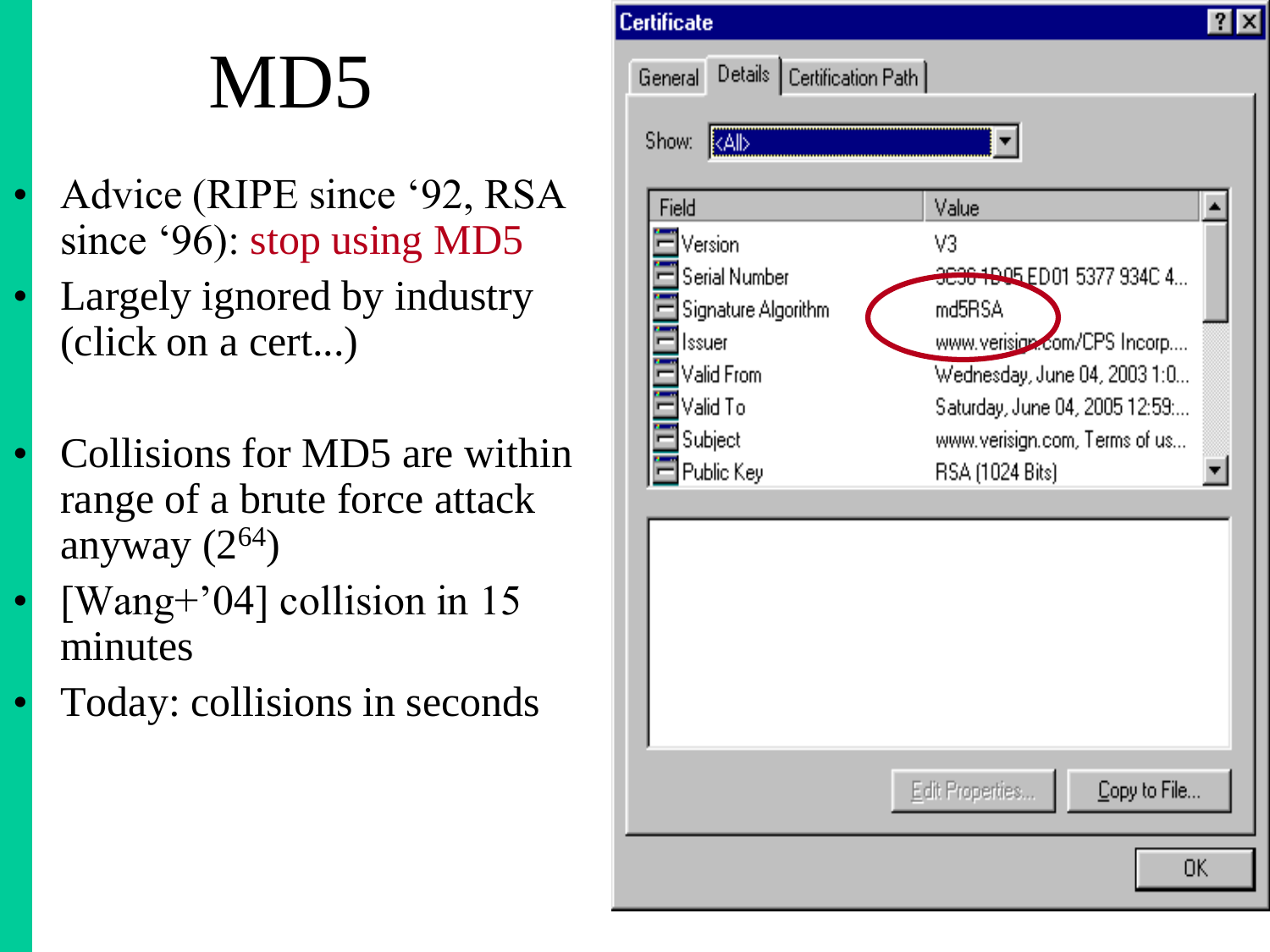# MD5

- Advice (RIPE since '92, RSA since '96): stop using MD5
- Largely ignored by industry (click on a cert...)

- Collisions for MD5 are within range of a brute force attack anyway ($2^{64}$)
- [Wang+'04] collision in 15 minutes
- Today: collisions in seconds

**Certificate**

General | Details | Certification Path

Show: <All>

| Field | Value |
|---|---|
| Version | V3 |
| Serial Number | 3C36 1D05 ED01 5377 934C 4... |
| Signature Algorithm | md5RSA |
| Issuer | www.verisign.com/CPS Incorp.... |
| Valid From | Wednesday, June 04, 2003 1:0... |
| Valid To | Saturday, June 04, 2005 12:59:... |
| Subject | www.verisign.com, Terms of us... |
| Public Key | RSA (1024 Bits) |

Edit Properties... | Copy to File...

OK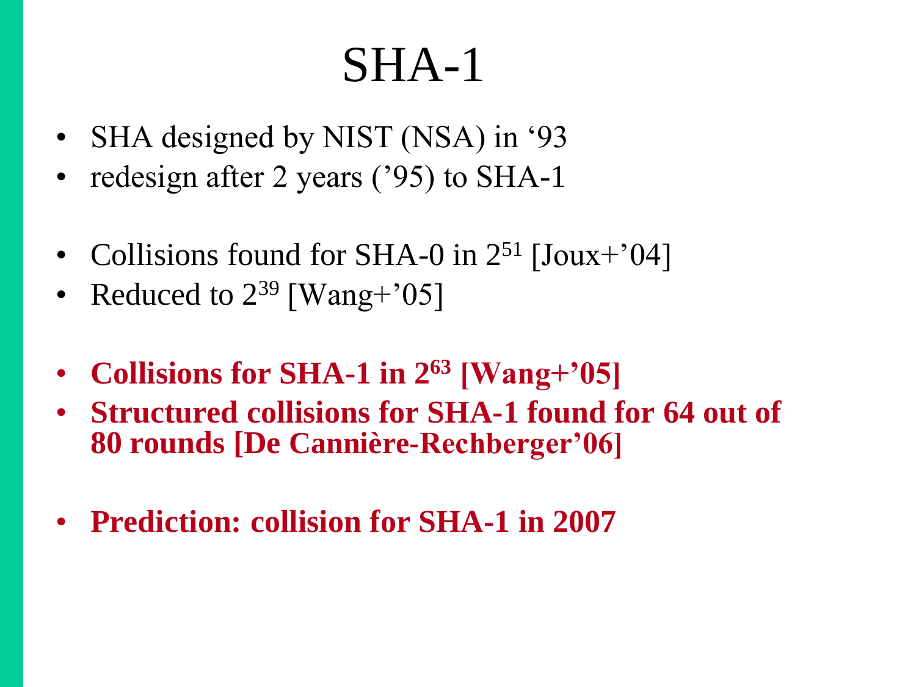# SHA-1

- SHA designed by NIST (NSA) in ‘93
- redesign after 2 years (’95) to SHA-1

- Collisions found for SHA-0 in $2^{51}$ [Joux+’04]
- Reduced to $2^{39}$ [Wang+’05]

- **Collisions for SHA-1 in $2^{63}$ [Wang+’05]**
- **Structured collisions for SHA-1 found for 64 out of 80 rounds [De Cannière-Rechberger’06]**

- **Prediction: collision for SHA-1 in 2007**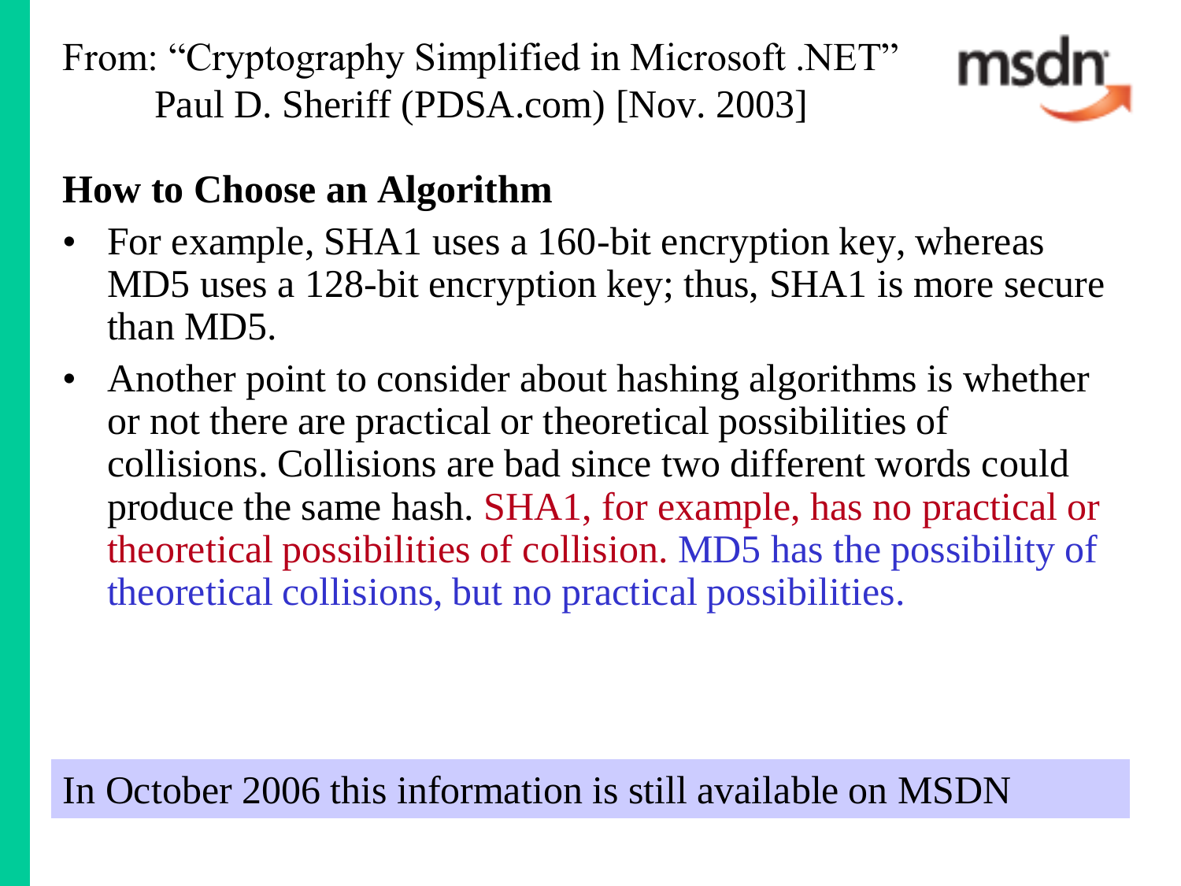From: “Cryptography Simplified in Microsoft .NET”
Paul D. Sheriff (PDSA.com) [Nov. 2003]

## How to Choose an Algorithm

- For example, SHA1 uses a 160-bit encryption key, whereas MD5 uses a 128-bit encryption key; thus, SHA1 is more secure than MD5.
- Another point to consider about hashing algorithms is whether or not there are practical or theoretical possibilities of collisions. Collisions are bad since two different words could produce the same hash. SHA1, for example, has no practical or theoretical possibilities of collision. MD5 has the possibility of theoretical collisions, but no practical possibilities.

In October 2006 this information is still available on MSDN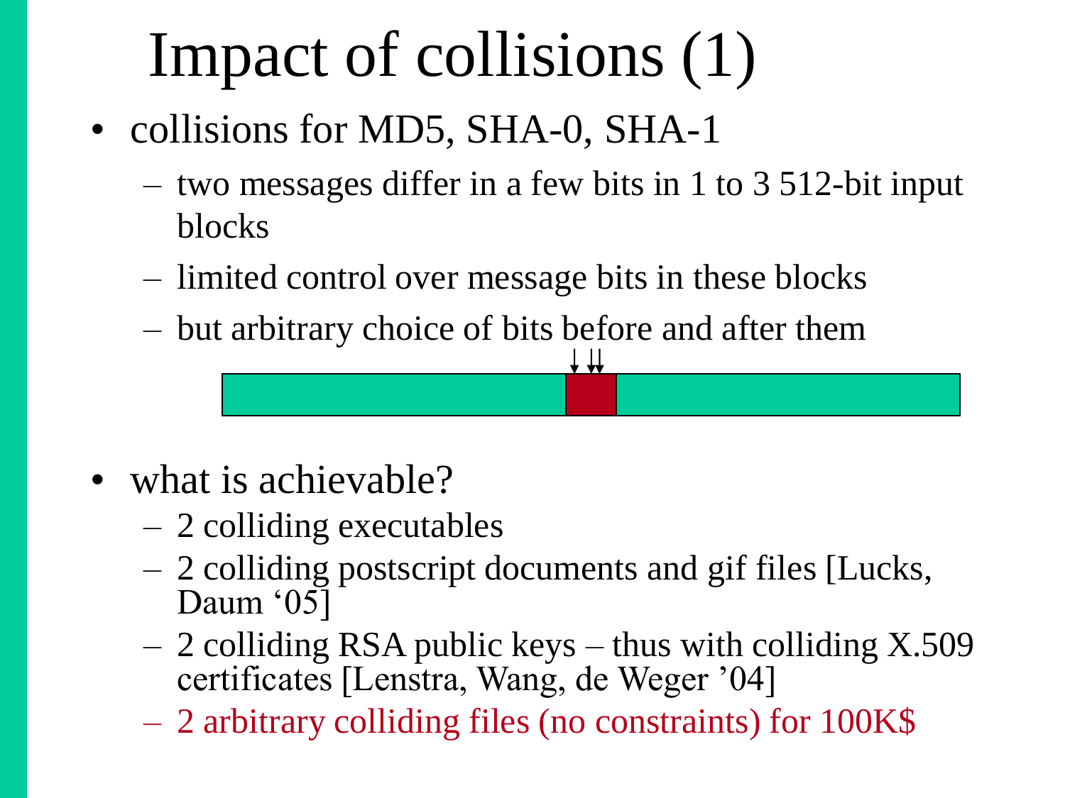# Impact of collisions (1)

- collisions for MD5, SHA-0, SHA-1
  - two messages differ in a few bits in 1 to 3 512-bit input blocks
  - limited control over message bits in these blocks
  - but arbitrary choice of bits before and after them

- what is achievable?
  - 2 colliding executables
  - 2 colliding postscript documents and gif files [Lucks, Daum ‘05]
  - 2 colliding RSA public keys – thus with colliding X.509 certificates [Lenstra, Wang, de Weger ’04]
  - 2 arbitrary colliding files (no constraints) for 100K$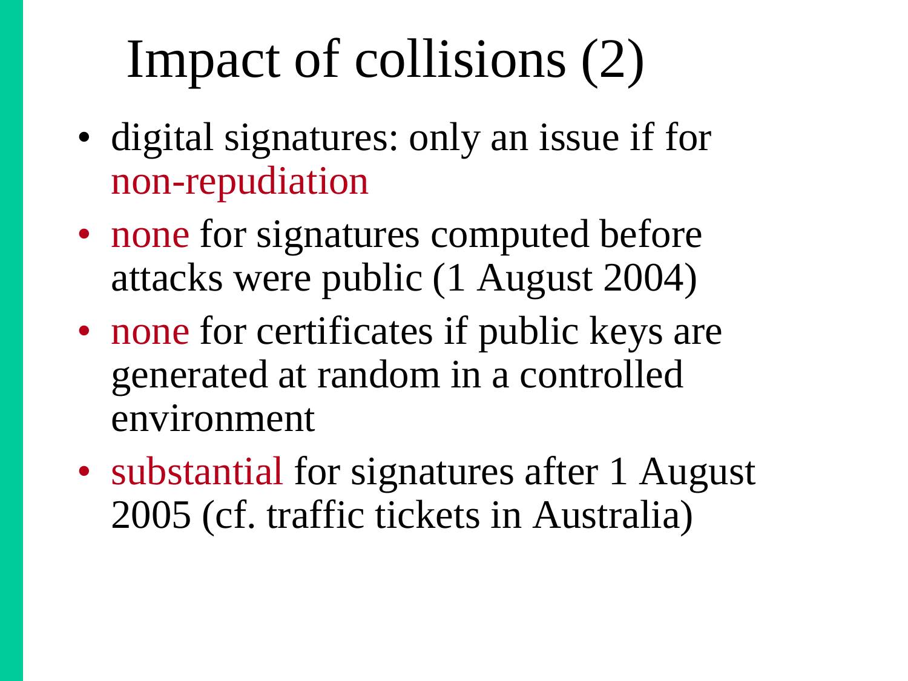# Impact of collisions (2)

- digital signatures: only an issue if for non-repudiation
- none for signatures computed before attacks were public (1 August 2004)
- none for certificates if public keys are generated at random in a controlled environment
- substantial for signatures after 1 August 2005 (cf. traffic tickets in Australia)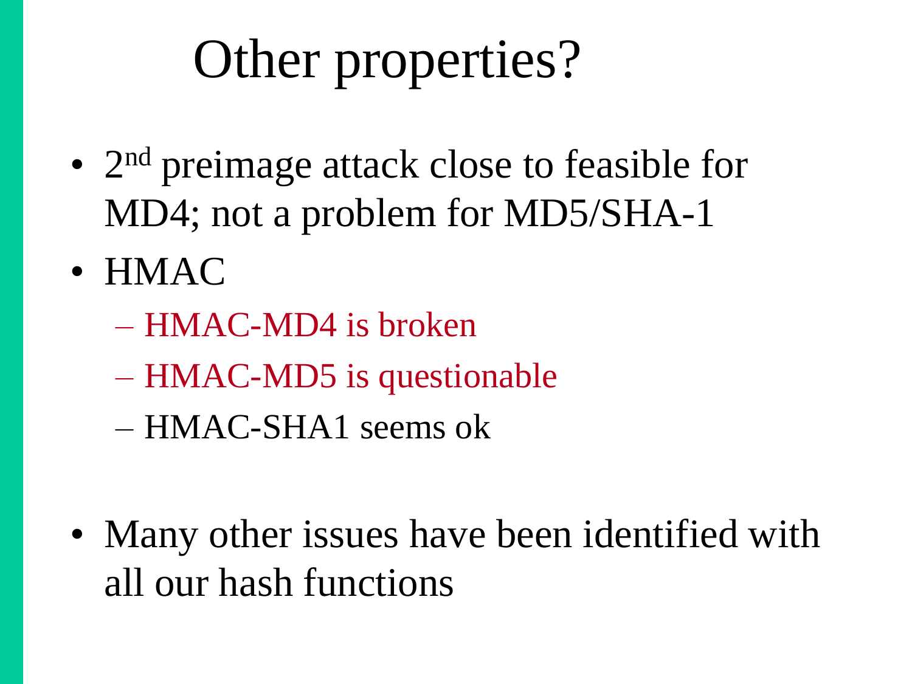# Other properties?

- 2nd preimage attack close to feasible for MD4; not a problem for MD5/SHA-1
- HMAC
  - HMAC-MD4 is broken
  - HMAC-MD5 is questionable
  - HMAC-SHA1 seems ok
- Many other issues have been identified with all our hash functions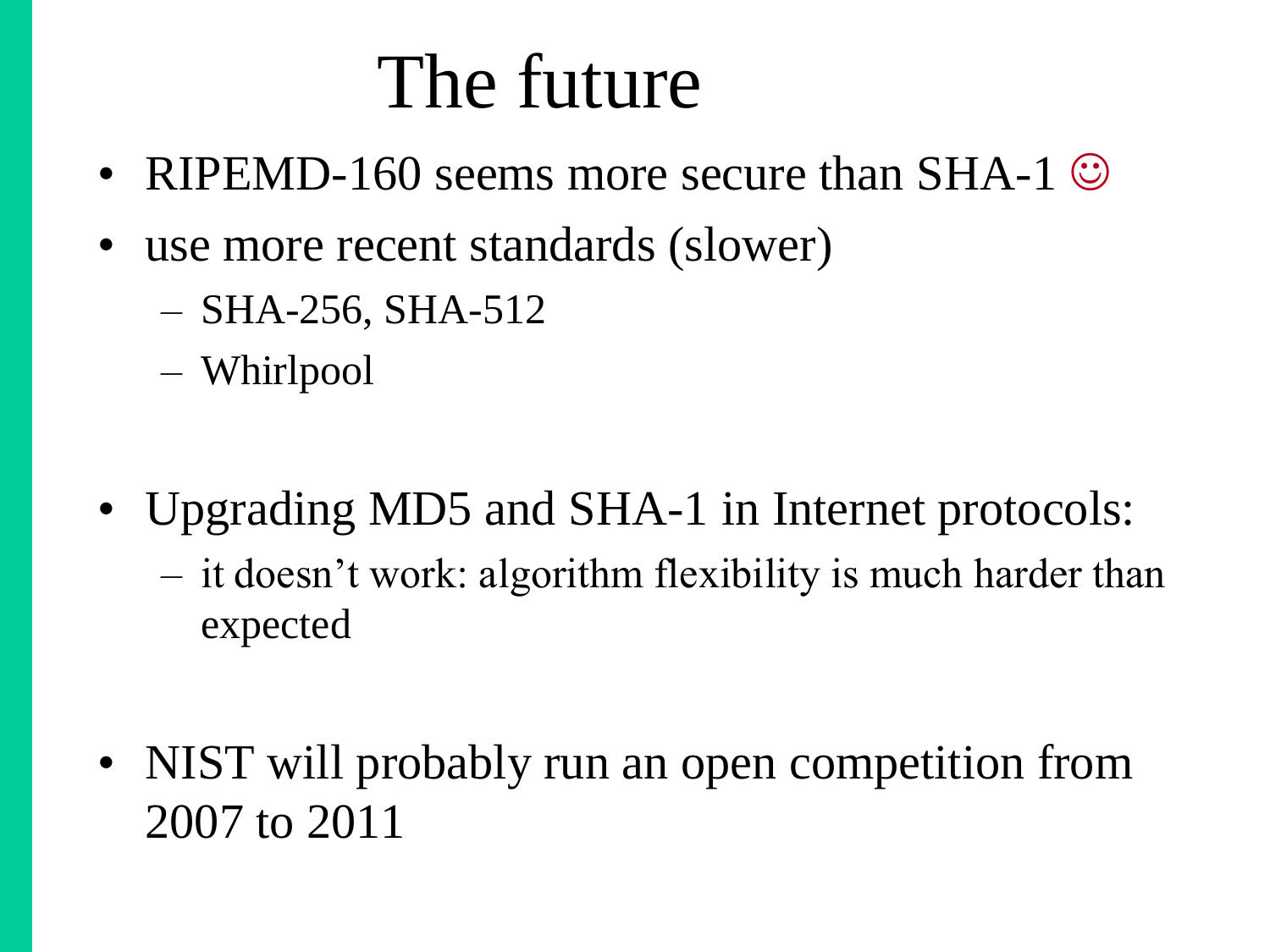# The future

- RIPEMD-160 seems more secure than SHA-1 ☺
- use more recent standards (slower)
  - SHA-256, SHA-512
  - Whirlpool

- Upgrading MD5 and SHA-1 in Internet protocols:
  - it doesn't work: algorithm flexibility is much harder than expected

- NIST will probably run an open competition from 2007 to 2011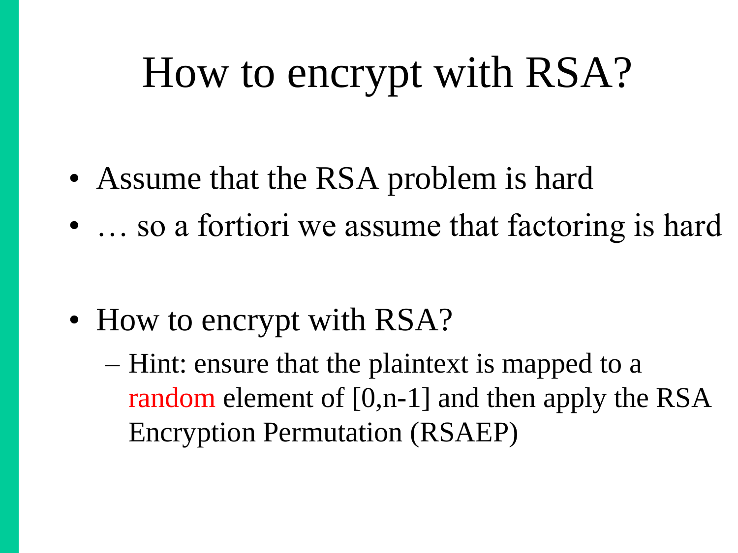# How to encrypt with RSA?

- Assume that the RSA problem is hard
- … so a fortiori we assume that factoring is hard

- How to encrypt with RSA?
  - Hint: ensure that the plaintext is mapped to a random element of [0,n-1] and then apply the RSA Encryption Permutation (RSAEP)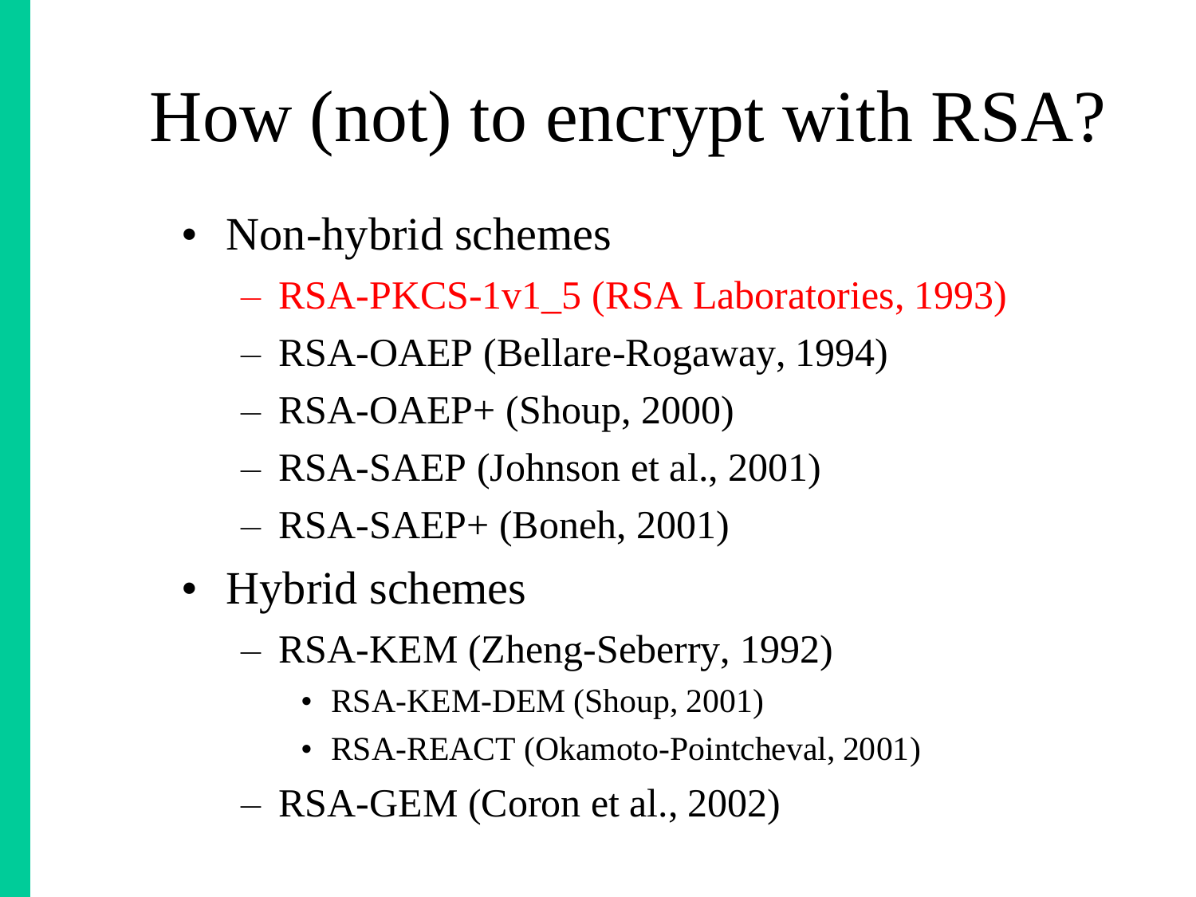# How (not) to encrypt with RSA?

- Non-hybrid schemes
  - RSA-PKCS-1v1_5 (RSA Laboratories, 1993)
  - RSA-OAEP (Bellare-Rogaway, 1994)
  - RSA-OAEP+ (Shoup, 2000)
  - RSA-SAEP (Johnson et al., 2001)
  - RSA-SAEP+ (Boneh, 2001)
- Hybrid schemes
  - RSA-KEM (Zheng-Seberry, 1992)
    - RSA-KEM-DEM (Shoup, 2001)
    - RSA-REACT (Okamoto-Pointcheval, 2001)
  - RSA-GEM (Coron et al., 2002)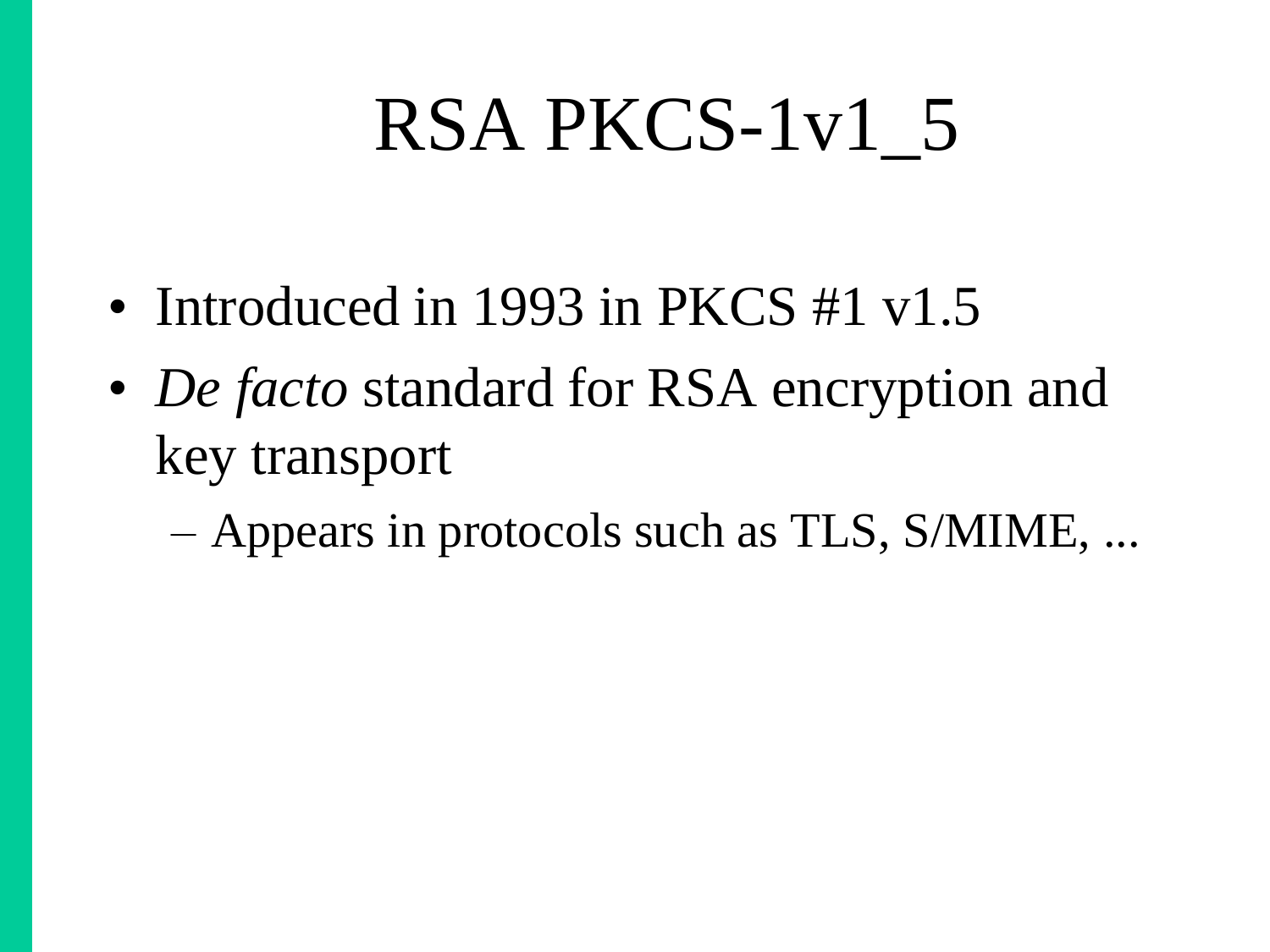# RSA PKCS-1v1_5

- Introduced in 1993 in PKCS #1 v1.5
- *De facto* standard for RSA encryption and key transport
  - Appears in protocols such as TLS, S/MIME, ...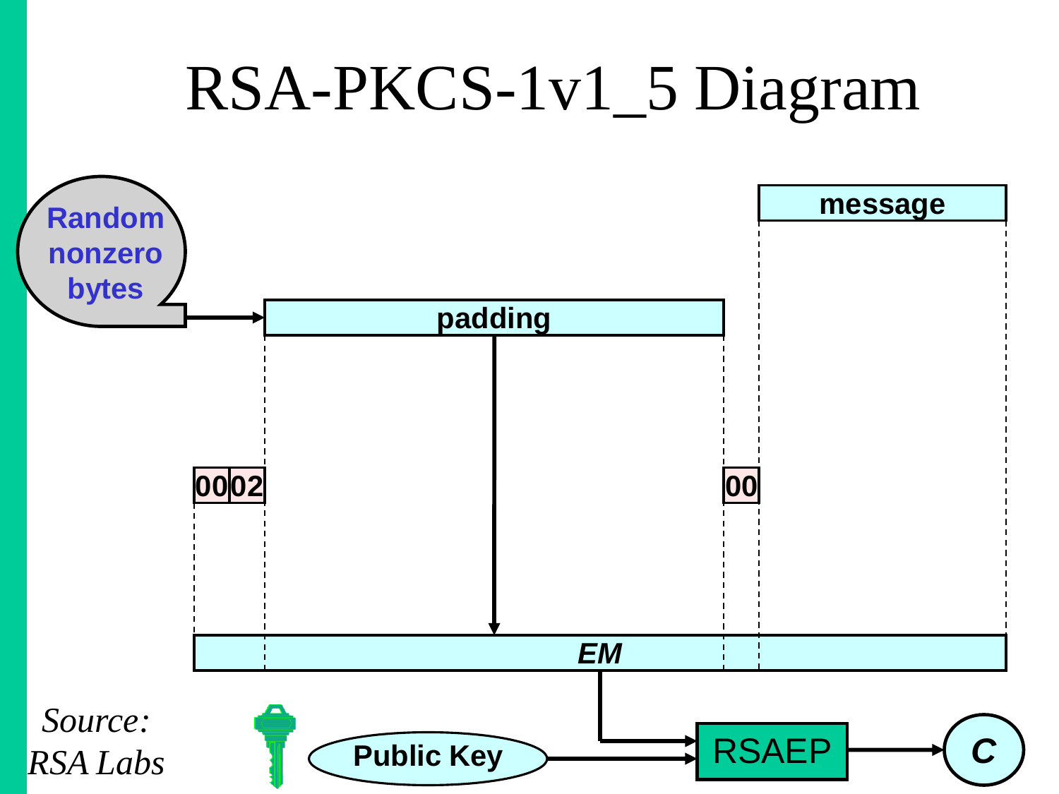# RSA-PKCS-1v1_5 Diagram

Random nonzero bytes

padding

message

00 02

00

*EM*

Public Key

RSAEP

**C**

*Source: RSA Labs*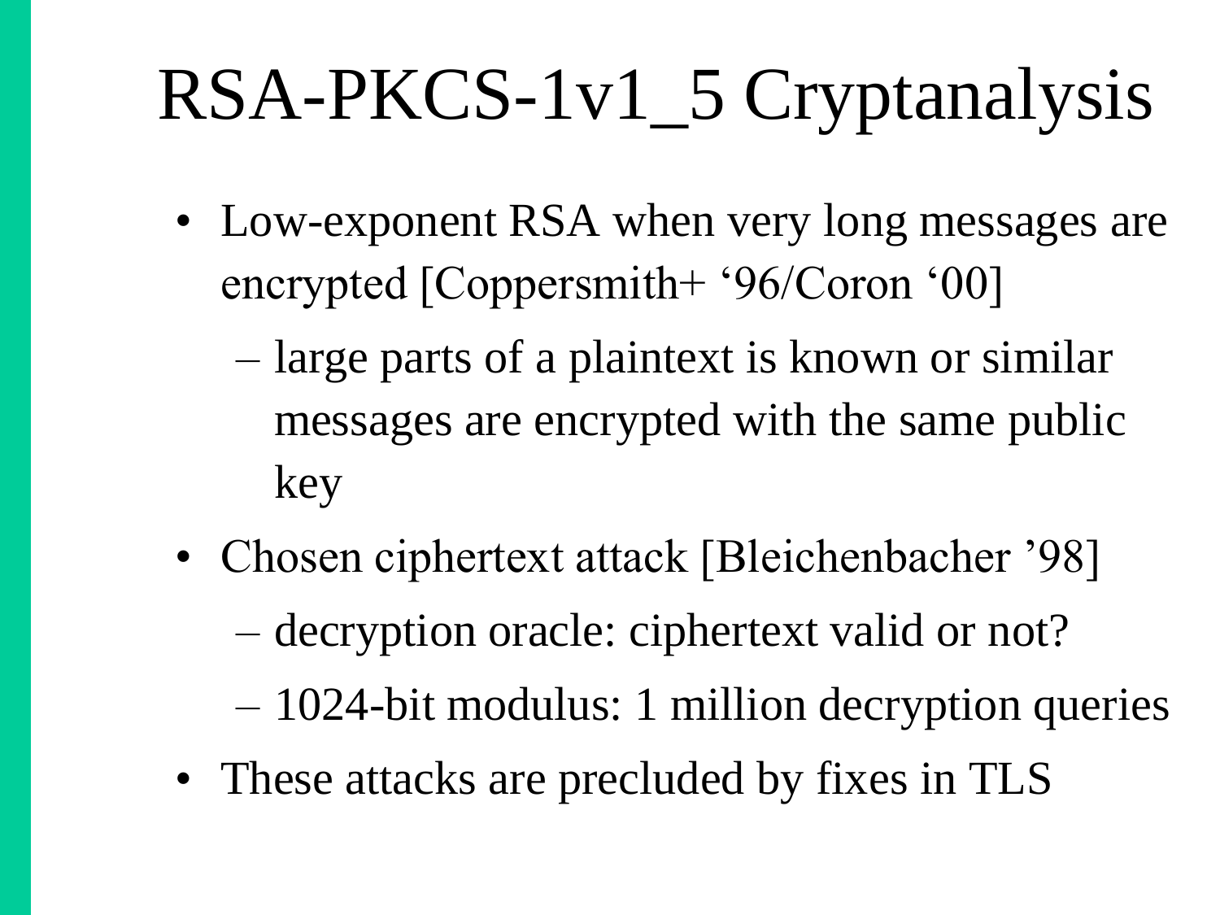# RSA-PKCS-1v1_5 Cryptanalysis

- Low-exponent RSA when very long messages are encrypted [Coppersmith+ ‘96/Coron ‘00]
  - large parts of a plaintext is known or similar messages are encrypted with the same public key
- Chosen ciphertext attack [Bleichenbacher ’98]
  - decryption oracle: ciphertext valid or not?
  - 1024-bit modulus: 1 million decryption queries
- These attacks are precluded by fixes in TLS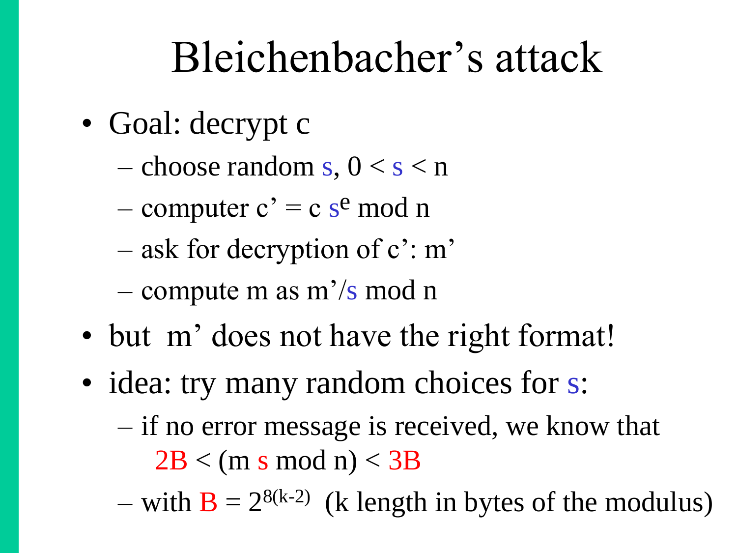# Bleichenbacher's attack

- Goal: decrypt c
  - choose random s, $0 < s < n$
  - computer $c' = c\, s^e \bmod n$
  - ask for decryption of c': m'
  - compute m as $m'/s \bmod n$
- but m' does not have the right format!
- idea: try many random choices for s:
  - if no error message is received, we know that $2B < (m\, s \bmod n) < 3B$
  - with $B = 2^{8(k-2)}$ (k length in bytes of the modulus)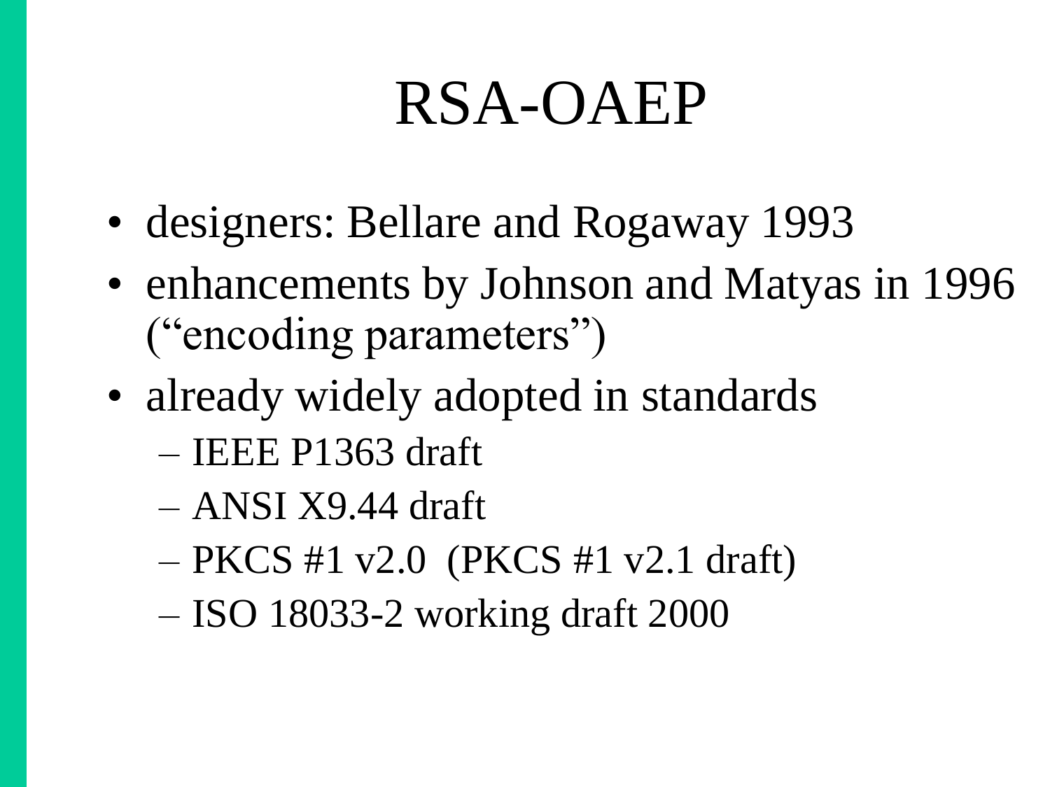# RSA-OAEP

- designers: Bellare and Rogaway 1993
- enhancements by Johnson and Matyas in 1996 (“encoding parameters”)
- already widely adopted in standards
  - IEEE P1363 draft
  - ANSI X9.44 draft
  - PKCS #1 v2.0 (PKCS #1 v2.1 draft)
  - ISO 18033-2 working draft 2000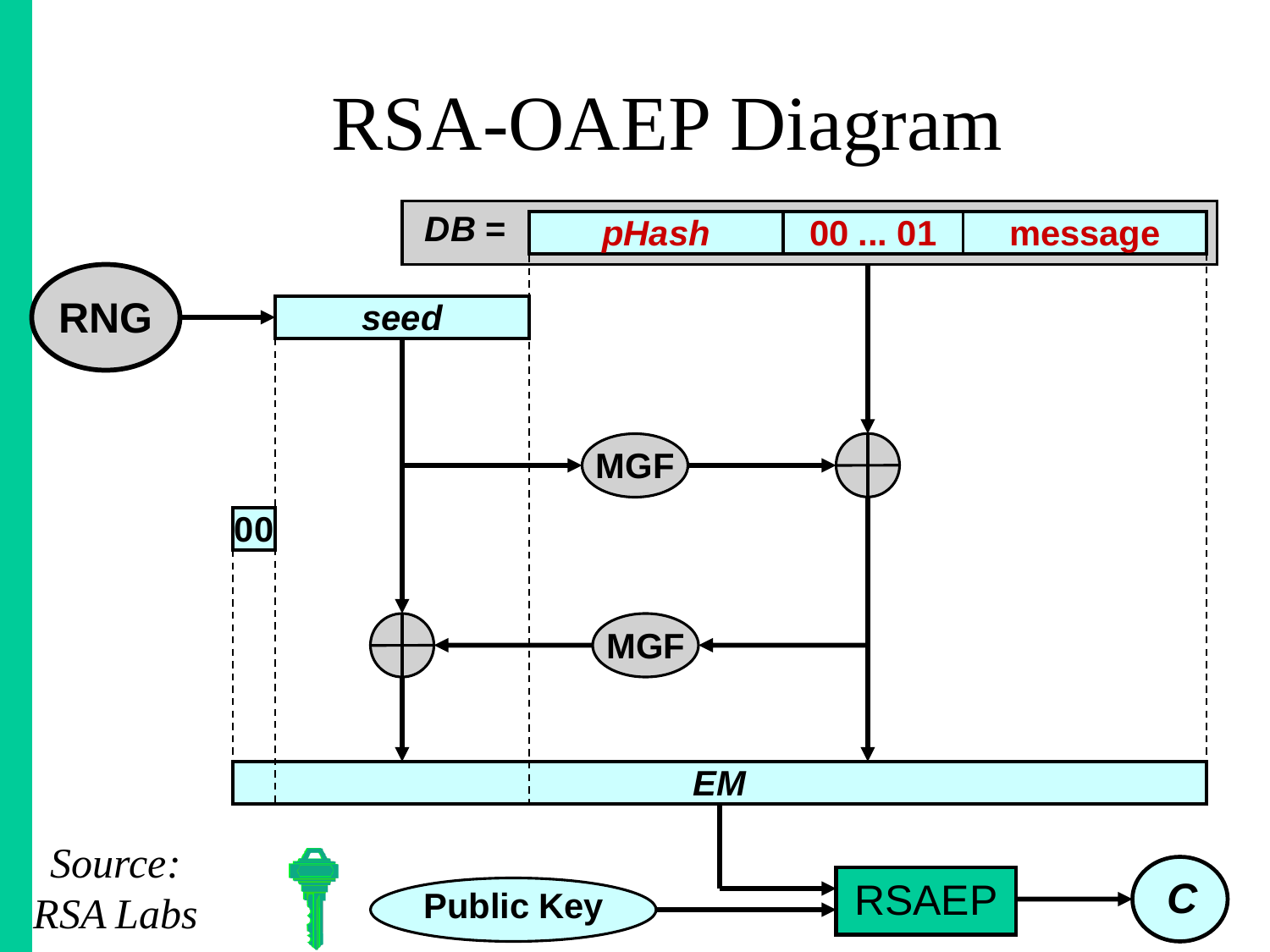# RSA-OAEP Diagram

DB = pHash | 00 ... 01 | message

RNG → seed

MGF

00

MGF

EM

Public Key

RSAEP

C

Source: RSA Labs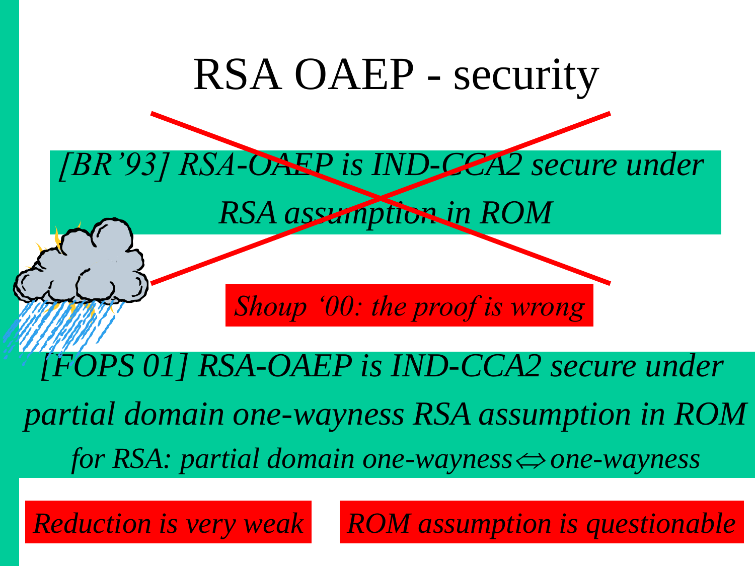# RSA OAEP - security

~~*[BR'93] RSA-OAEP is IND-CCA2 secure under RSA assumption in ROM*~~

*Shoup '00: the proof is wrong*

*[FOPS 01] RSA-OAEP is IND-CCA2 secure under partial domain one-wayness RSA assumption in ROM*

*for RSA: partial domain one-wayness $\Leftrightarrow$ one-wayness*

*Reduction is very weak*

*ROM assumption is questionable*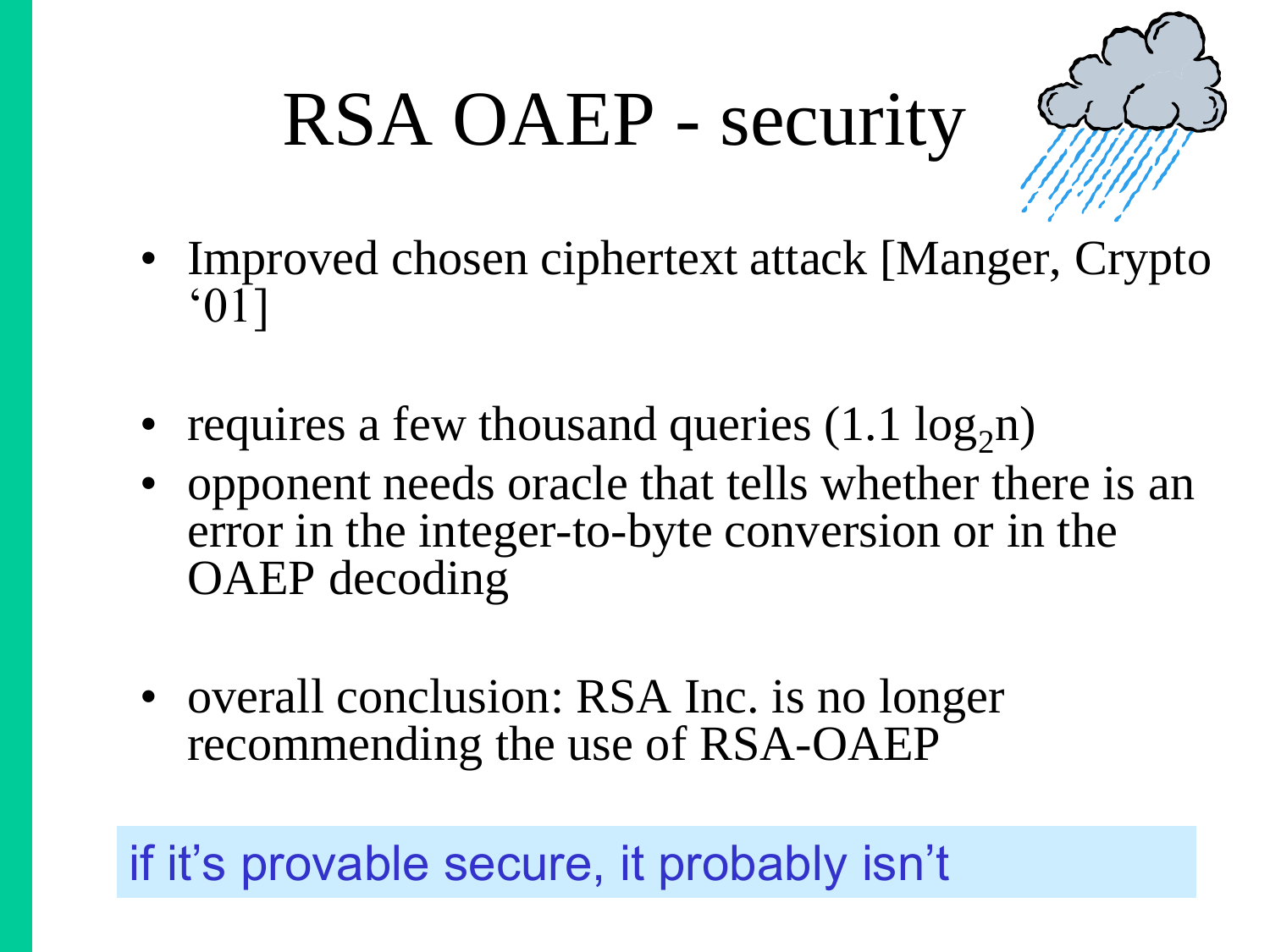# RSA OAEP - security

- Improved chosen ciphertext attack [Manger, Crypto '01]

- requires a few thousand queries ($1.1 \log_2 n$)
- opponent needs oracle that tells whether there is an error in the integer-to-byte conversion or in the OAEP decoding

- overall conclusion: RSA Inc. is no longer recommending the use of RSA-OAEP

if it's provable secure, it probably isn't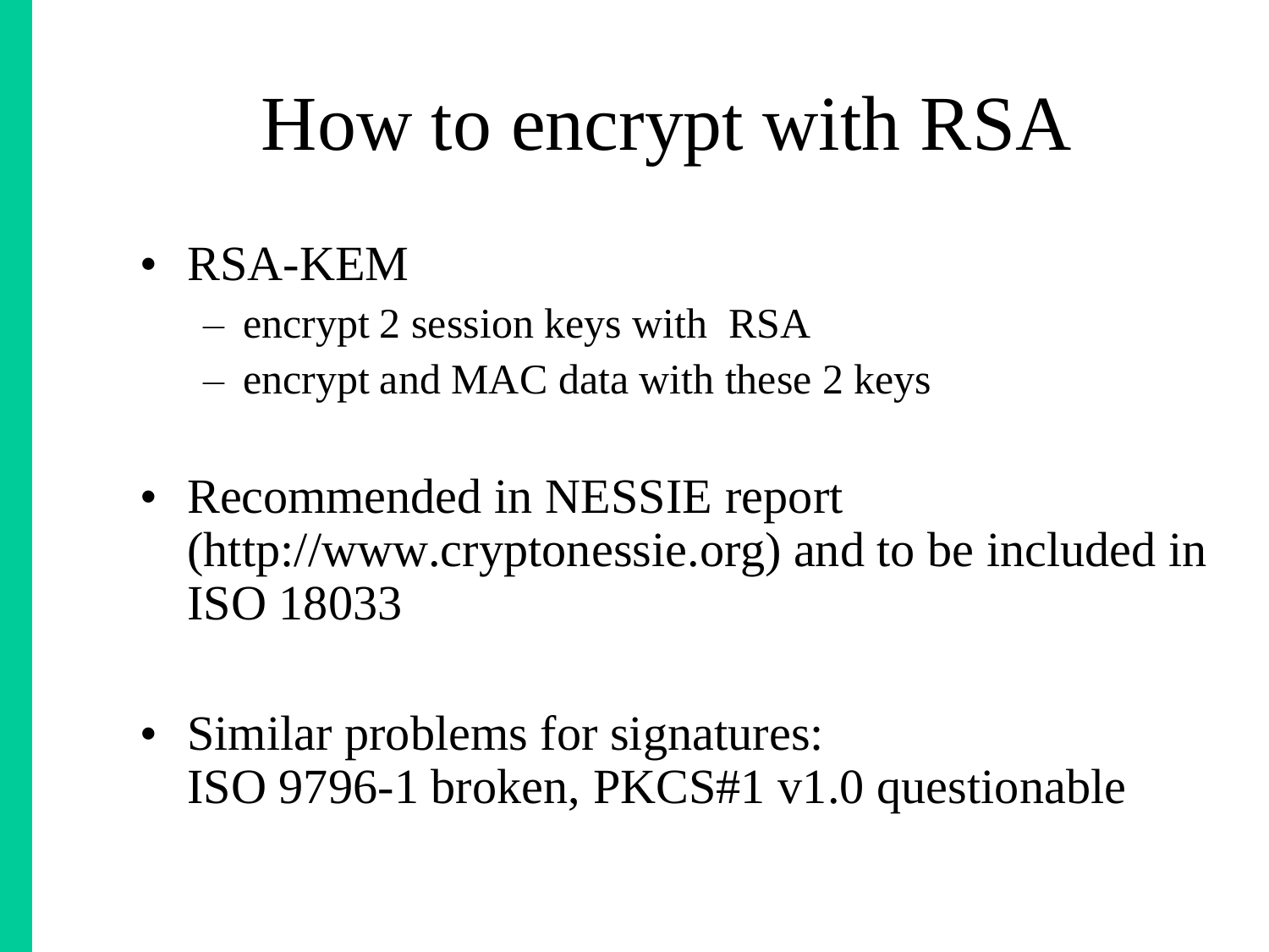# How to encrypt with RSA

- RSA-KEM
  - encrypt 2 session keys with RSA
  - encrypt and MAC data with these 2 keys
- Recommended in NESSIE report (http://www.cryptonessie.org) and to be included in ISO 18033
- Similar problems for signatures:
  ISO 9796-1 broken, PKCS#1 v1.0 questionable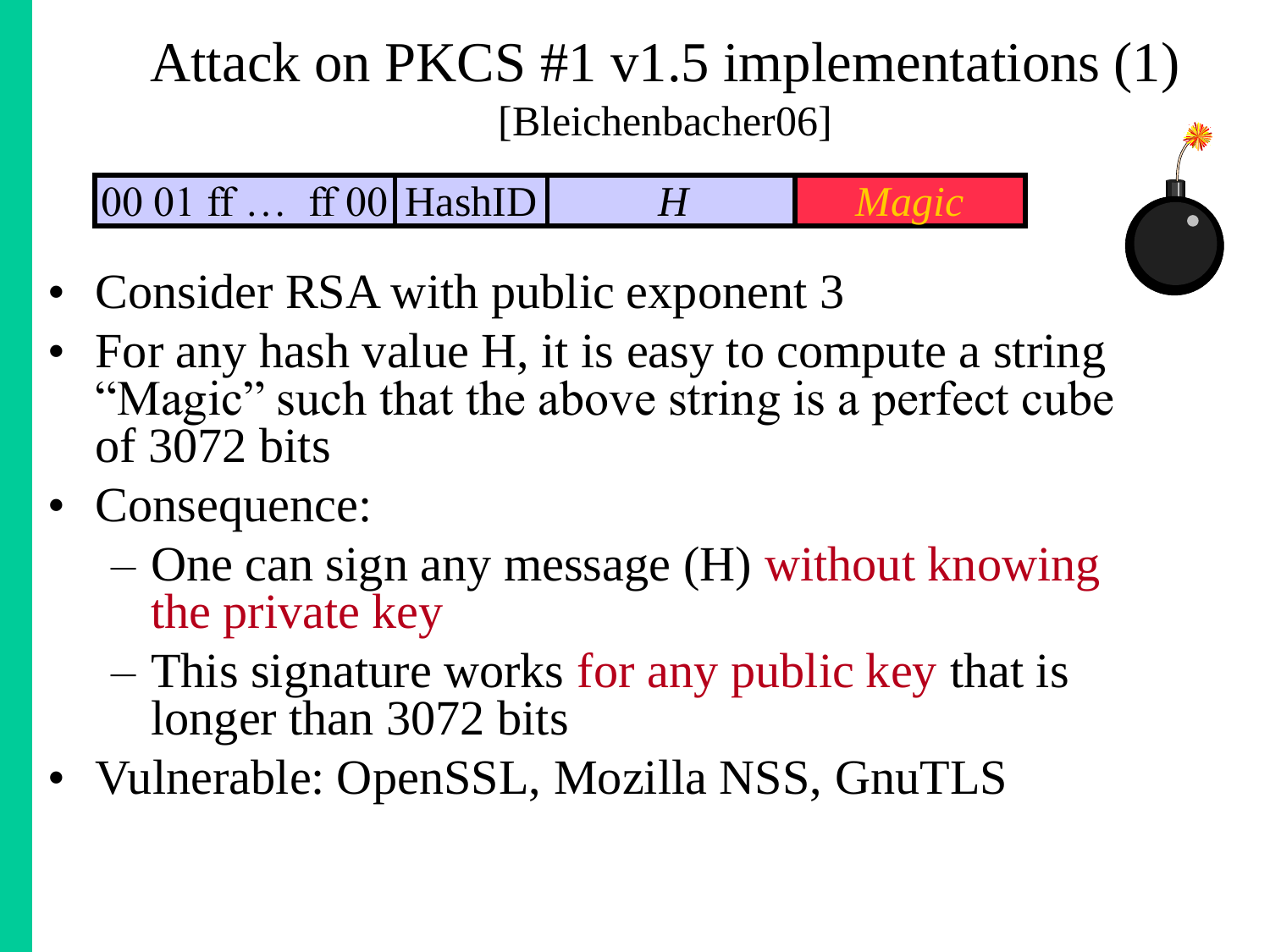# Attack on PKCS #1 v1.5 implementations (1)

[Bleichenbacher06]

| 00 01 ff … ff 00 | HashID | *H* | *Magic* |
|---|---|---|---|

- Consider RSA with public exponent 3
- For any hash value H, it is easy to compute a string "Magic" such that the above string is a perfect cube of 3072 bits
- Consequence:
  - One can sign any message (H) without knowing the private key
  - This signature works for any public key that is longer than 3072 bits
- Vulnerable: OpenSSL, Mozilla NSS, GnuTLS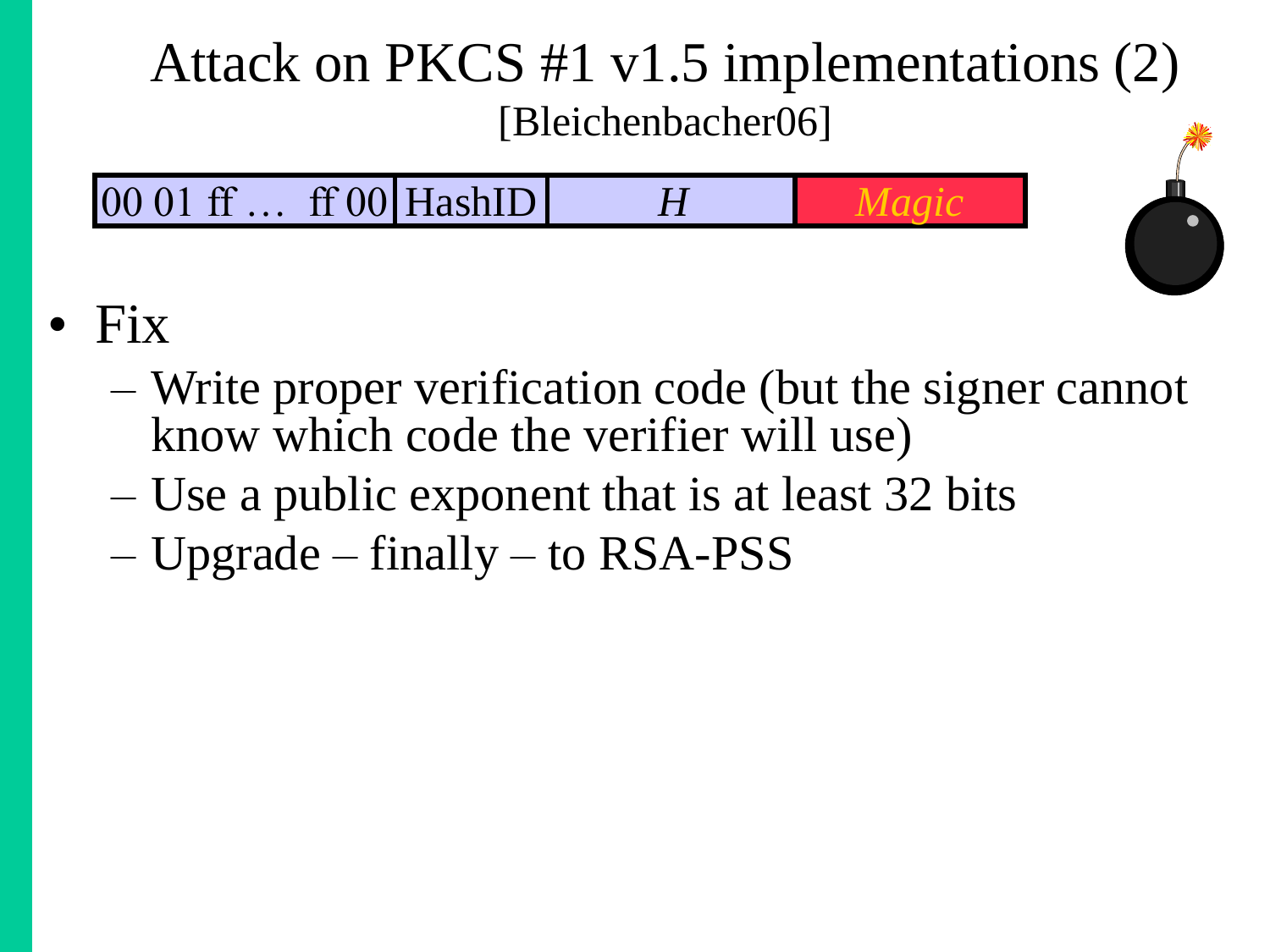# Attack on PKCS #1 v1.5 implementations (2)

[Bleichenbacher06]

| 00 01 ff … ff 00 | HashID | *H* | *Magic* |
|---|---|---|---|

- Fix
  - Write proper verification code (but the signer cannot know which code the verifier will use)
  - Use a public exponent that is at least 32 bits
  - Upgrade – finally – to RSA-PSS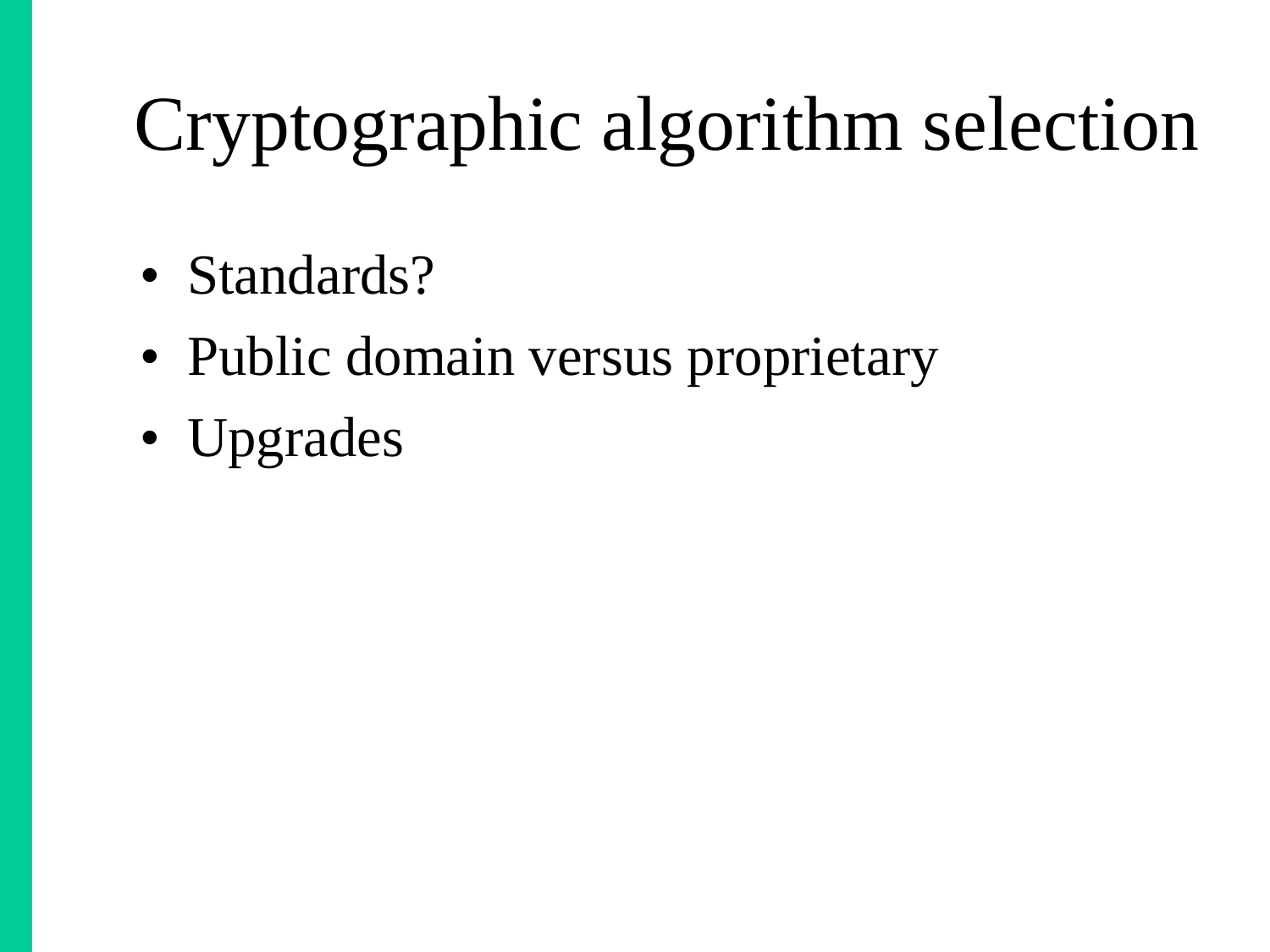# Cryptographic algorithm selection

- Standards?
- Public domain versus proprietary
- Upgrades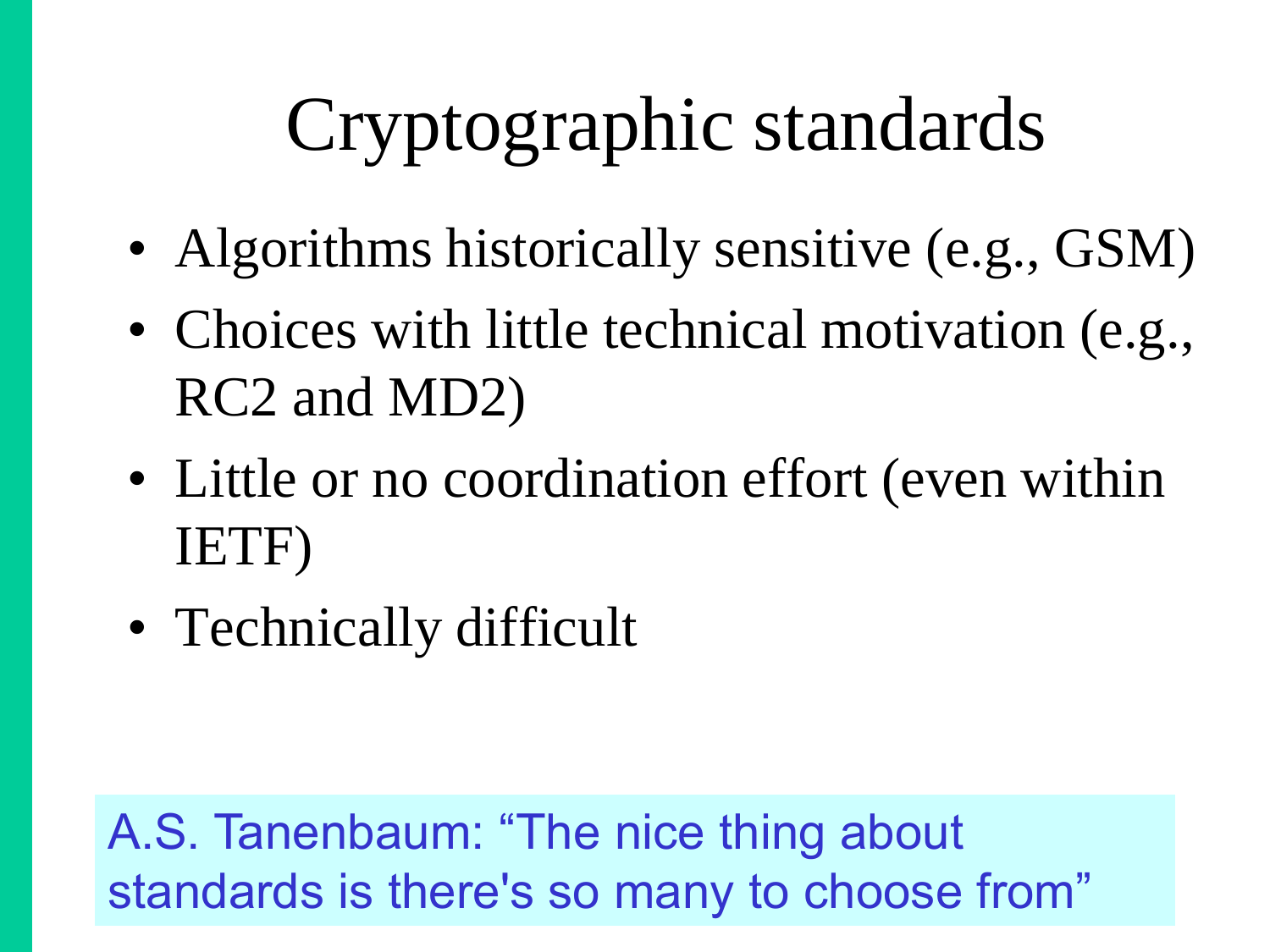# Cryptographic standards

- Algorithms historically sensitive (e.g., GSM)
- Choices with little technical motivation (e.g., RC2 and MD2)
- Little or no coordination effort (even within IETF)
- Technically difficult

A.S. Tanenbaum: "The nice thing about standards is there's so many to choose from"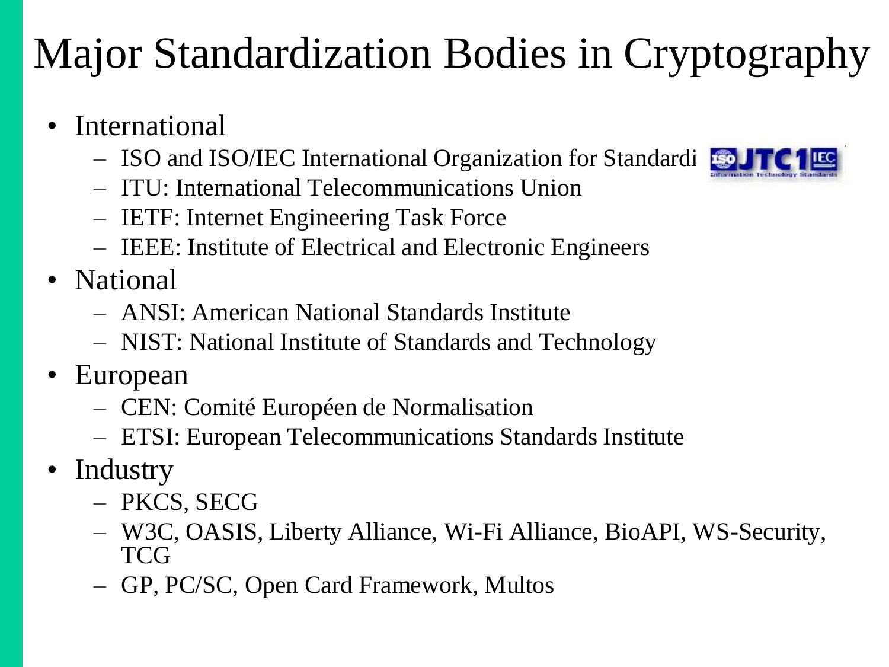# Major Standardization Bodies in Cryptography

- International
  - ISO and ISO/IEC International Organization for Standardi
  - ITU: International Telecommunications Union
  - IETF: Internet Engineering Task Force
  - IEEE: Institute of Electrical and Electronic Engineers
- National
  - ANSI: American National Standards Institute
  - NIST: National Institute of Standards and Technology
- European
  - CEN: Comité Européen de Normalisation
  - ETSI: European Telecommunications Standards Institute
- Industry
  - PKCS, SECG
  - W3C, OASIS, Liberty Alliance, Wi-Fi Alliance, BioAPI, WS-Security, TCG
  - GP, PC/SC, Open Card Framework, Multos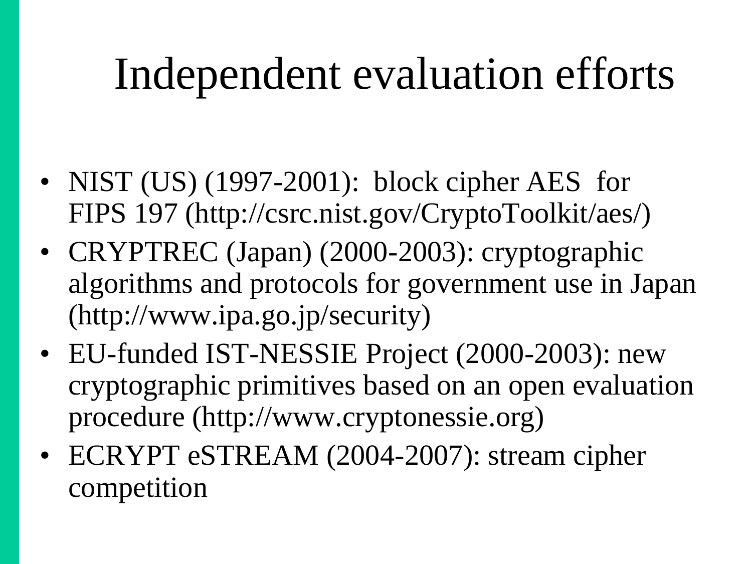# Independent evaluation efforts

- NIST (US) (1997-2001): block cipher AES for FIPS 197 (http://csrc.nist.gov/CryptoToolkit/aes/)
- CRYPTREC (Japan) (2000-2003): cryptographic algorithms and protocols for government use in Japan (http://www.ipa.go.jp/security)
- EU-funded IST-NESSIE Project (2000-2003): new cryptographic primitives based on an open evaluation procedure (http://www.cryptonessie.org)
- ECRYPT eSTREAM (2004-2007): stream cipher competition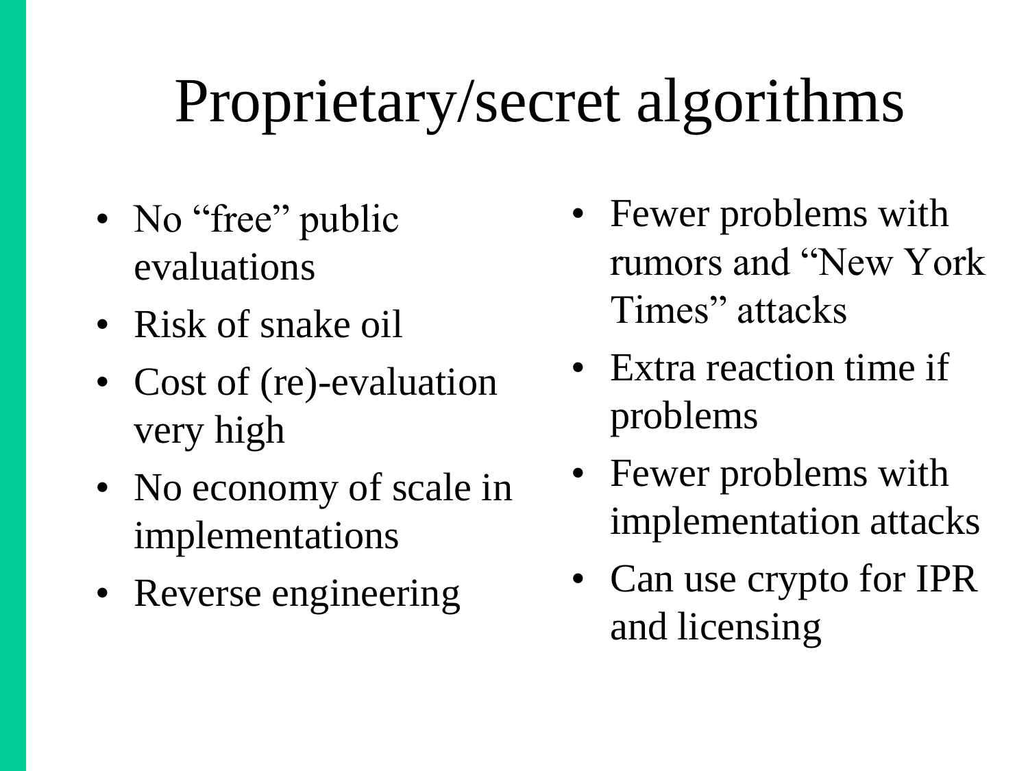# Proprietary/secret algorithms

- No “free” public evaluations
- Risk of snake oil
- Cost of (re)-evaluation very high
- No economy of scale in implementations
- Reverse engineering

- Fewer problems with rumors and “New York Times” attacks
- Extra reaction time if problems
- Fewer problems with implementation attacks
- Can use crypto for IPR and licensing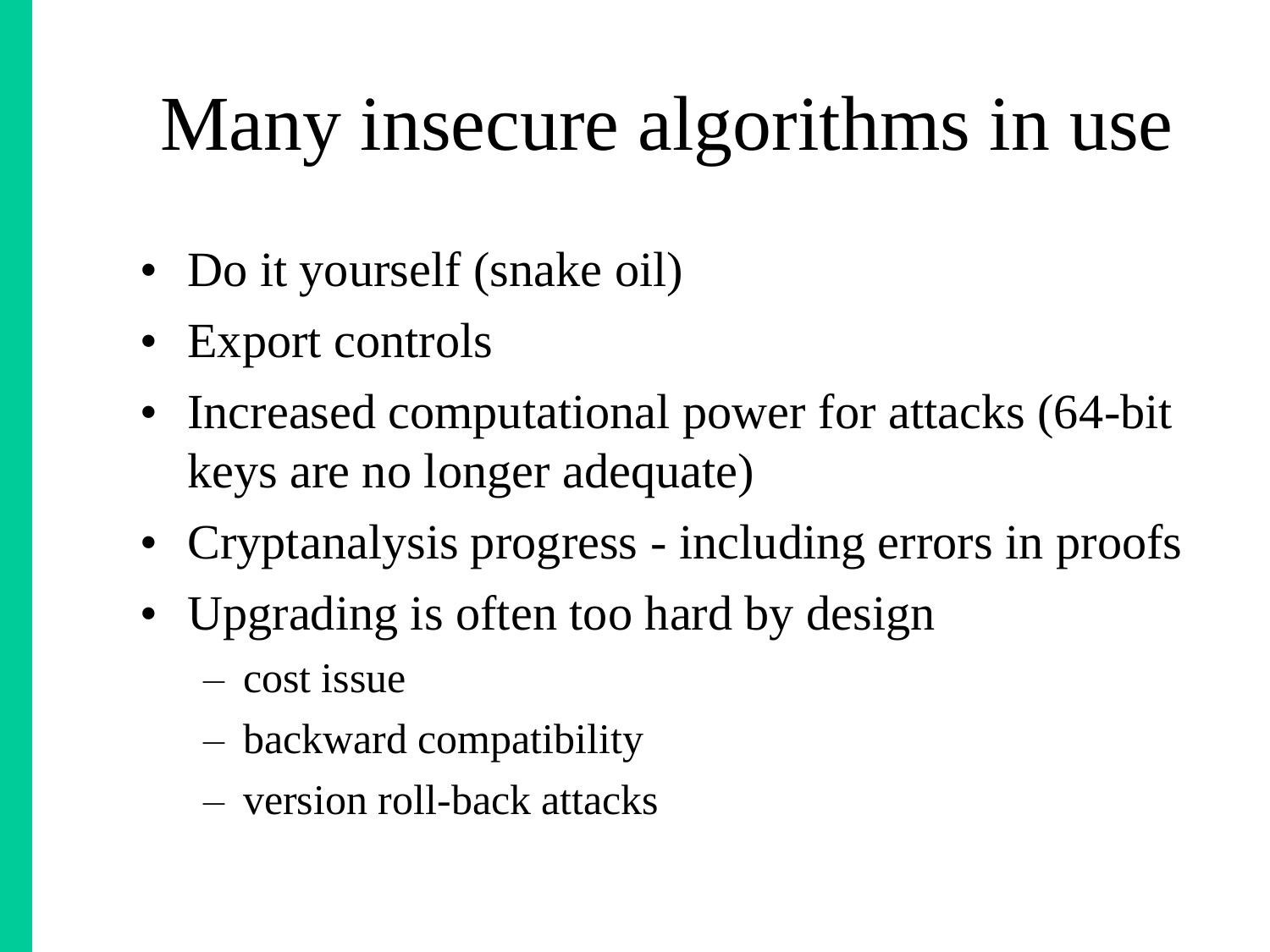# Many insecure algorithms in use

- Do it yourself (snake oil)
- Export controls
- Increased computational power for attacks (64-bit keys are no longer adequate)
- Cryptanalysis progress - including errors in proofs
- Upgrading is often too hard by design
  - cost issue
  - backward compatibility
  - version roll-back attacks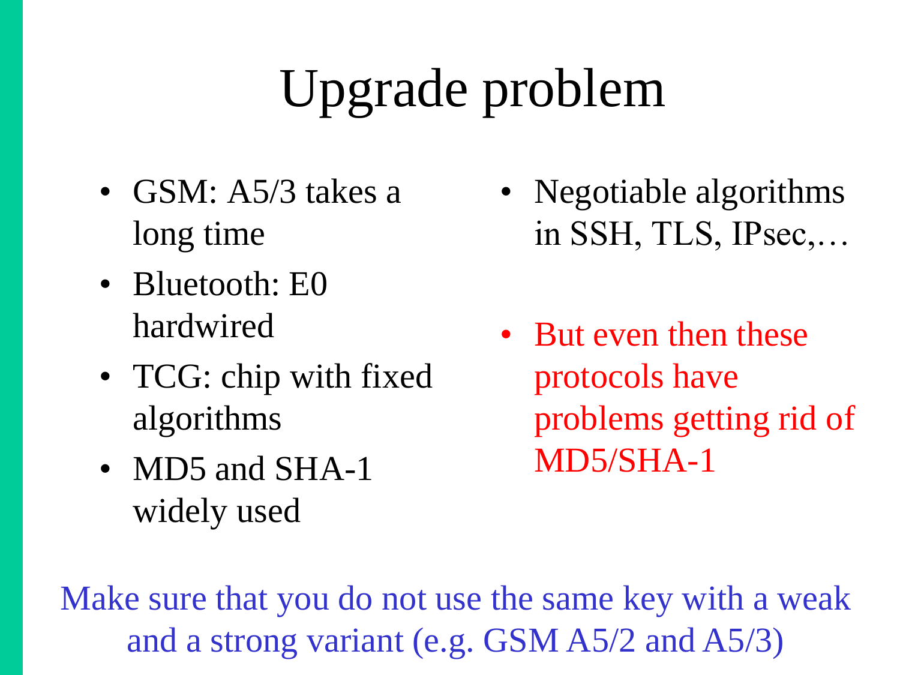# Upgrade problem

- GSM: A5/3 takes a long time
- Bluetooth: E0 hardwired
- TCG: chip with fixed algorithms
- MD5 and SHA-1 widely used

- Negotiable algorithms in SSH, TLS, IPsec,…
- But even then these protocols have problems getting rid of MD5/SHA-1

Make sure that you do not use the same key with a weak and a strong variant (e.g. GSM A5/2 and A5/3)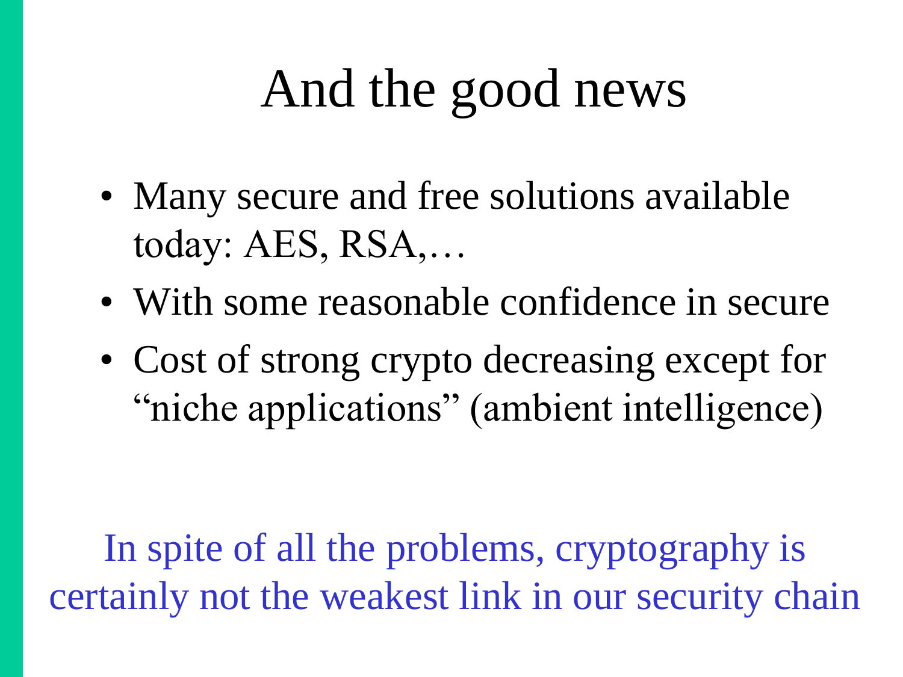# And the good news

- Many secure and free solutions available today: AES, RSA,…
- With some reasonable confidence in secure
- Cost of strong crypto decreasing except for "niche applications" (ambient intelligence)

In spite of all the problems, cryptography is certainly not the weakest link in our security chain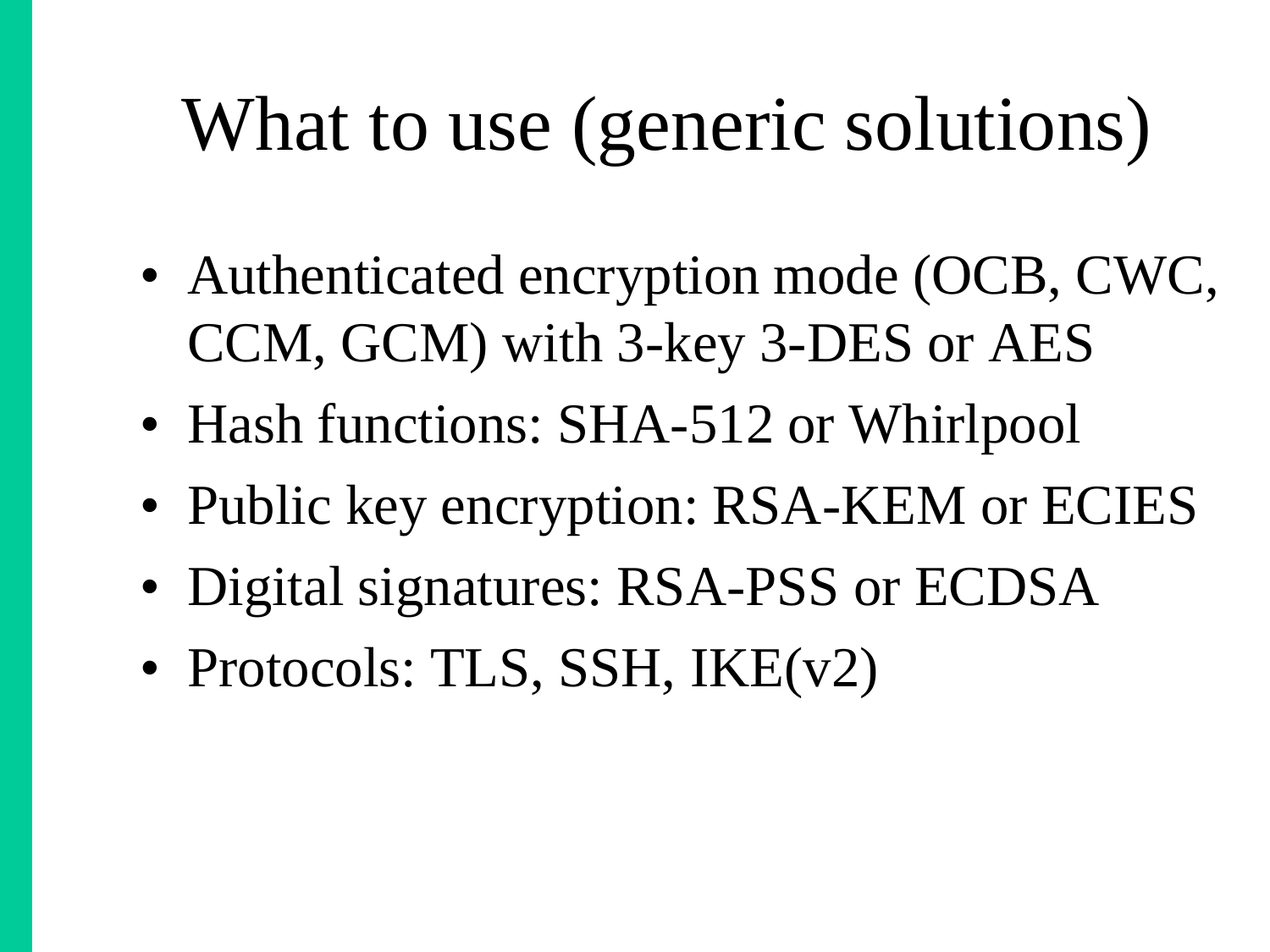# What to use (generic solutions)

- Authenticated encryption mode (OCB, CWC, CCM, GCM) with 3-key 3-DES or AES
- Hash functions: SHA-512 or Whirlpool
- Public key encryption: RSA-KEM or ECIES
- Digital signatures: RSA-PSS or ECDSA
- Protocols: TLS, SSH, IKE(v2)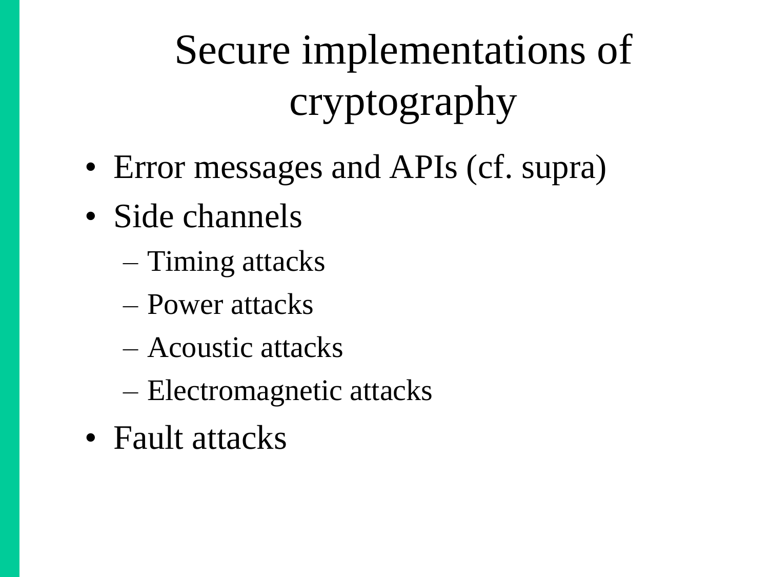# Secure implementations of cryptography

- Error messages and APIs (cf. supra)
- Side channels
  - Timing attacks
  - Power attacks
  - Acoustic attacks
  - Electromagnetic attacks
- Fault attacks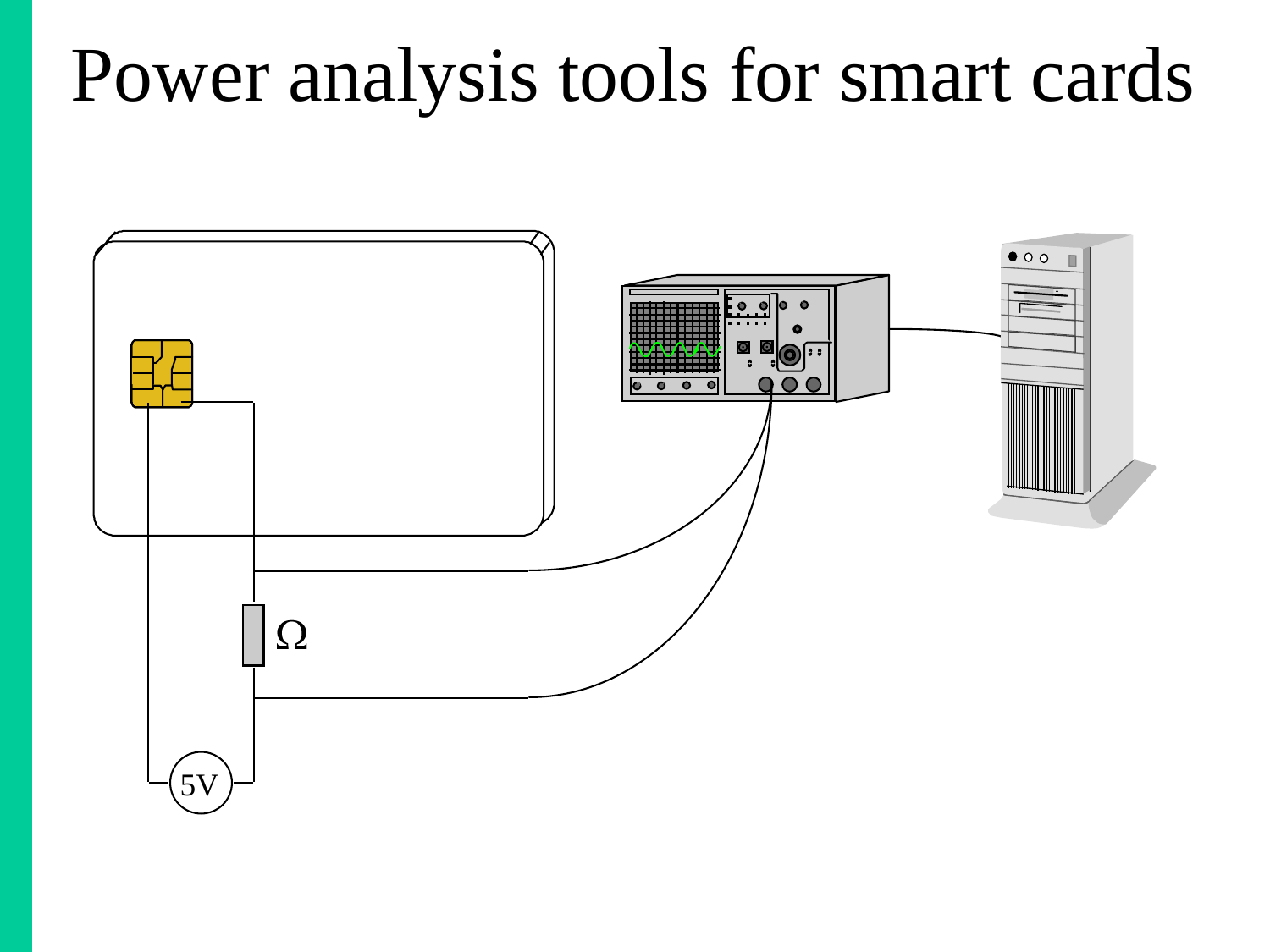# Power analysis tools for smart cards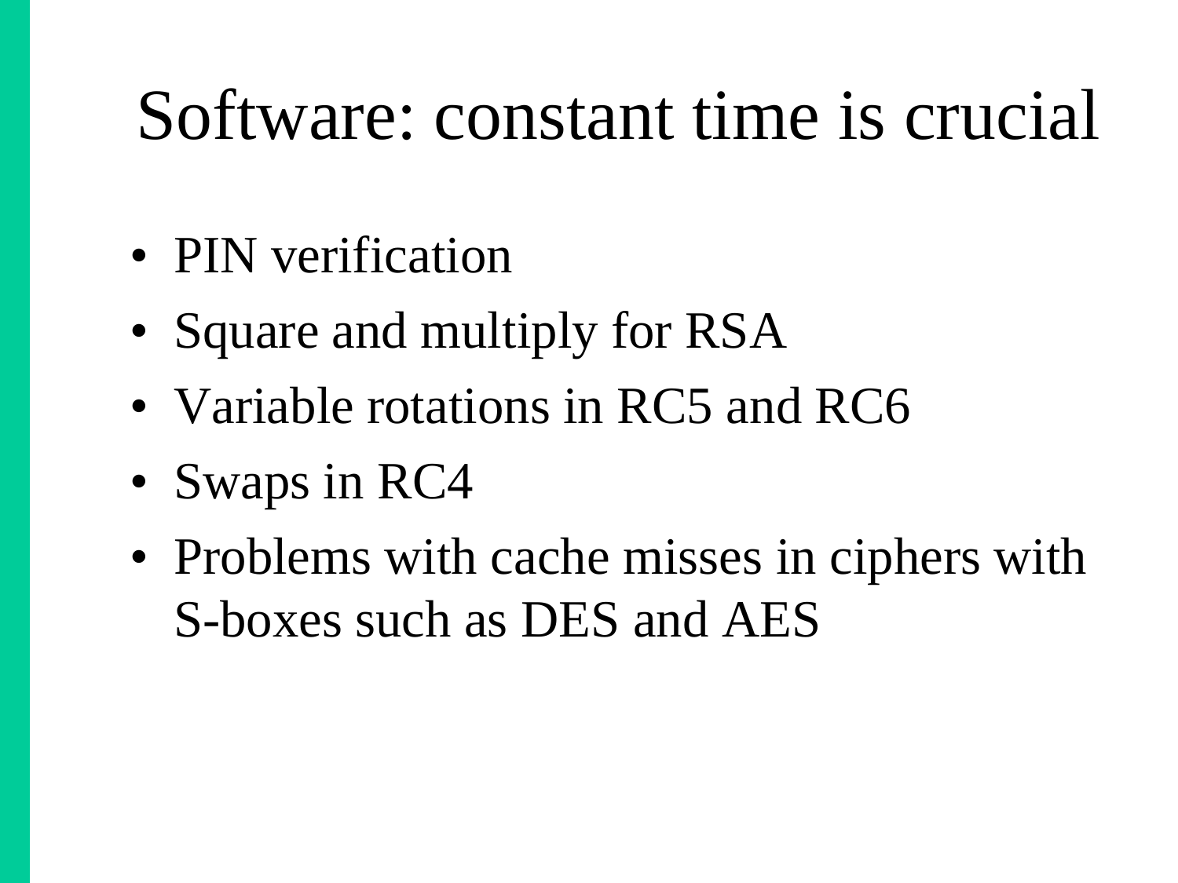# Software: constant time is crucial

- PIN verification
- Square and multiply for RSA
- Variable rotations in RC5 and RC6
- Swaps in RC4
- Problems with cache misses in ciphers with S-boxes such as DES and AES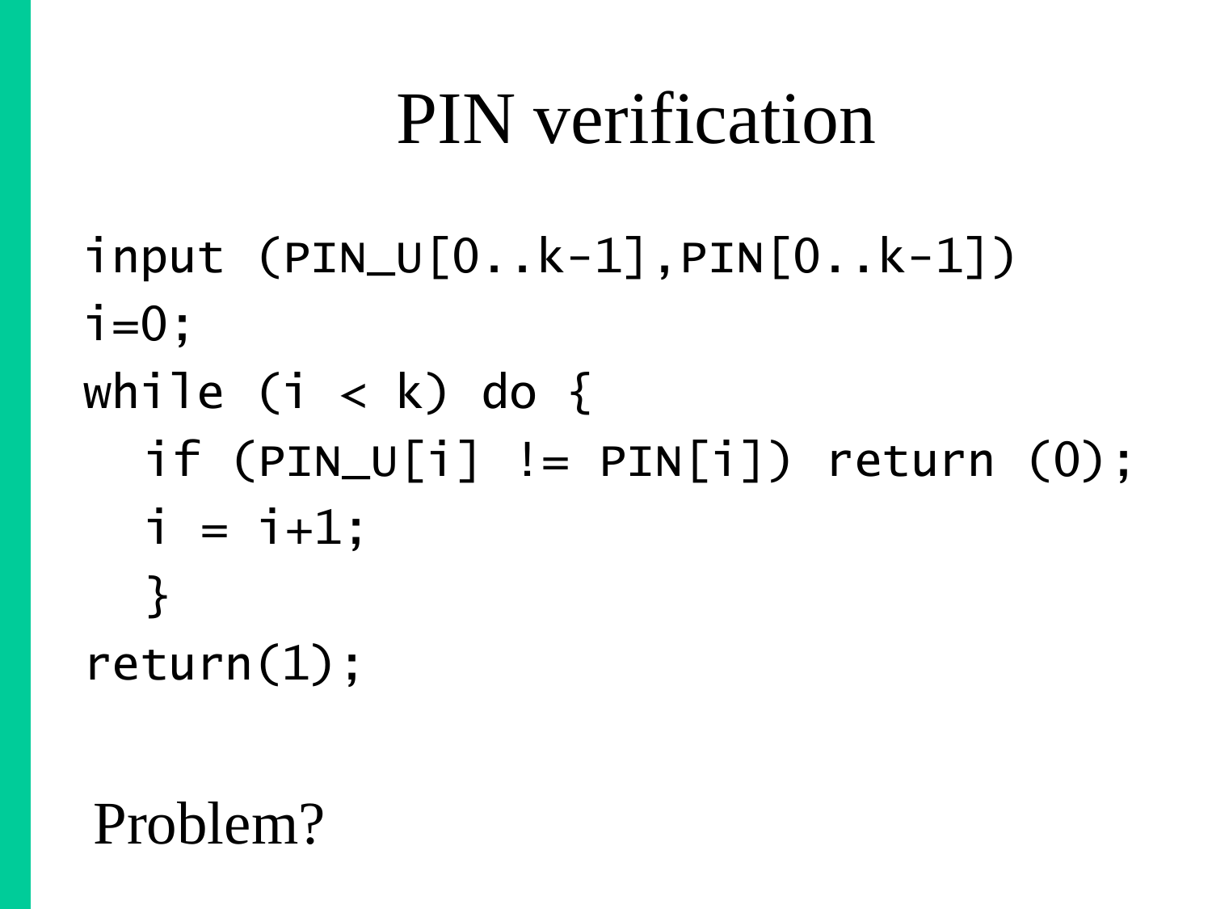# PIN verification

```
input (PIN_U[0..k-1],PIN[0..k-1])
i=0;
while (i < k) do {
  if (PIN_U[i] != PIN[i]) return (0);
  i = i+1;
  }
return(1);
```

Problem?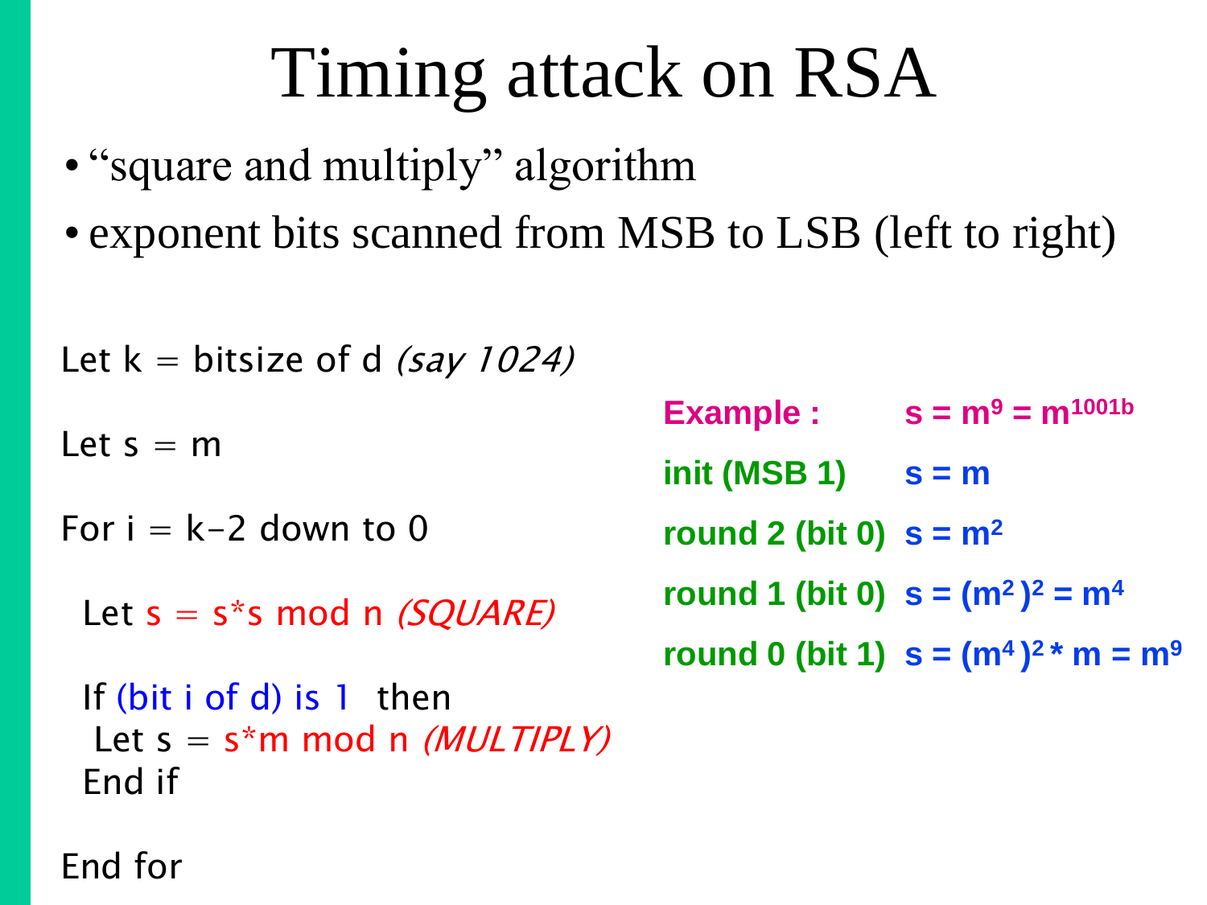# Timing attack on RSA

- "square and multiply" algorithm
- exponent bits scanned from MSB to LSB (left to right)

```
Let k = bitsize of d (say 1024)

Let s = m

For i = k-2 down to 0

  Let s = s*s mod n (SQUARE)

  If (bit i of d) is 1  then
   Let s = s*m mod n (MULTIPLY)
  End if

End for
```

**Example :** $s = m^9 = m^{1001b}$

**init (MSB 1)** $s = m$

**round 2 (bit 0)** $s = m^2$

**round 1 (bit 0)** $s = (m^2)^2 = m^4$

**round 0 (bit 1)** $s = (m^4)^2 * m = m^9$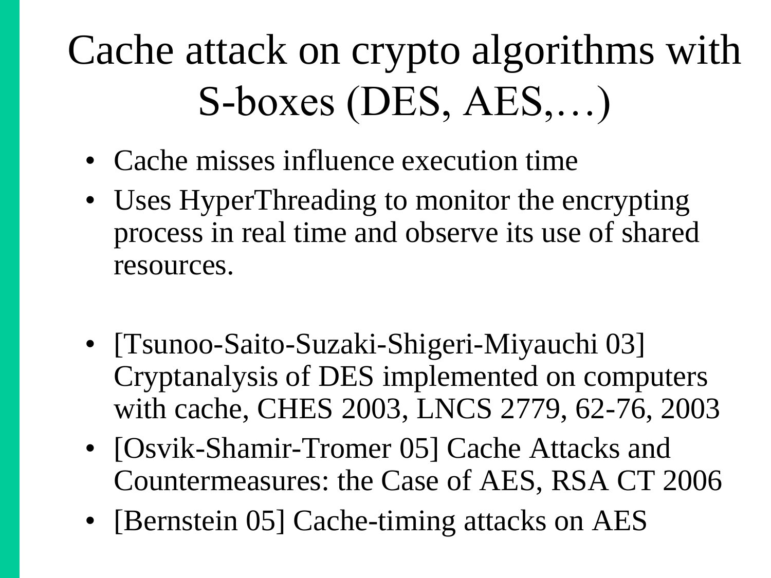# Cache attack on crypto algorithms with S-boxes (DES, AES,…)

- Cache misses influence execution time
- Uses HyperThreading to monitor the encrypting process in real time and observe its use of shared resources.

- [Tsunoo-Saito-Suzaki-Shigeri-Miyauchi 03] Cryptanalysis of DES implemented on computers with cache, CHES 2003, LNCS 2779, 62-76, 2003
- [Osvik-Shamir-Tromer 05] Cache Attacks and Countermeasures: the Case of AES, RSA CT 2006
- [Bernstein 05] Cache-timing attacks on AES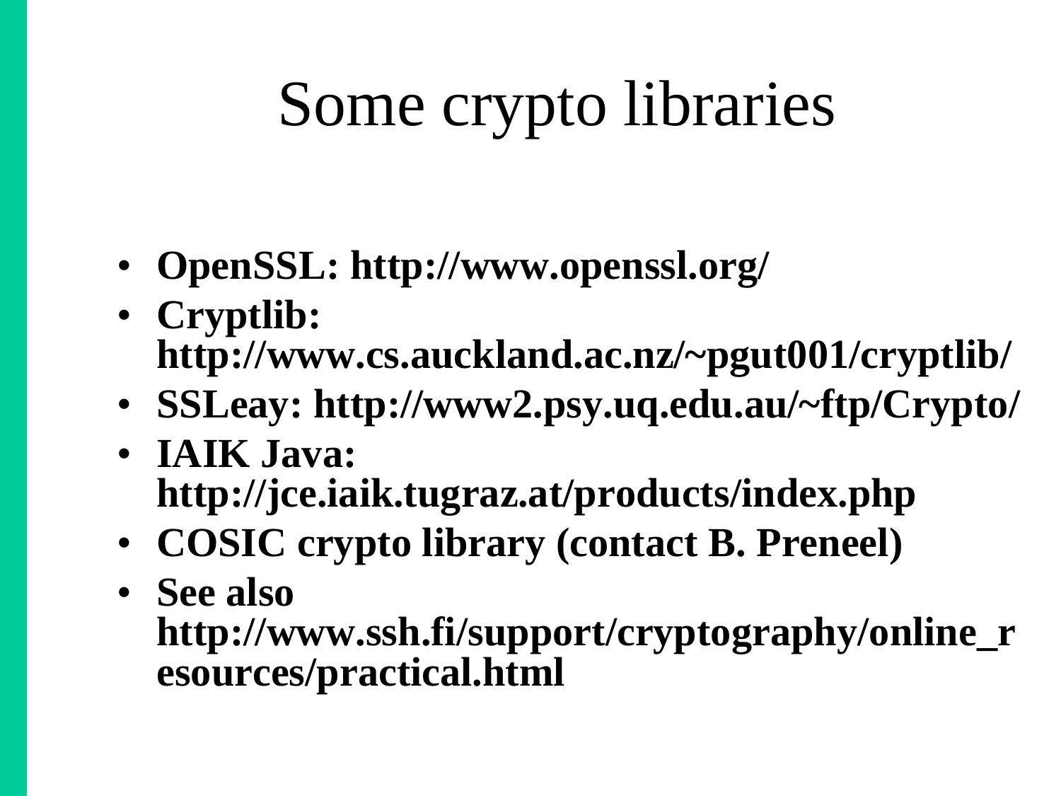# Some crypto libraries

- **OpenSSL: http://www.openssl.org/**
- **Cryptlib: http://www.cs.auckland.ac.nz/~pgut001/cryptlib/**
- **SSLeay: http://www2.psy.uq.edu.au/~ftp/Crypto/**
- **IAIK Java: http://jce.iaik.tugraz.at/products/index.php**
- **COSIC crypto library (contact B. Preneel)**
- **See also http://www.ssh.fi/support/cryptography/online_resources/practical.html**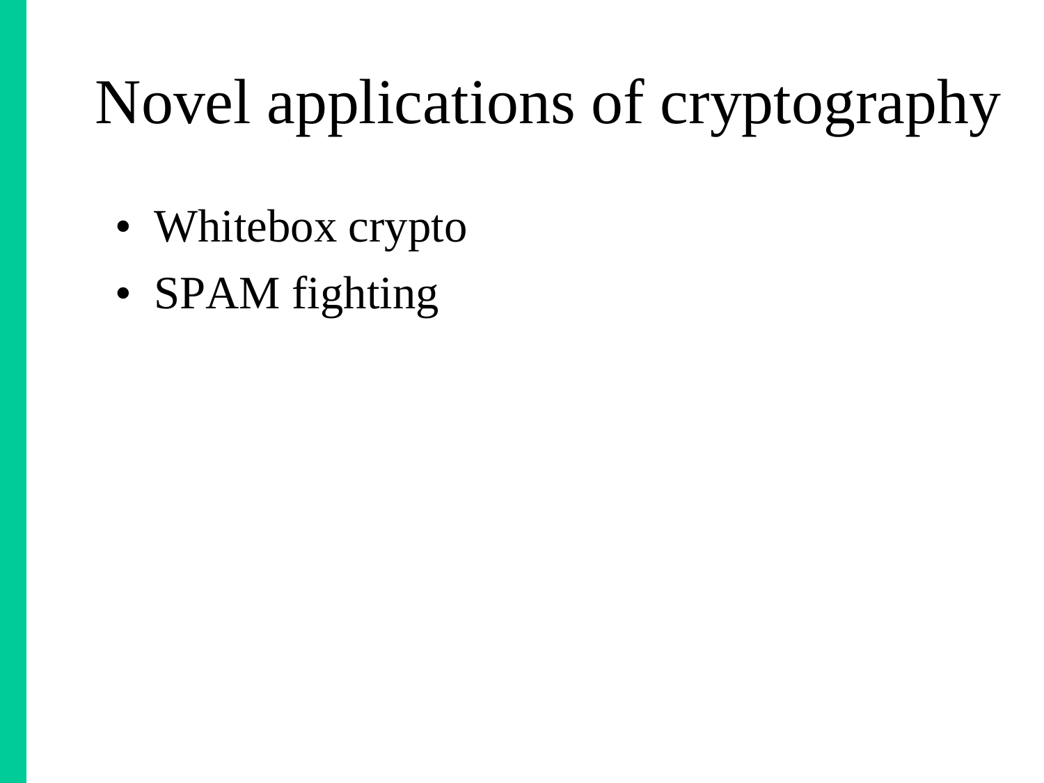# Novel applications of cryptography

- Whitebox crypto
- SPAM fighting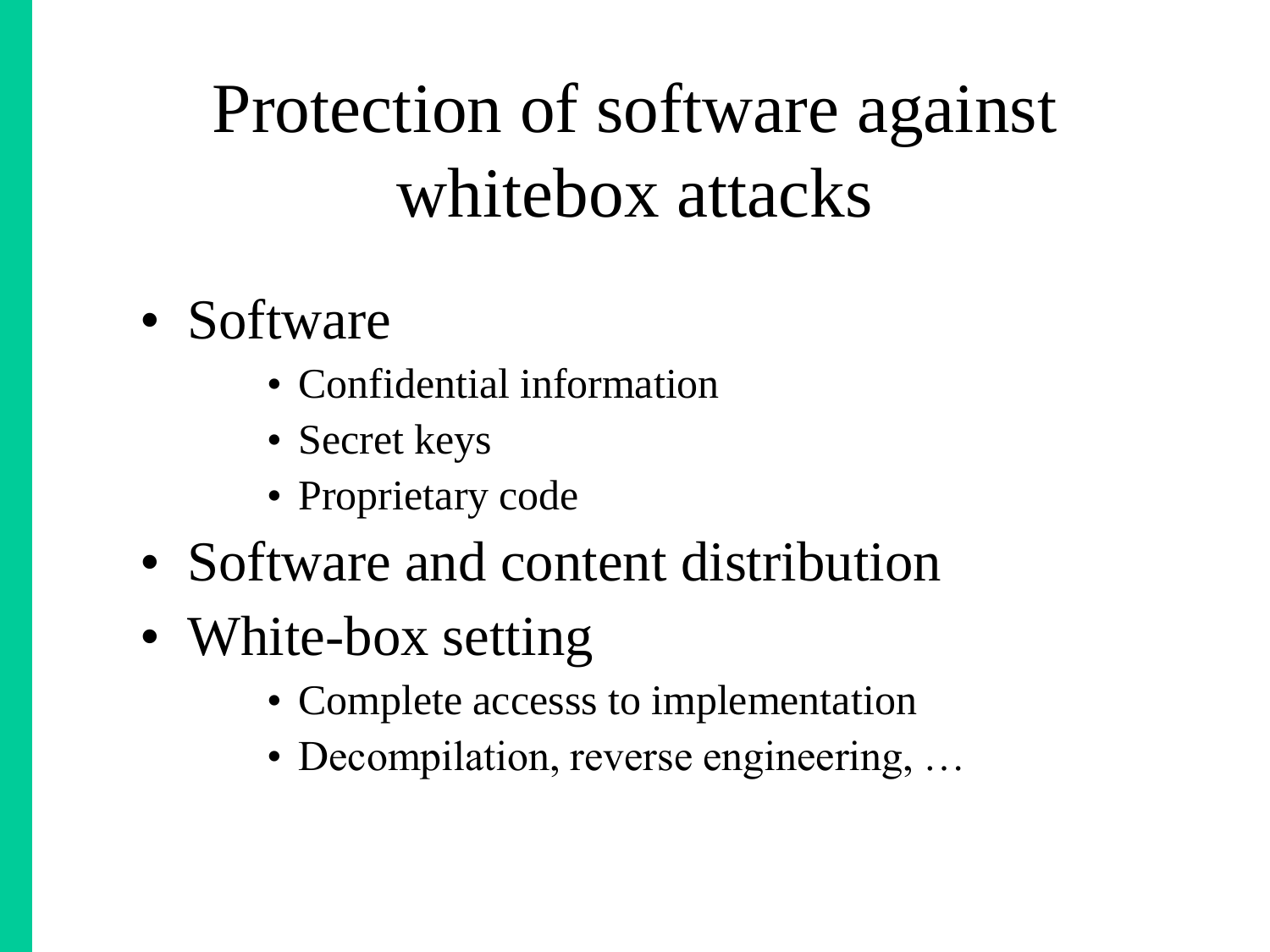# Protection of software against whitebox attacks

- Software
  - Confidential information
  - Secret keys
  - Proprietary code
- Software and content distribution
- White-box setting
  - Complete accesss to implementation
  - Decompilation, reverse engineering, …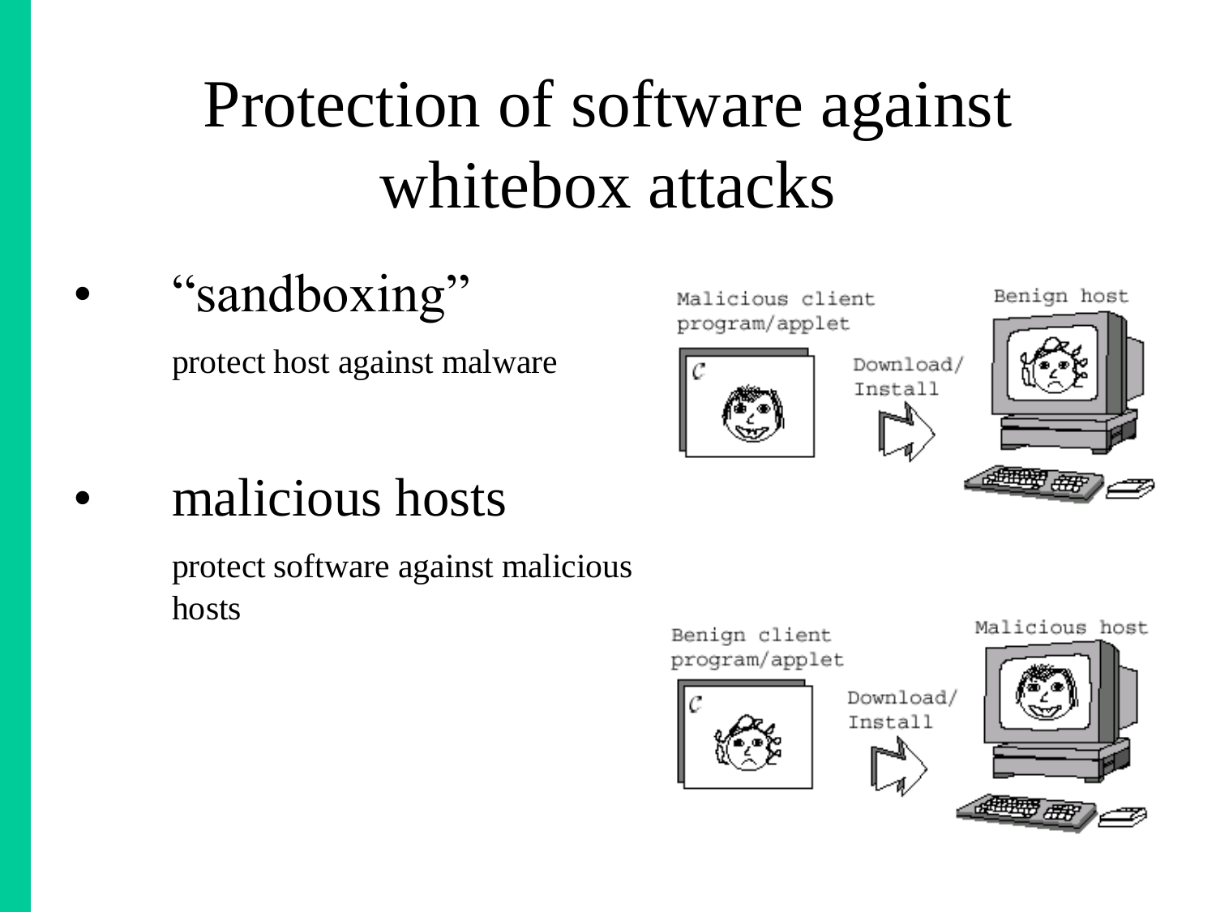# Protection of software against whitebox attacks

- "sandboxing"

  protect host against malware

- malicious hosts

  protect software against malicious hosts

Malicious client program/applet

Download/ Install

Benign host

Benign client program/applet

Download/ Install

Malicious host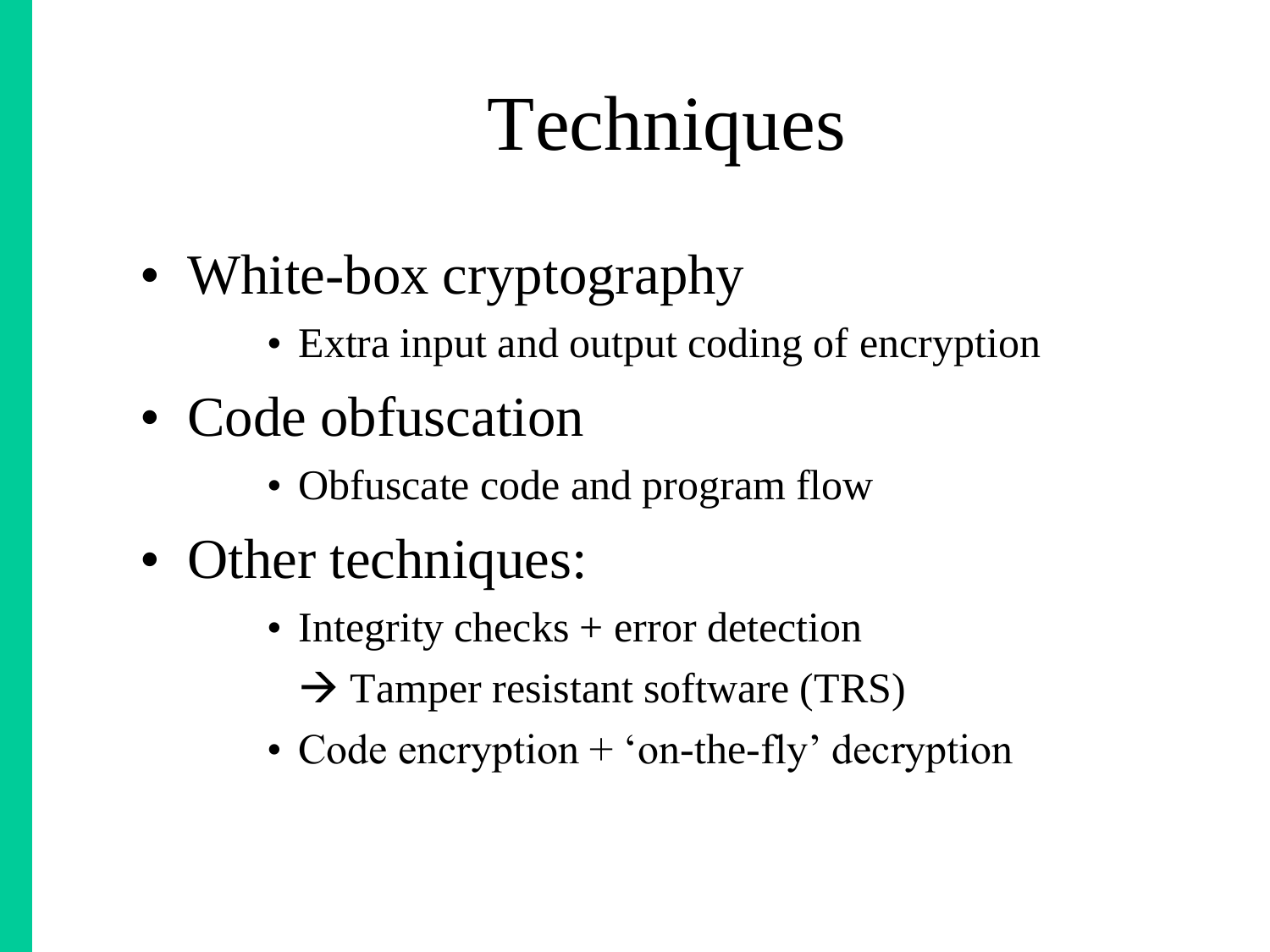# Techniques

- White-box cryptography
  - Extra input and output coding of encryption
- Code obfuscation
  - Obfuscate code and program flow
- Other techniques:
  - Integrity checks + error detection

    → Tamper resistant software (TRS)
  - Code encryption + ‘on-the-fly’ decryption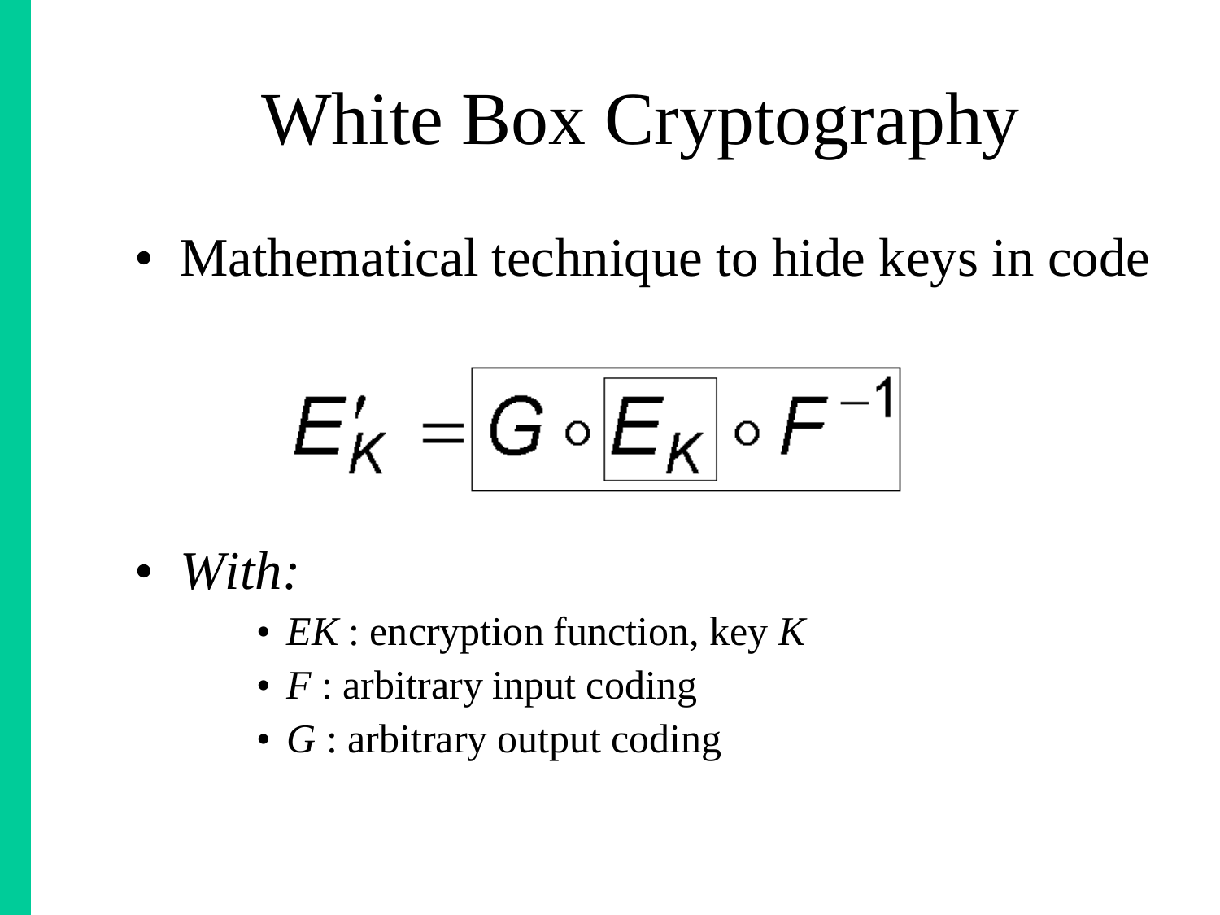# White Box Cryptography

- Mathematical technique to hide keys in code

$$E'_K = G \circ E_K \circ F^{-1}$$

- *With:*
  - *EK* : encryption function, key *K*
  - *F* : arbitrary input coding
  - *G* : arbitrary output coding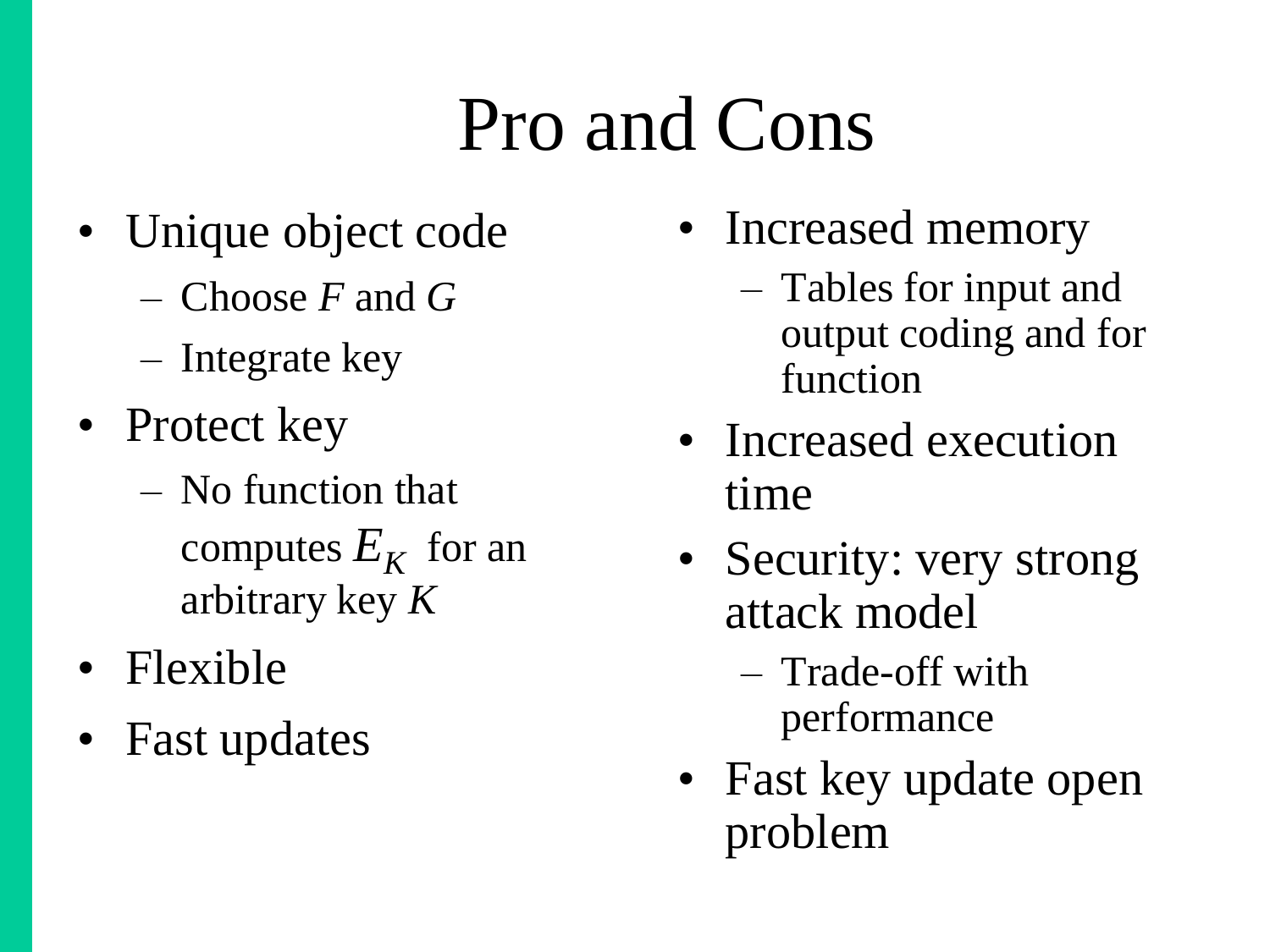# Pro and Cons

- Unique object code
  - Choose $F$ and $G$
  - Integrate key
- Protect key
  - No function that computes $E_K$ for an arbitrary key $K$
- Flexible
- Fast updates

- Increased memory
  - Tables for input and output coding and for function
- Increased execution time
- Security: very strong attack model
  - Trade-off with performance
- Fast key update open problem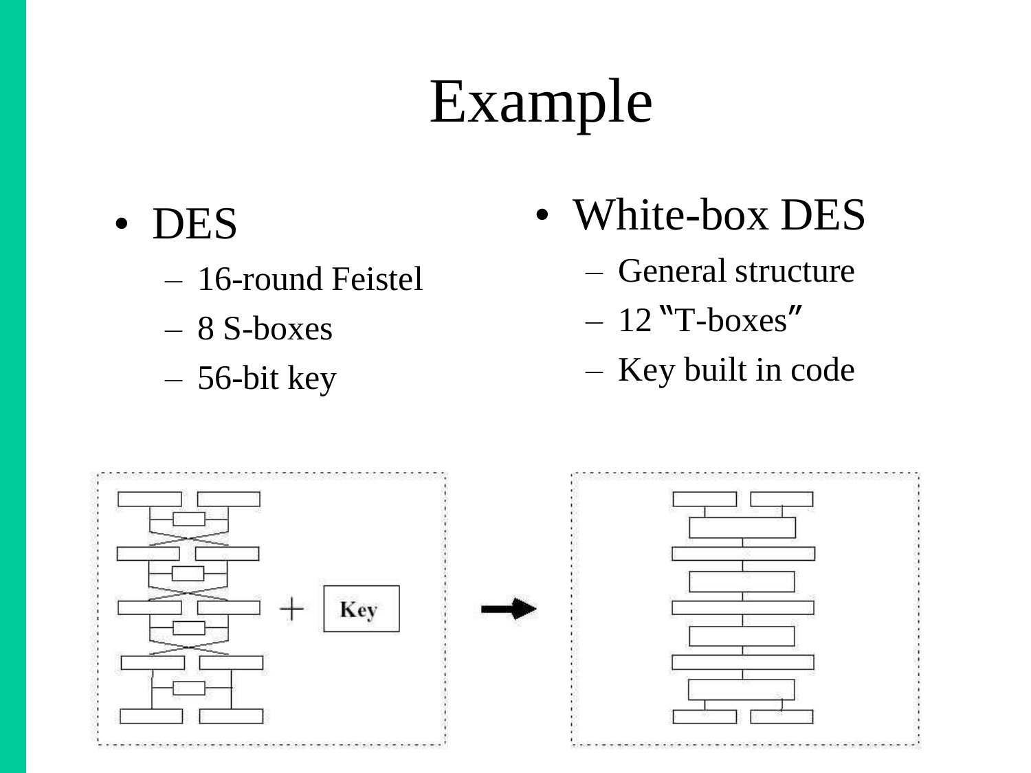# Example

- DES
  - 16-round Feistel
  - 8 S-boxes
  - 56-bit key

- White-box DES
  - General structure
  - 12 "T-boxes"
  - Key built in code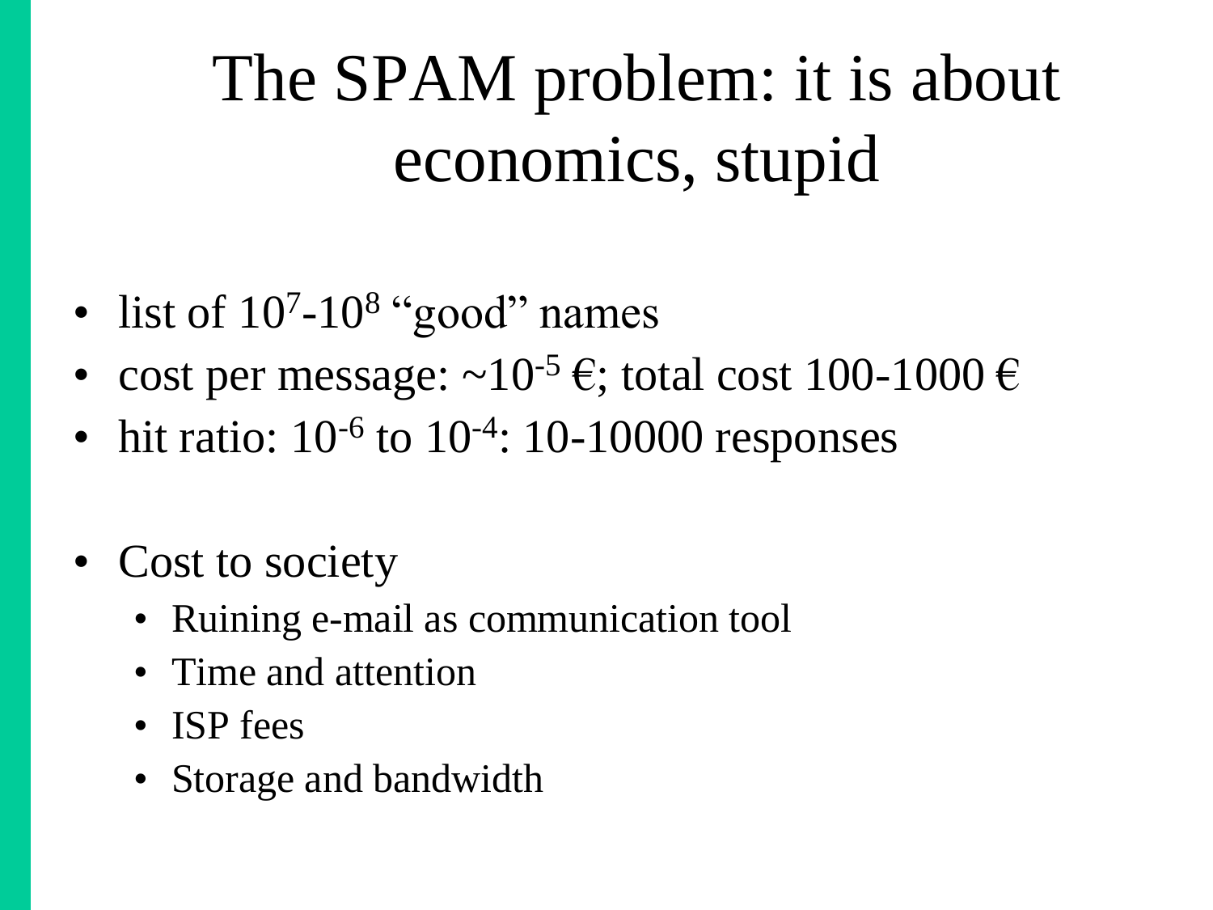# The SPAM problem: it is about economics, stupid

- list of $10^7$-$10^8$ “good” names
- cost per message: ~$10^{-5}$ €; total cost 100-1000 €
- hit ratio: $10^{-6}$ to $10^{-4}$: 10-10000 responses

- Cost to society
  - Ruining e-mail as communication tool
  - Time and attention
  - ISP fees
  - Storage and bandwidth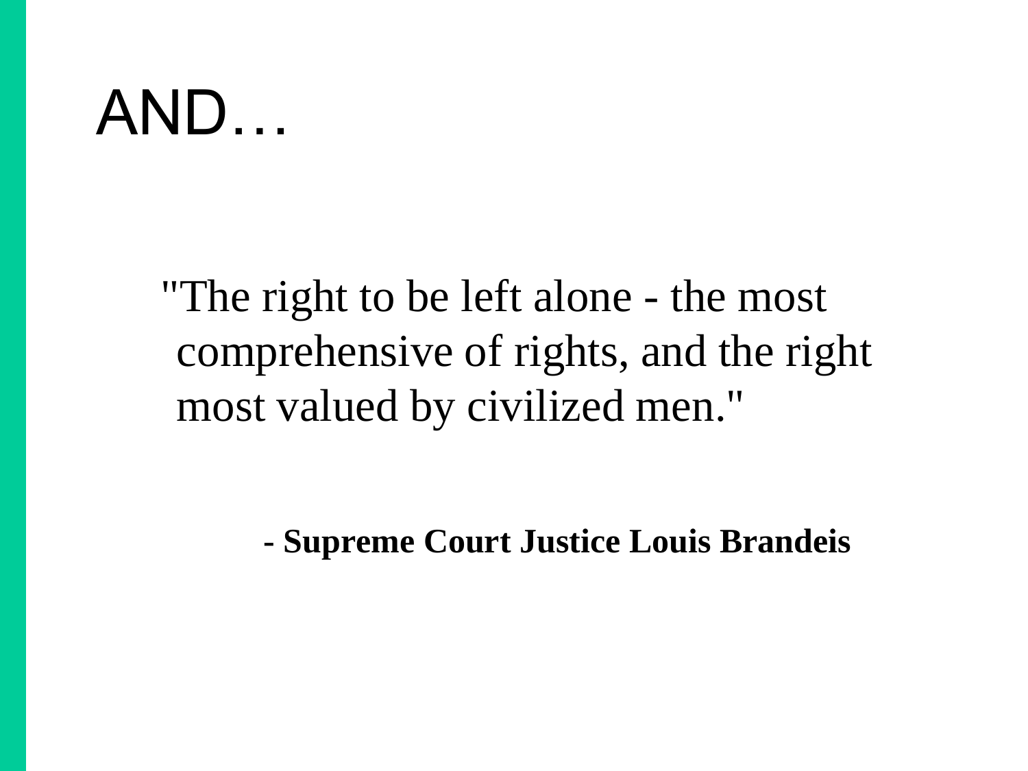# AND…

> "The right to be left alone - the most comprehensive of rights, and the right most valued by civilized men."

**- Supreme Court Justice Louis Brandeis**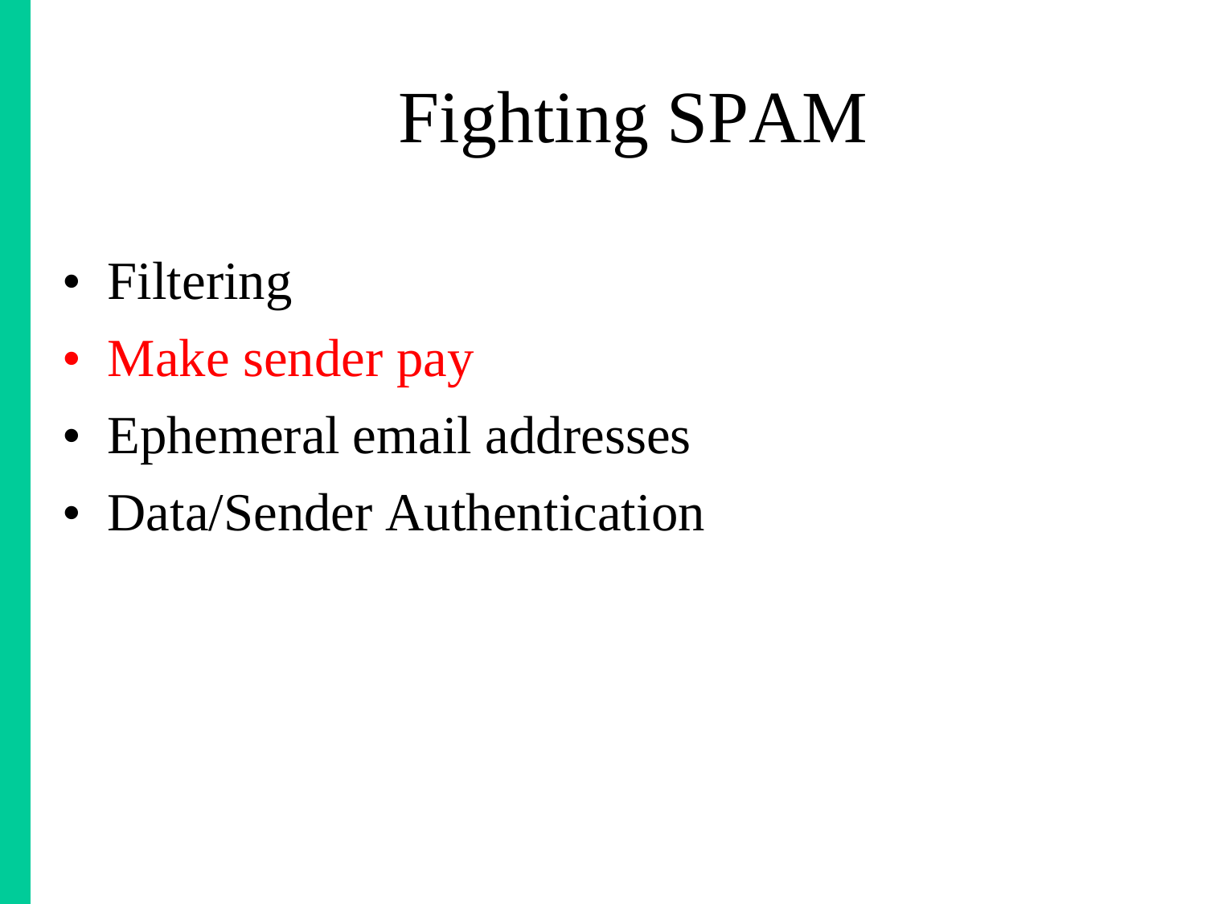# Fighting SPAM

- Filtering
- Make sender pay
- Ephemeral email addresses
- Data/Sender Authentication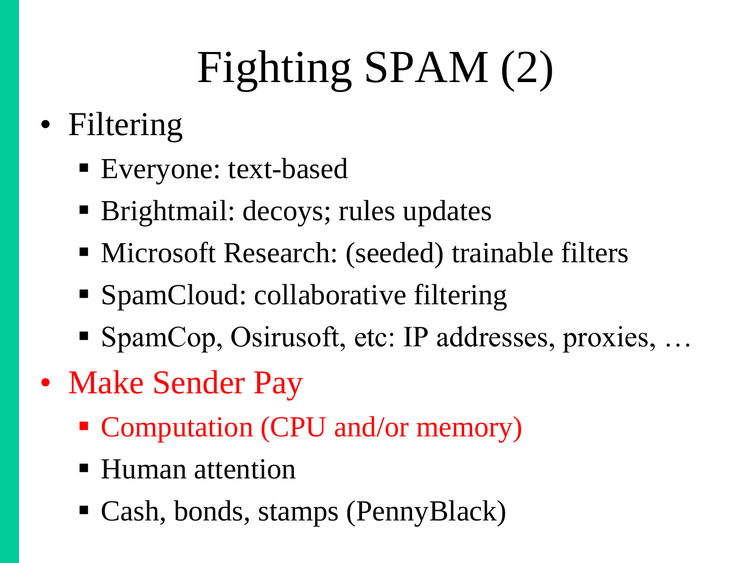# Fighting SPAM (2)

- Filtering
  - Everyone: text-based
  - Brightmail: decoys; rules updates
  - Microsoft Research: (seeded) trainable filters
  - SpamCloud: collaborative filtering
  - SpamCop, Osirusoft, etc: IP addresses, proxies, …
- Make Sender Pay
  - Computation (CPU and/or memory)
  - Human attention
  - Cash, bonds, stamps (PennyBlack)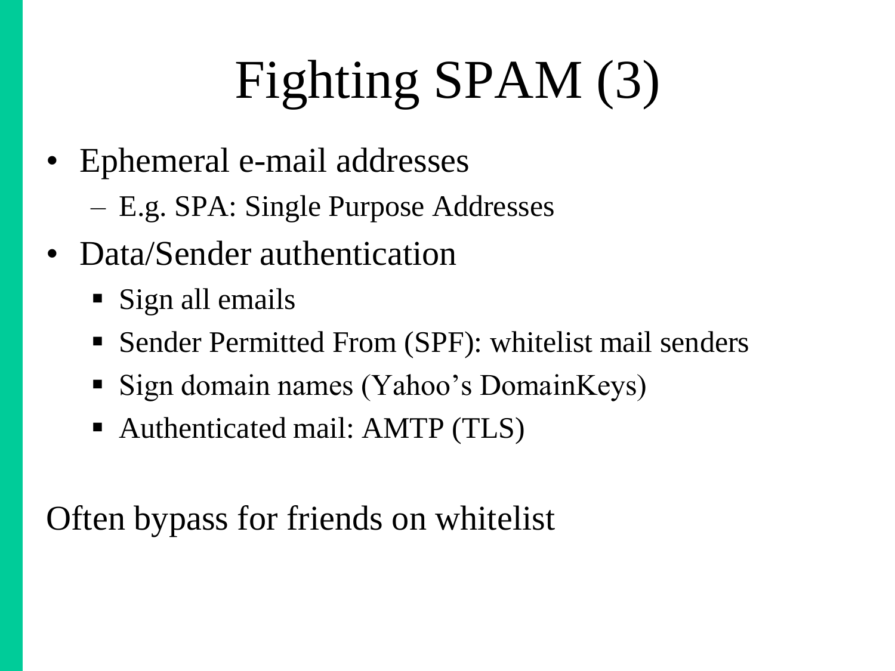# Fighting SPAM (3)

- Ephemeral e-mail addresses
  - E.g. SPA: Single Purpose Addresses
- Data/Sender authentication
  - Sign all emails
  - Sender Permitted From (SPF): whitelist mail senders
  - Sign domain names (Yahoo’s DomainKeys)
  - Authenticated mail: AMTP (TLS)

Often bypass for friends on whitelist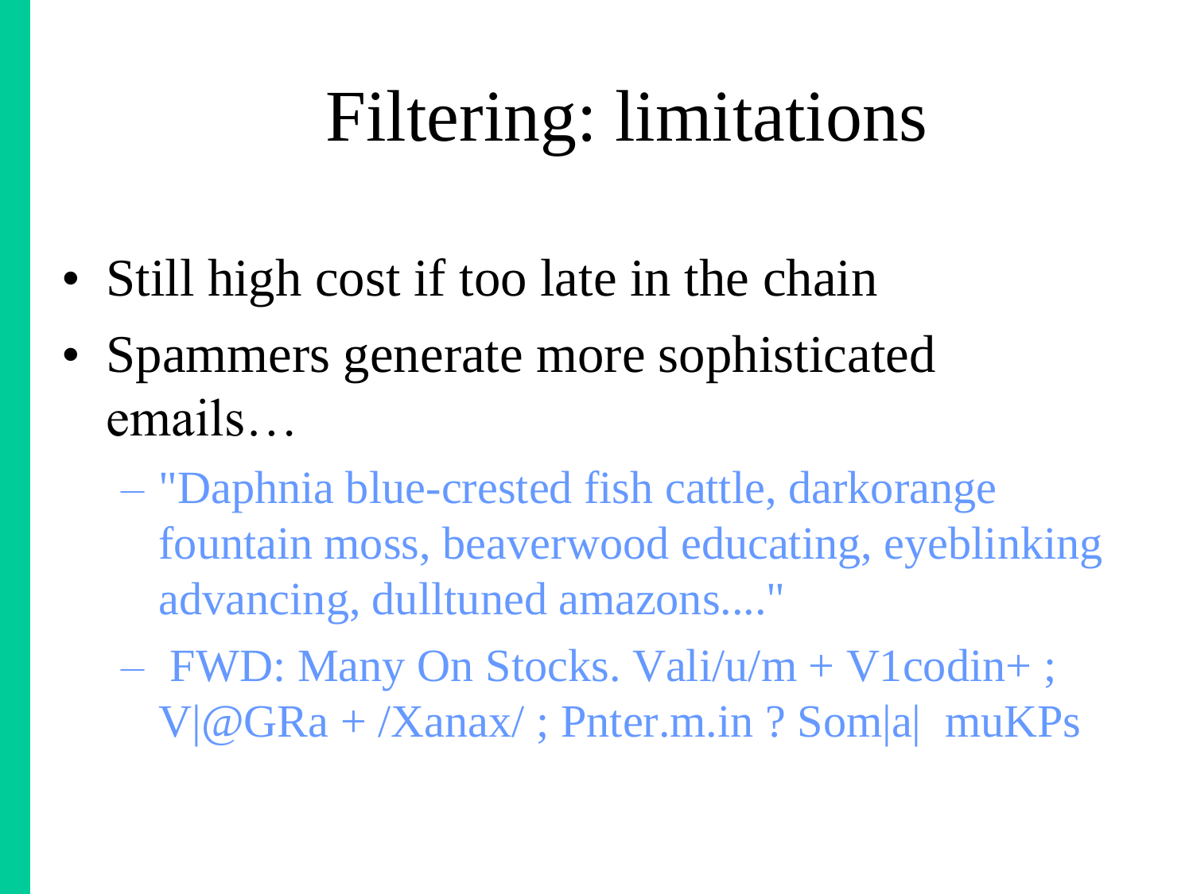# Filtering: limitations

- Still high cost if too late in the chain
- Spammers generate more sophisticated emails…
  - "Daphnia blue-crested fish cattle, darkorange fountain moss, beaverwood educating, eyeblinking advancing, dulltuned amazons...."
  - FWD: Many On Stocks. Vali/u/m + V1codin+ ; V|@GRa + /Xanax/ ; Pnter.m.in ? Som|a| muKPs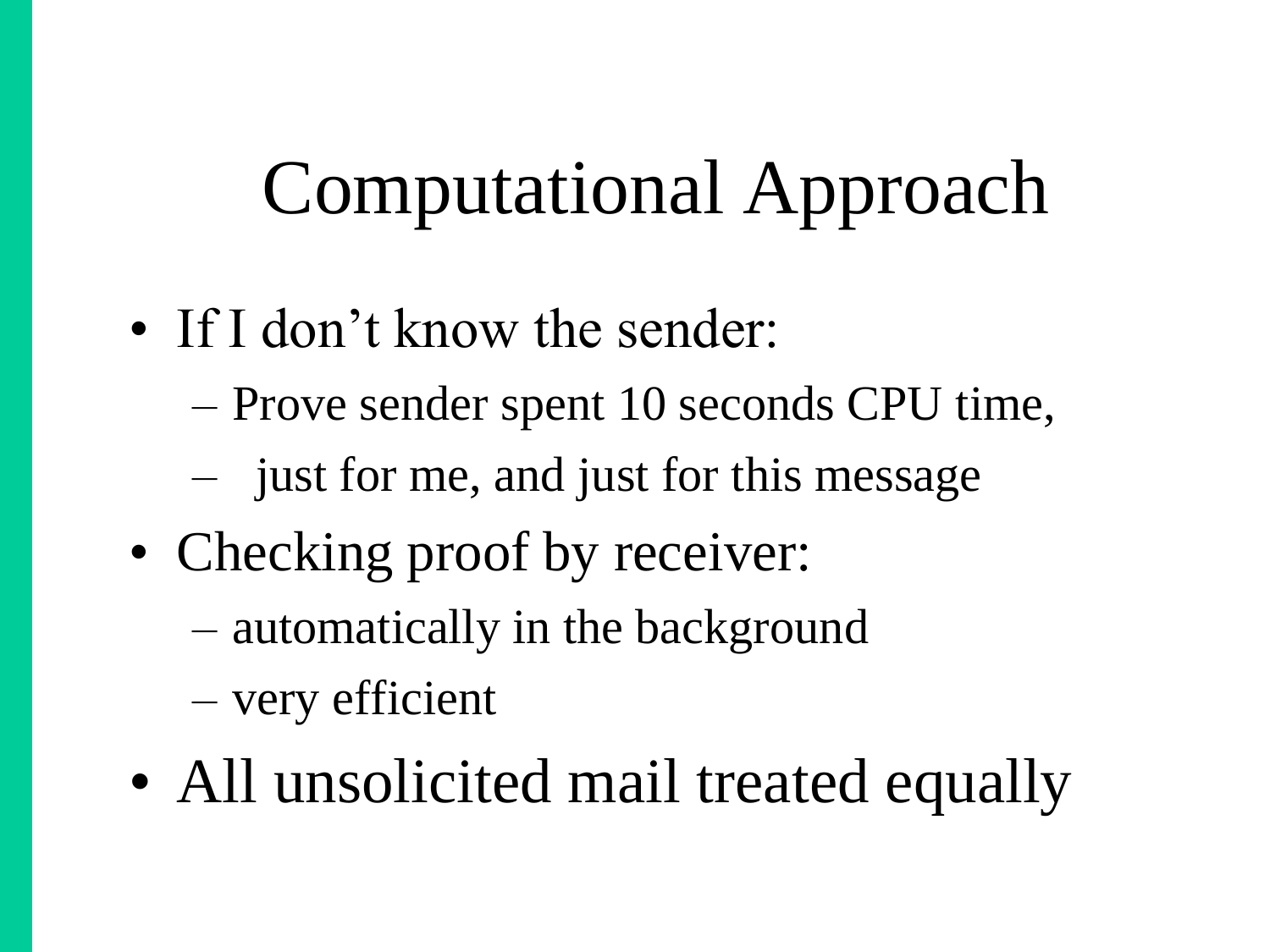# Computational Approach

- If I don't know the sender:
  - Prove sender spent 10 seconds CPU time,
  - just for me, and just for this message
- Checking proof by receiver:
  - automatically in the background
  - very efficient
- All unsolicited mail treated equally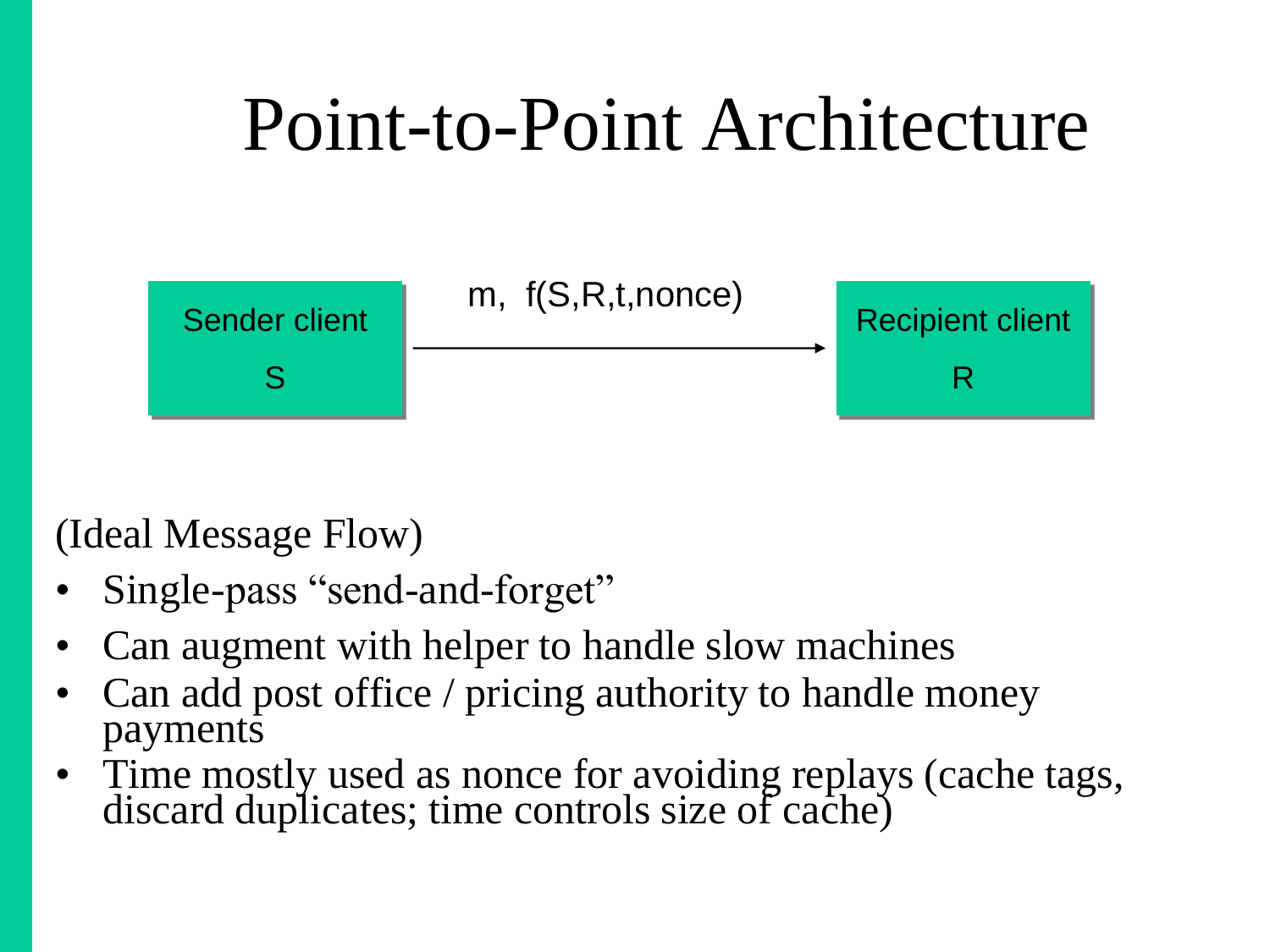# Point-to-Point Architecture

Sender client S → m, $f(S,R,t,nonce)$ → Recipient client R

(Ideal Message Flow)

- Single-pass “send-and-forget”
- Can augment with helper to handle slow machines
- Can add post office / pricing authority to handle money payments
- Time mostly used as nonce for avoiding replays (cache tags, discard duplicates; time controls size of cache)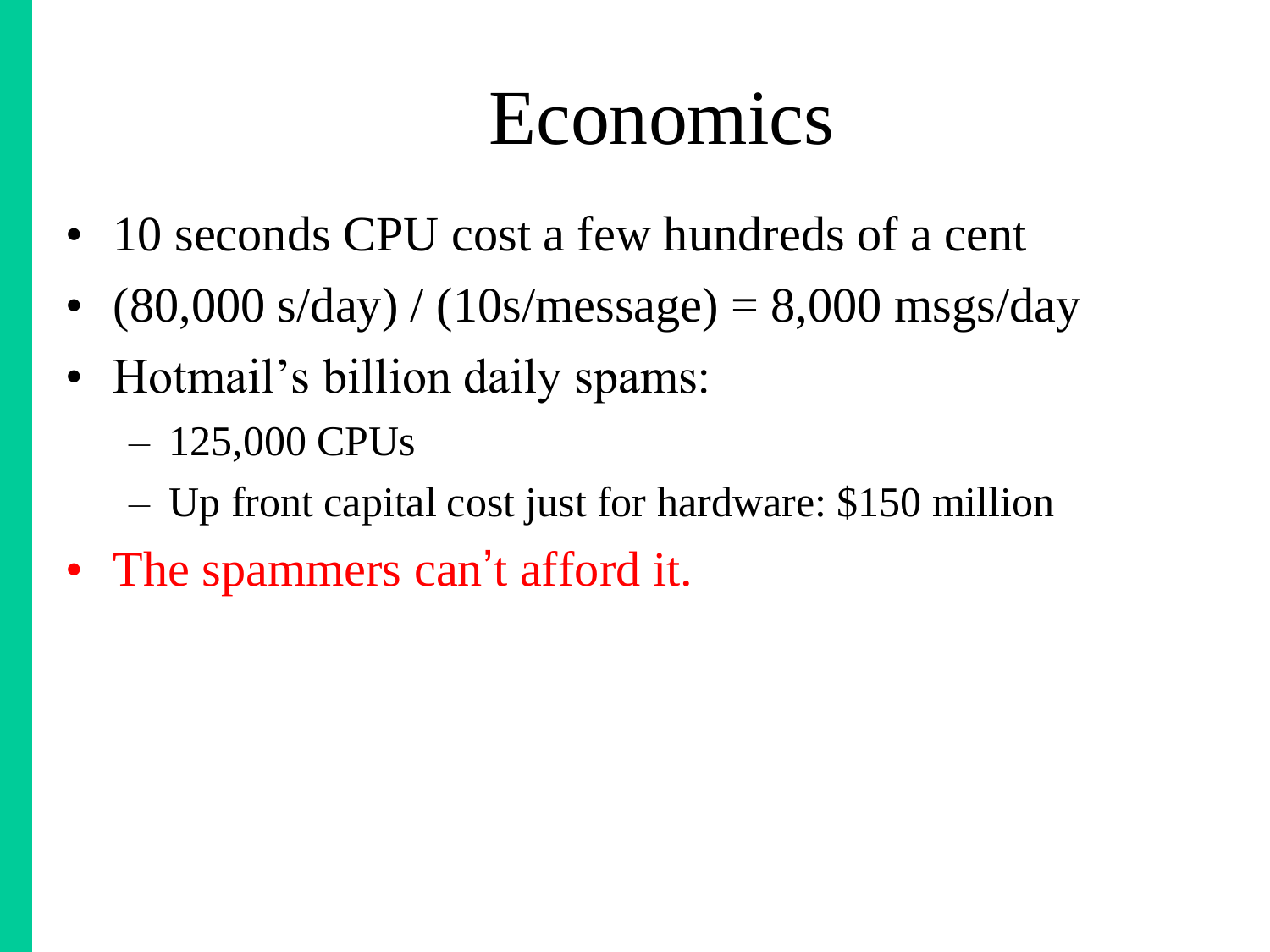# Economics

- 10 seconds CPU cost a few hundreds of a cent
- (80,000 s/day) / (10s/message) = 8,000 msgs/day
- Hotmail's billion daily spams:
  - 125,000 CPUs
  - Up front capital cost just for hardware: $150 million
- The spammers can't afford it.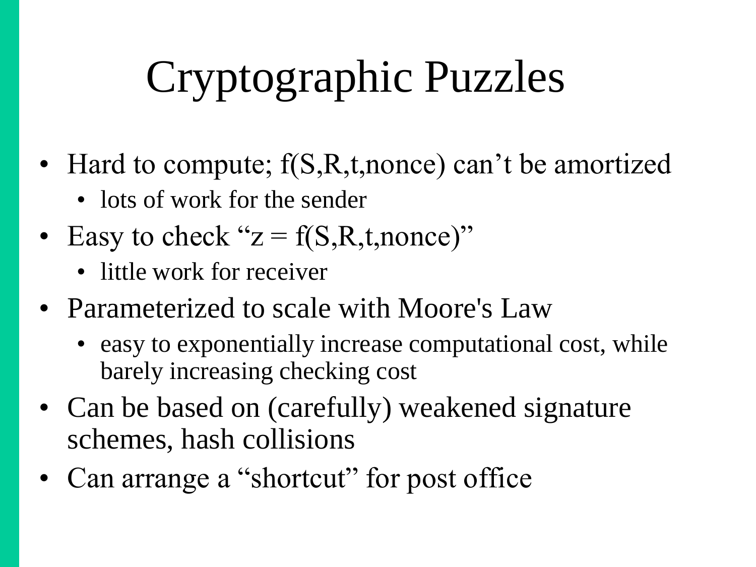# Cryptographic Puzzles

- Hard to compute; f(S,R,t,nonce) can’t be amortized
  - lots of work for the sender
- Easy to check “z = f(S,R,t,nonce)”
  - little work for receiver
- Parameterized to scale with Moore's Law
  - easy to exponentially increase computational cost, while barely increasing checking cost
- Can be based on (carefully) weakened signature schemes, hash collisions
- Can arrange a “shortcut” for post office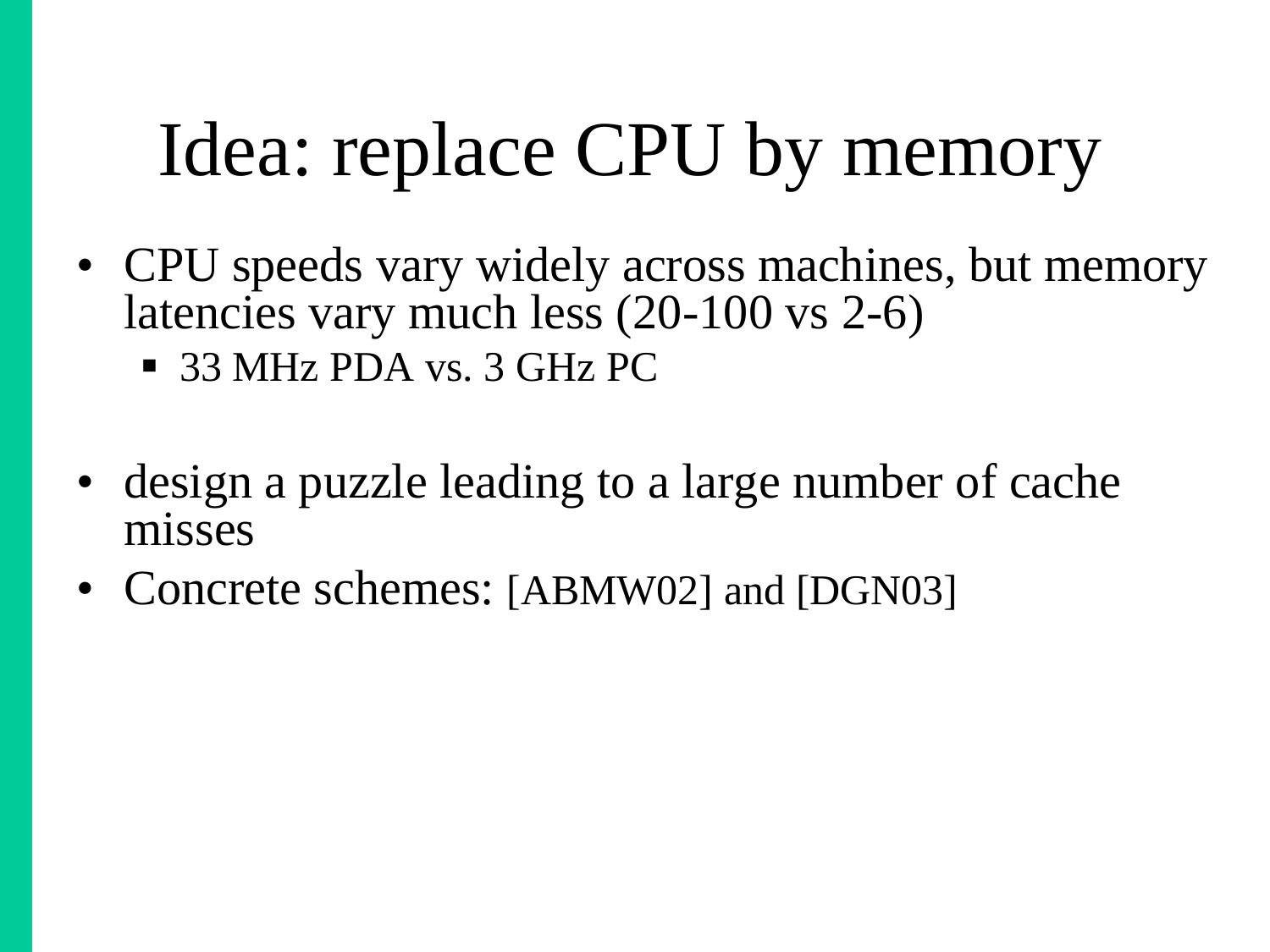# Idea: replace CPU by memory

- CPU speeds vary widely across machines, but memory latencies vary much less (20-100 vs 2-6)
  - 33 MHz PDA vs. 3 GHz PC
- design a puzzle leading to a large number of cache misses
- Concrete schemes: [ABMW02] and [DGN03]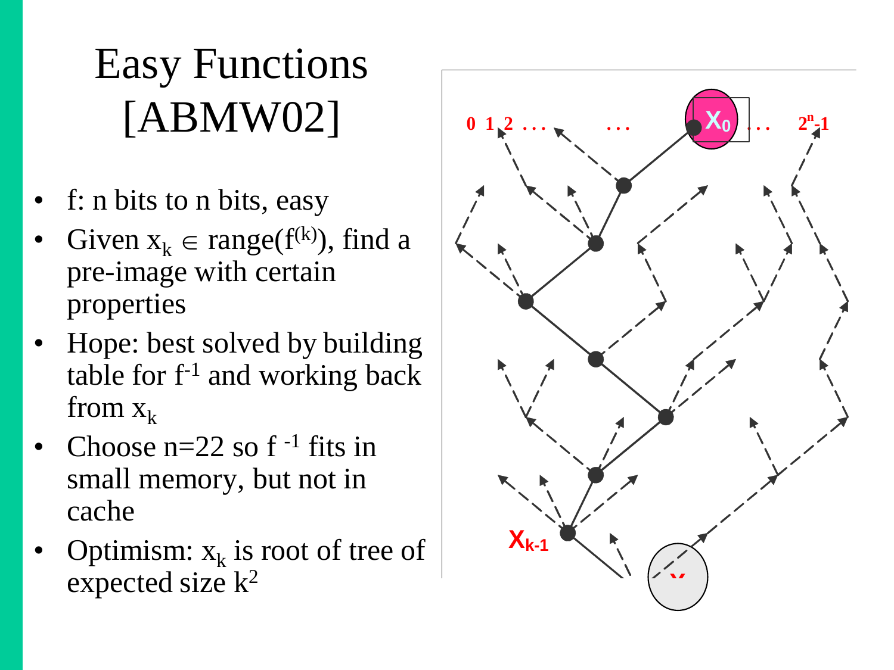# Easy Functions [ABMW02]

- f: n bits to n bits, easy
- Given $x_k \in \text{range}(f^{(k)})$, find a pre-image with certain properties
- Hope: best solved by building table for $f^{-1}$ and working back from $x_k$
- Choose n=22 so $f^{-1}$ fits in small memory, but not in cache
- Optimism: $x_k$ is root of tree of expected size $k^2$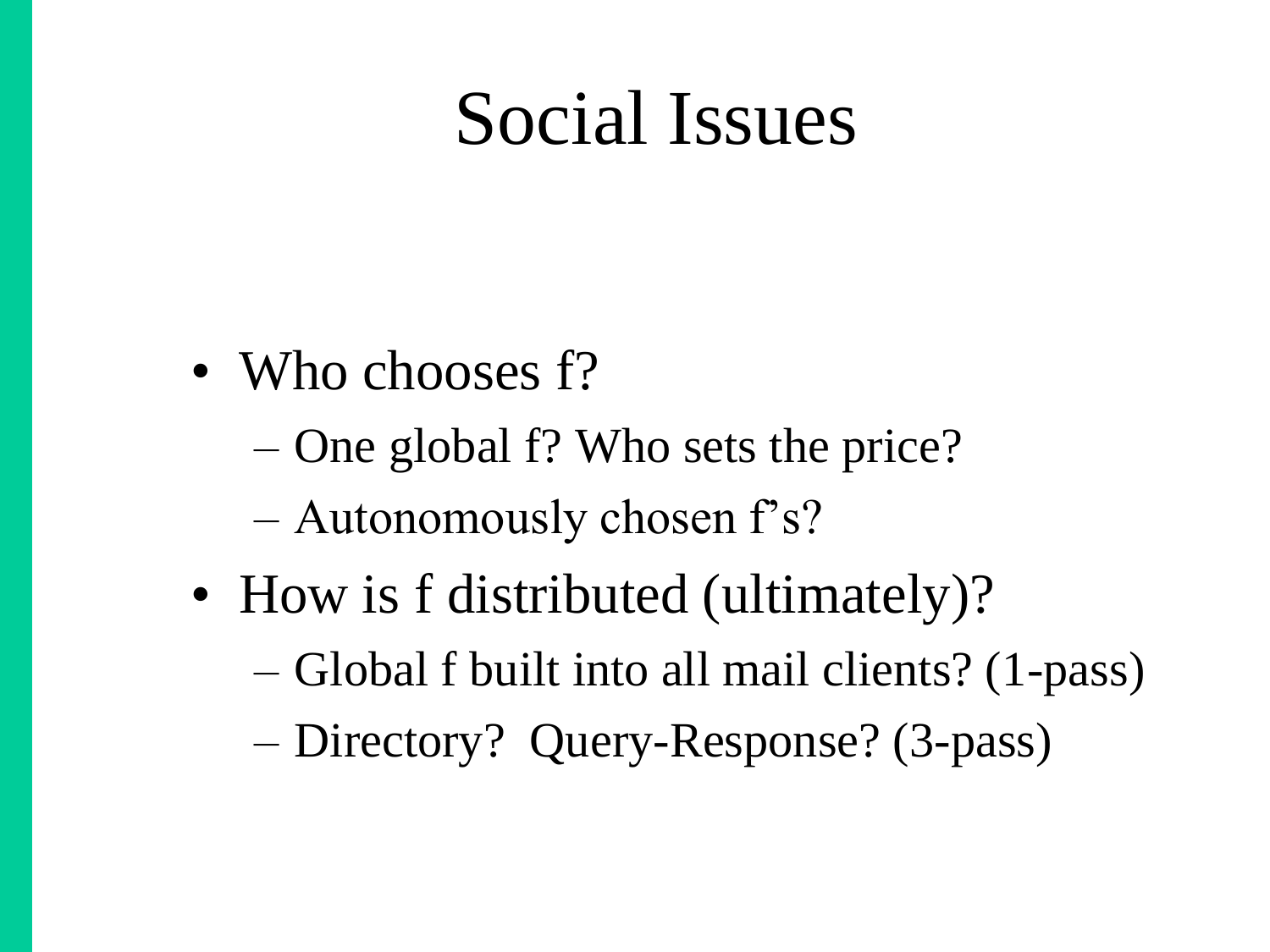# Social Issues

- Who chooses f?
  - One global f? Who sets the price?
  - Autonomously chosen f's?
- How is f distributed (ultimately)?
  - Global f built into all mail clients? (1-pass)
  - Directory?  Query-Response? (3-pass)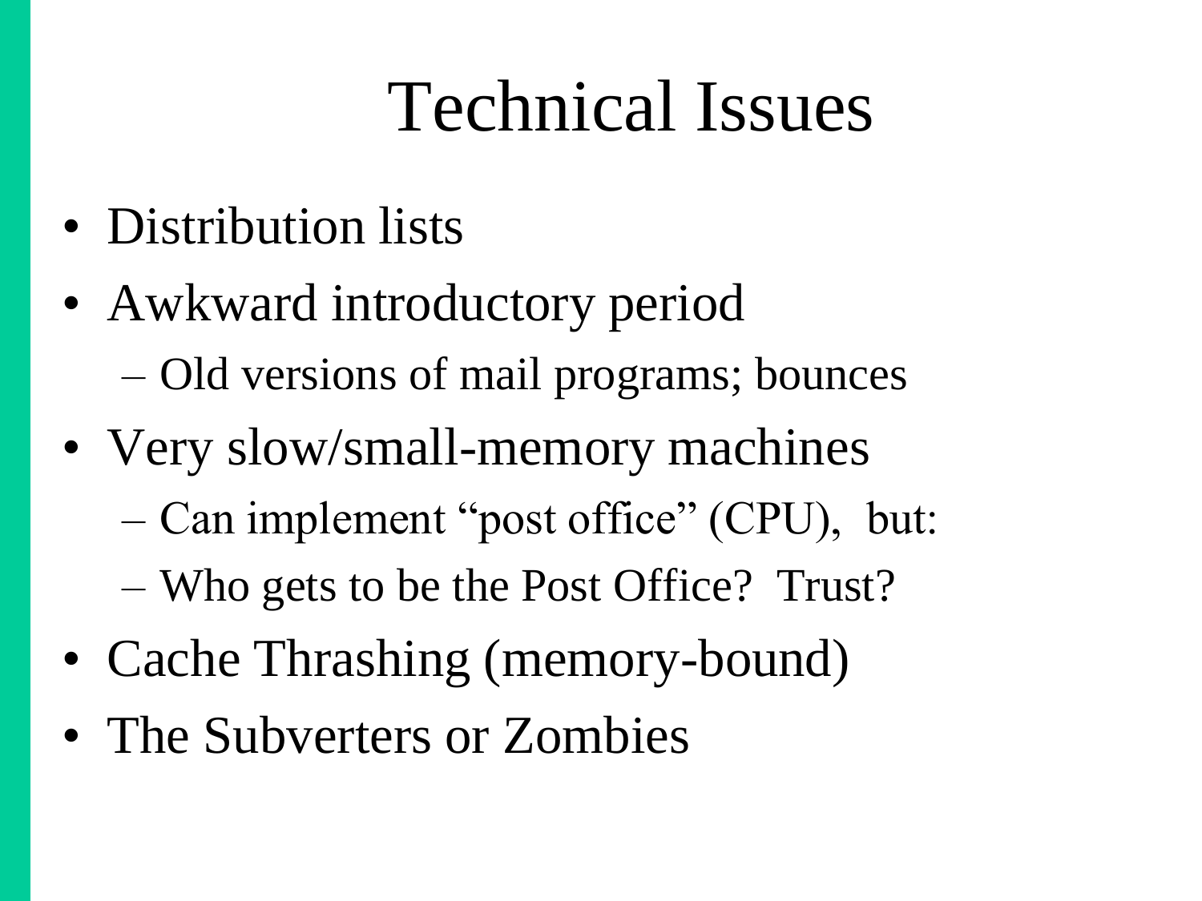# Technical Issues

- Distribution lists
- Awkward introductory period
  - Old versions of mail programs; bounces
- Very slow/small-memory machines
  - Can implement "post office" (CPU), but:
  - Who gets to be the Post Office? Trust?
- Cache Thrashing (memory-bound)
- The Subverters or Zombies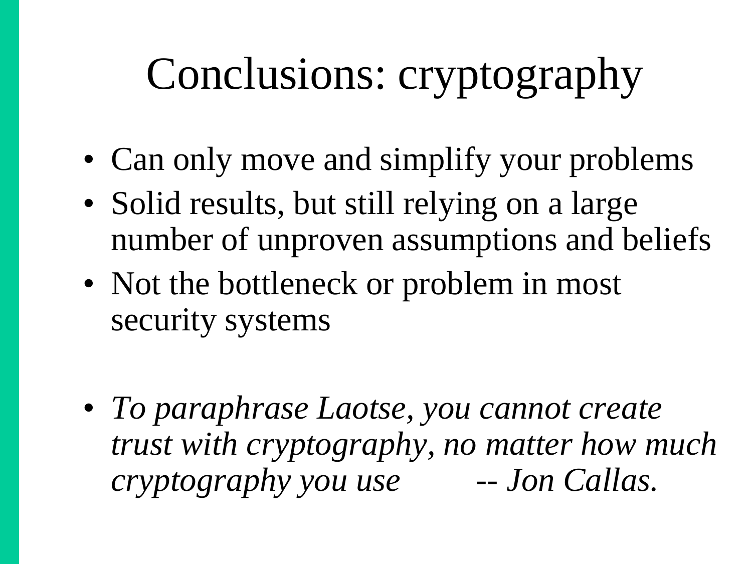# Conclusions: cryptography

- Can only move and simplify your problems
- Solid results, but still relying on a large number of unproven assumptions and beliefs
- Not the bottleneck or problem in most security systems

- *To paraphrase Laotse, you cannot create trust with cryptography, no matter how much cryptography you use -- Jon Callas.*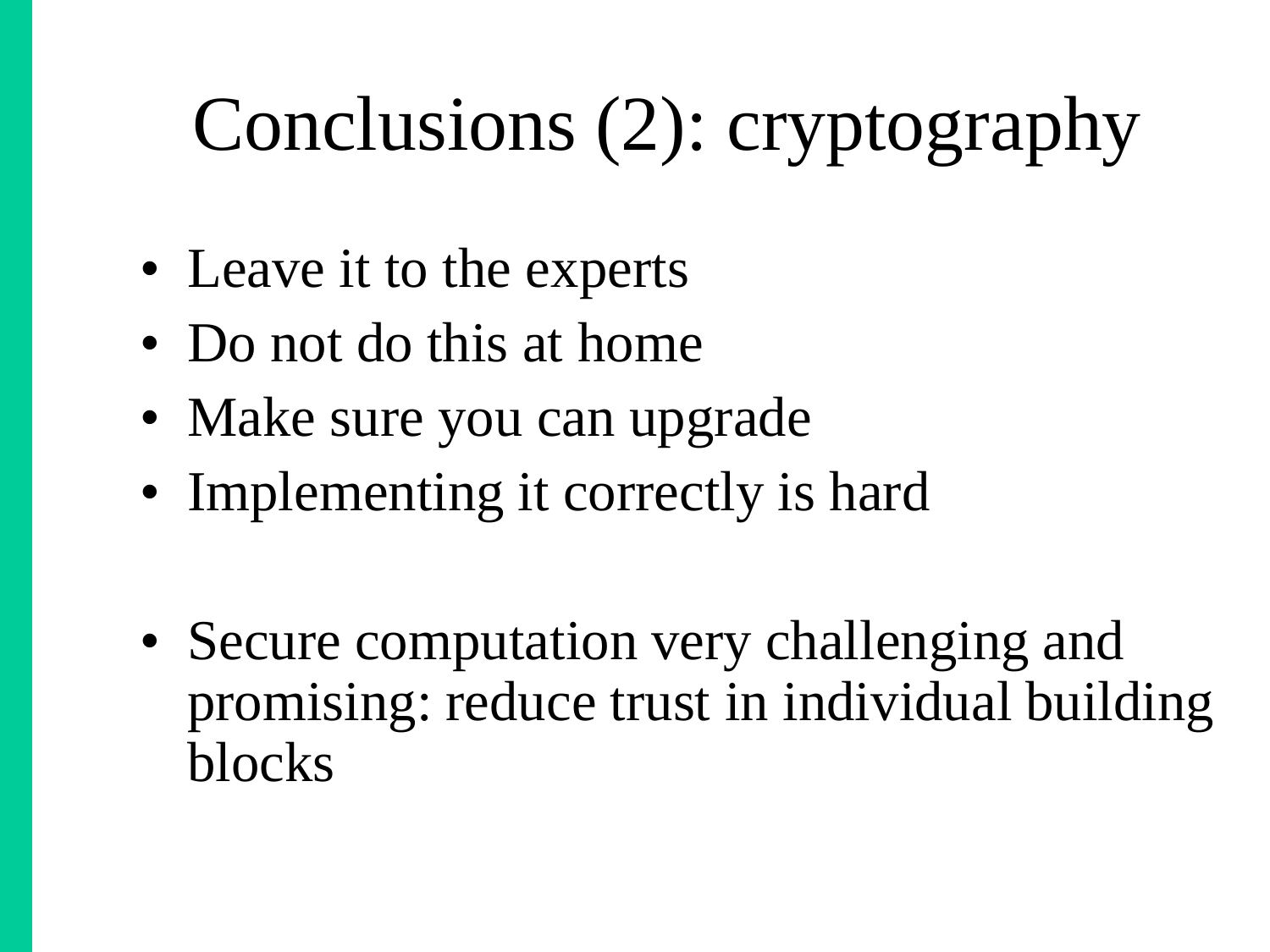# Conclusions (2): cryptography

- Leave it to the experts
- Do not do this at home
- Make sure you can upgrade
- Implementing it correctly is hard

- Secure computation very challenging and promising: reduce trust in individual building blocks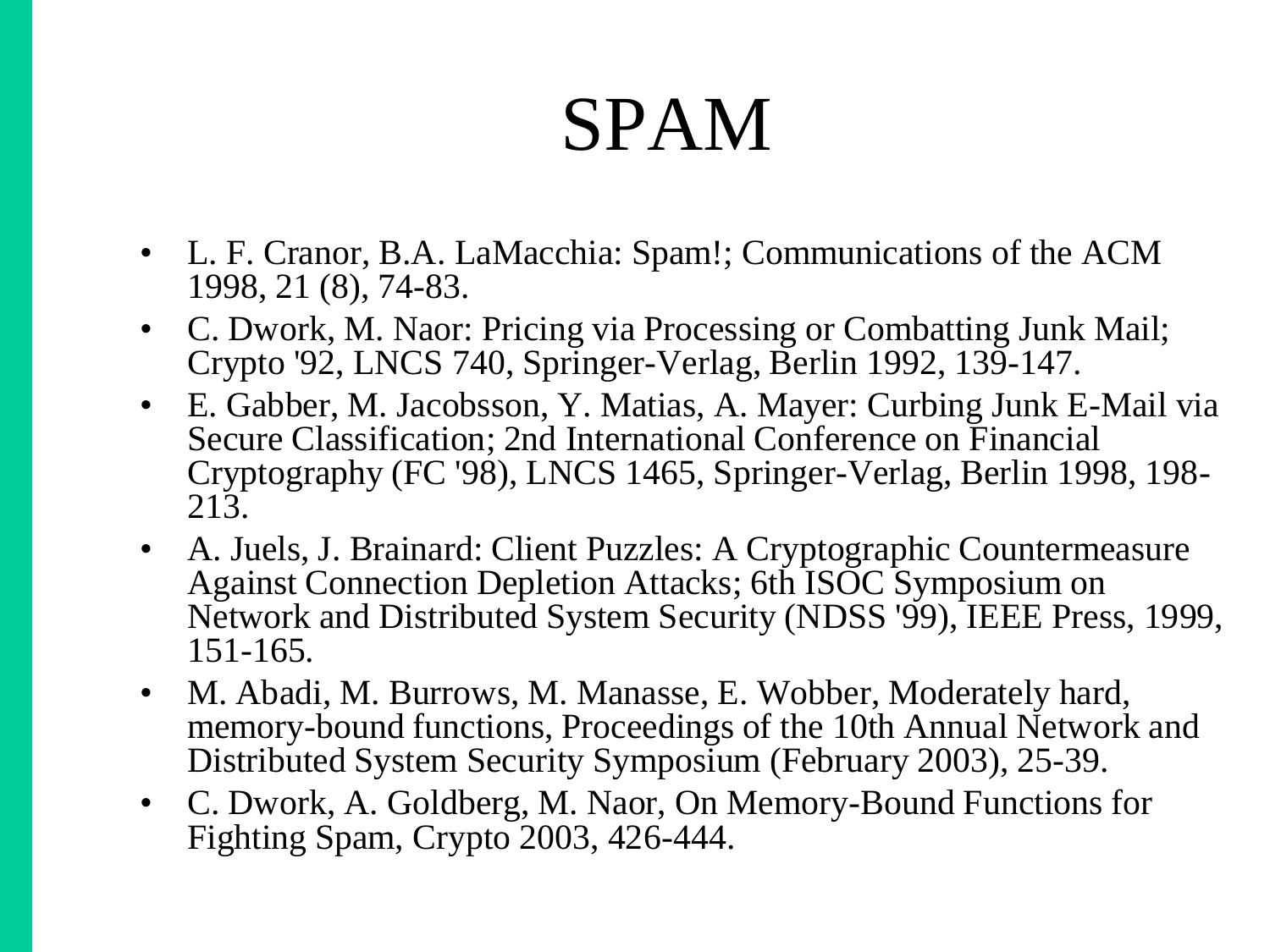# SPAM

- L. F. Cranor, B.A. LaMacchia: Spam!; Communications of the ACM 1998, 21 (8), 74-83.
- C. Dwork, M. Naor: Pricing via Processing or Combatting Junk Mail; Crypto '92, LNCS 740, Springer-Verlag, Berlin 1992, 139-147.
- E. Gabber, M. Jacobsson, Y. Matias, A. Mayer: Curbing Junk E-Mail via Secure Classification; 2nd International Conference on Financial Cryptography (FC '98), LNCS 1465, Springer-Verlag, Berlin 1998, 198-213.
- A. Juels, J. Brainard: Client Puzzles: A Cryptographic Countermeasure Against Connection Depletion Attacks; 6th ISOC Symposium on Network and Distributed System Security (NDSS '99), IEEE Press, 1999, 151-165.
- M. Abadi, M. Burrows, M. Manasse, E. Wobber, Moderately hard, memory-bound functions, Proceedings of the 10th Annual Network and Distributed System Security Symposium (February 2003), 25-39.
- C. Dwork, A. Goldberg, M. Naor, On Memory-Bound Functions for Fighting Spam, Crypto 2003, 426-444.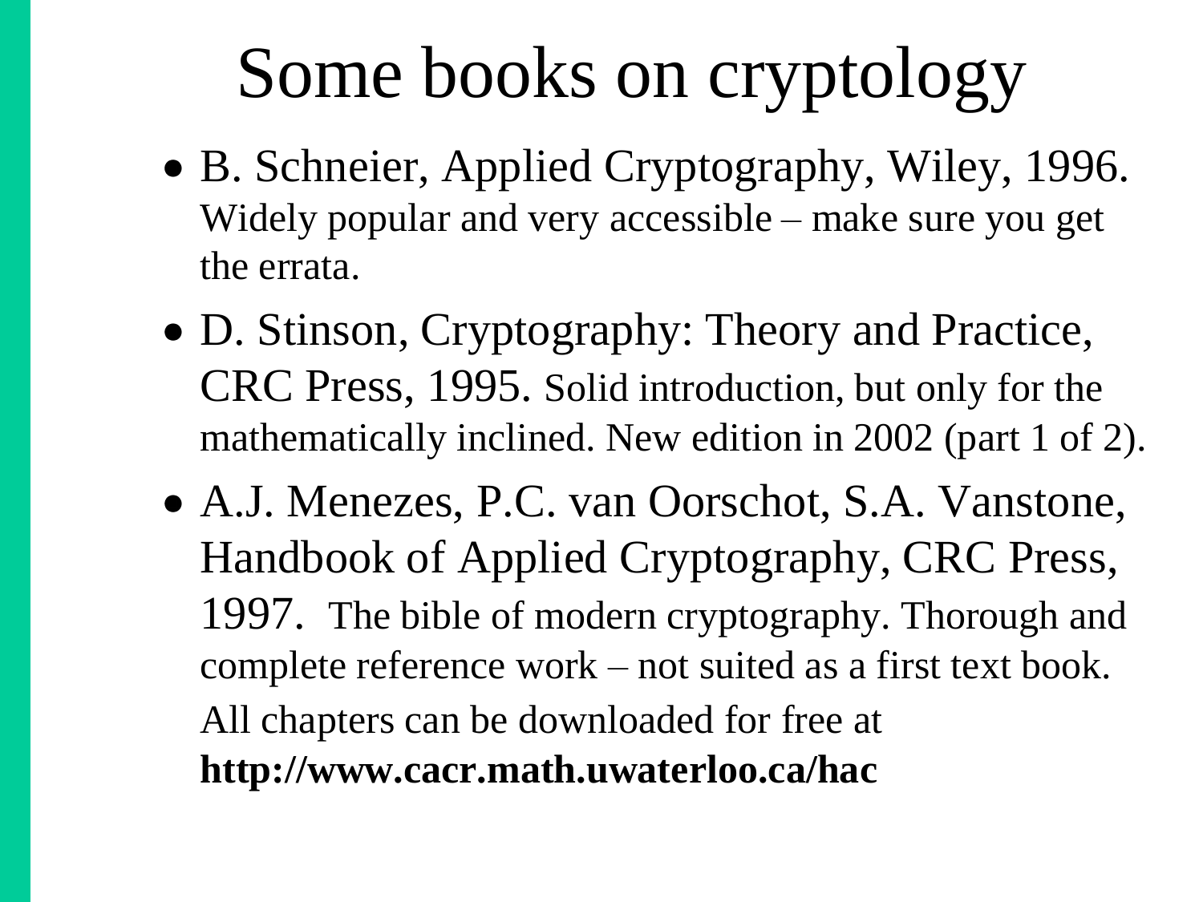# Some books on cryptology

- B. Schneier, Applied Cryptography, Wiley, 1996. Widely popular and very accessible – make sure you get the errata.
- D. Stinson, Cryptography: Theory and Practice, CRC Press, 1995. Solid introduction, but only for the mathematically inclined. New edition in 2002 (part 1 of 2).
- A.J. Menezes, P.C. van Oorschot, S.A. Vanstone, Handbook of Applied Cryptography, CRC Press, 1997. The bible of modern cryptography. Thorough and complete reference work – not suited as a first text book. All chapters can be downloaded for free at **http://www.cacr.math.uwaterloo.ca/hac**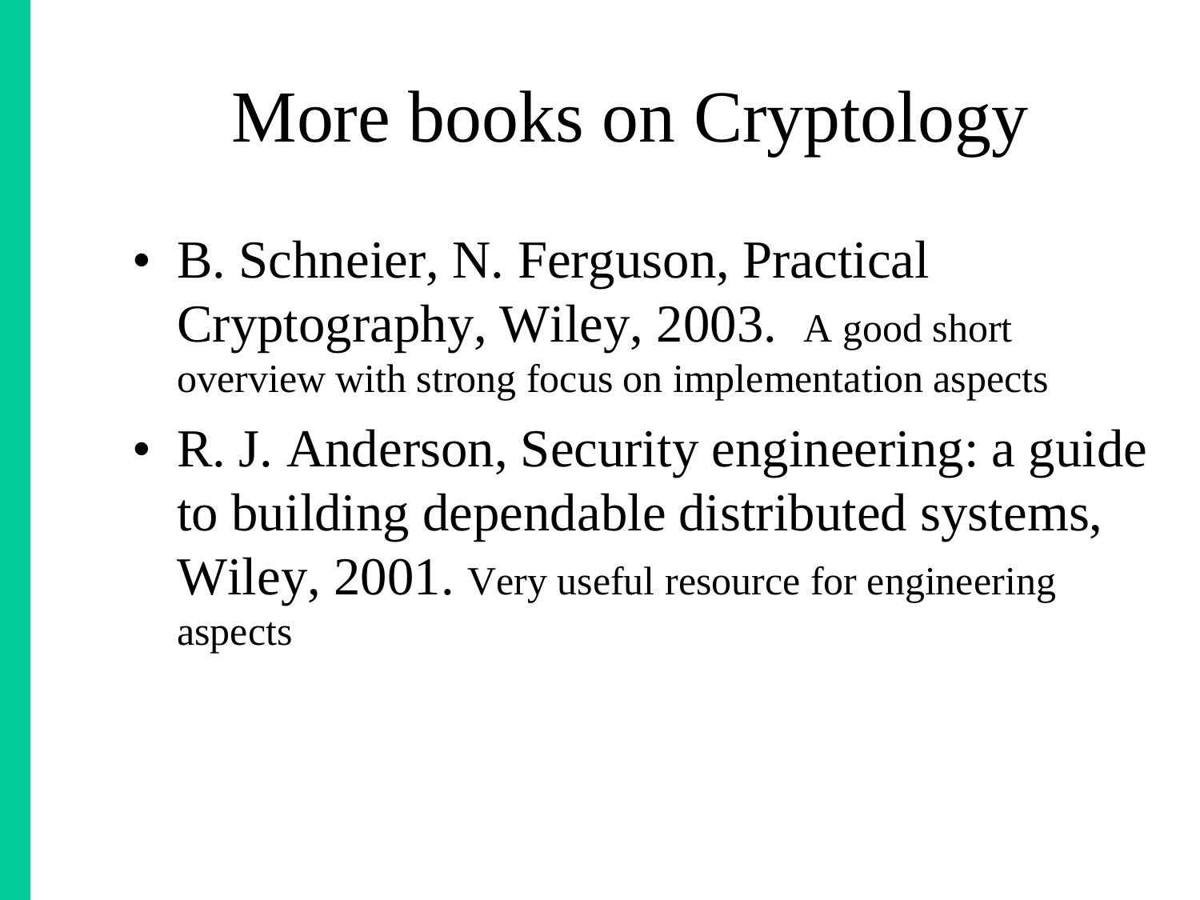# More books on Cryptology

- B. Schneier, N. Ferguson, Practical Cryptography, Wiley, 2003. A good short overview with strong focus on implementation aspects
- R. J. Anderson, Security engineering: a guide to building dependable distributed systems, Wiley, 2001. Very useful resource for engineering aspects